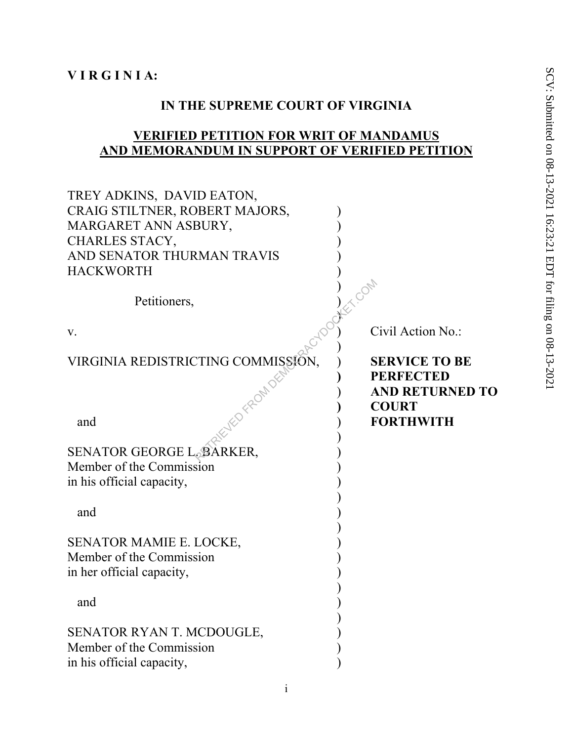**V I R G I N I A:**

**IN THE SUPREME COURT OF VIRGINIA**

**VERIFIED PETITION FOR WRIT OF MANDAMUS AND MEMORANDUM IN SUPPORT OF VERIFIED PETITION**

TREY ADKINS, DAVID EATON, CRAIG STILTNER, ROBERT MAJORS, MARGARET ANN ASBURY, CHARLES STACY, AND SENATOR THURMAN TRAVIS HACKWORTH

Petitioners,

v.

VIRGINIA REDISTRICTING COMMISSION,

and

SENATOR GEORGE L. BARKER, Member of the Commission in his official capacity,

and

SENATOR MAMIE E. LOCKE, Member of the Commission in her official capacity,

and

SENATOR RYAN T. MCDOUGLE, Member of the Commission in his official capacity,

Civil Action No.:

**SERVICE TO BE PERFECTED AND RETURNED TO COURT FORTHWITH**

SCV: Submitted on 08-13-2021 16:23:21 EDT for filing on 08-13-2021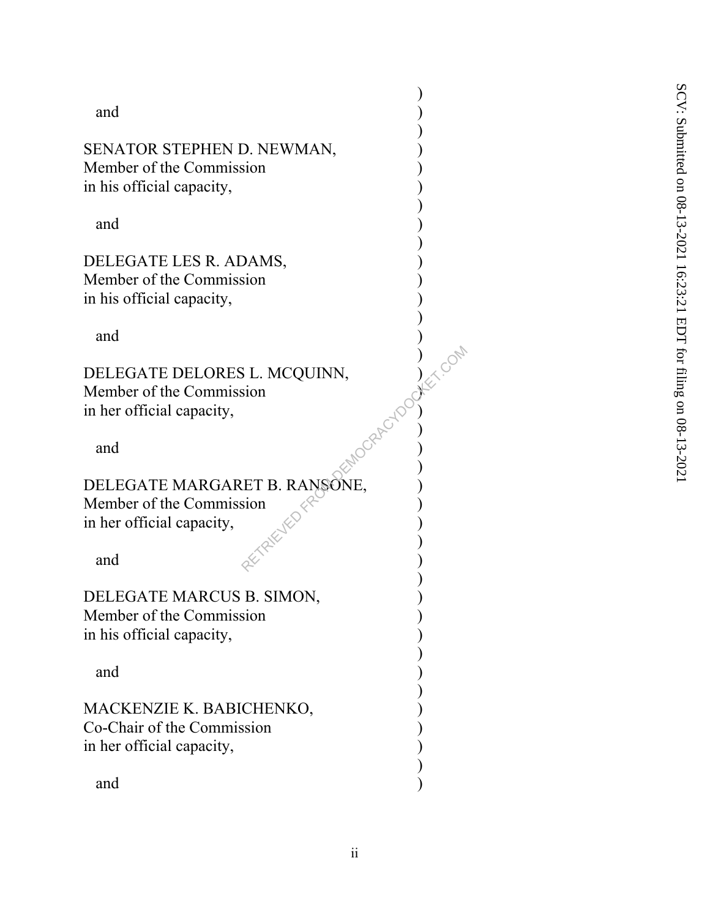and

SENATOR STEPHEN D. NEWMAN,
Member of the Commission
in his official capacity,

and

DELEGATE LES R. ADAMS,
Member of the Commission
in his official capacity,

and

DELEGATE DELORES L. MCQUINN,
Member of the Commission
in her official capacity,

and

DELEGATE MARGARET B. RANSONE,
Member of the Commission
in her official capacity,

and

DELEGATE MARCUS B. SIMON,
Member of the Commission
in his official capacity,

and

MACKENZIE K. BABICHENKO,
Co-Chair of the Commission
in her official capacity,

and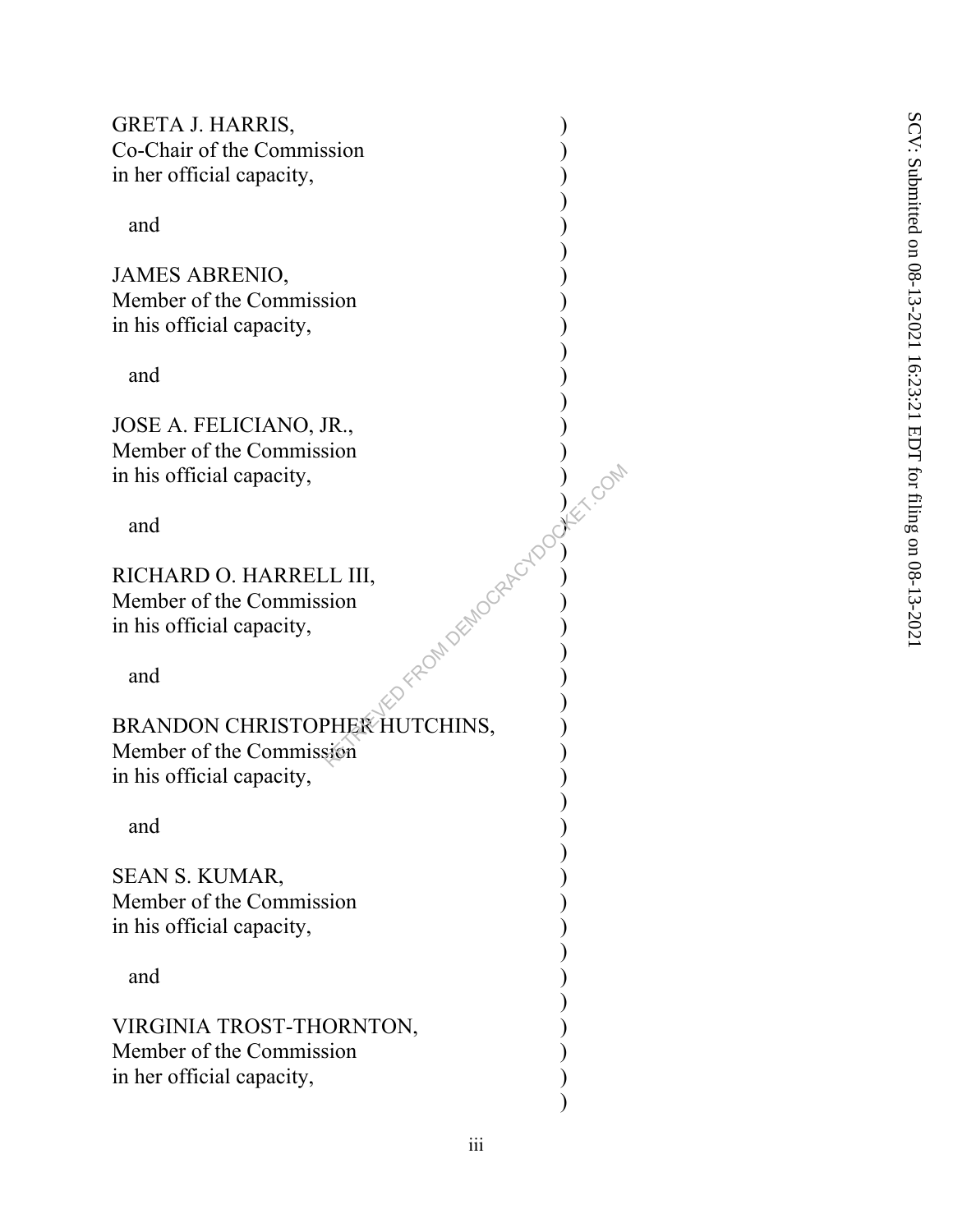GRETA J. HARRIS,
Co-Chair of the Commission
in her official capacity,

and

JAMES ABRENIO,
Member of the Commission
in his official capacity,

and

JOSE A. FELICIANO, JR.,
Member of the Commission
in his official capacity,

and

RICHARD O. HARRELL III,
Member of the Commission
in his official capacity,

and

BRANDON CHRISTOPHER HUTCHINS,
Member of the Commission
in his official capacity,

and

SEAN S. KUMAR,
Member of the Commission
in his official capacity,

and

VIRGINIA TROST-THORNTON,
Member of the Commission
in her official capacity,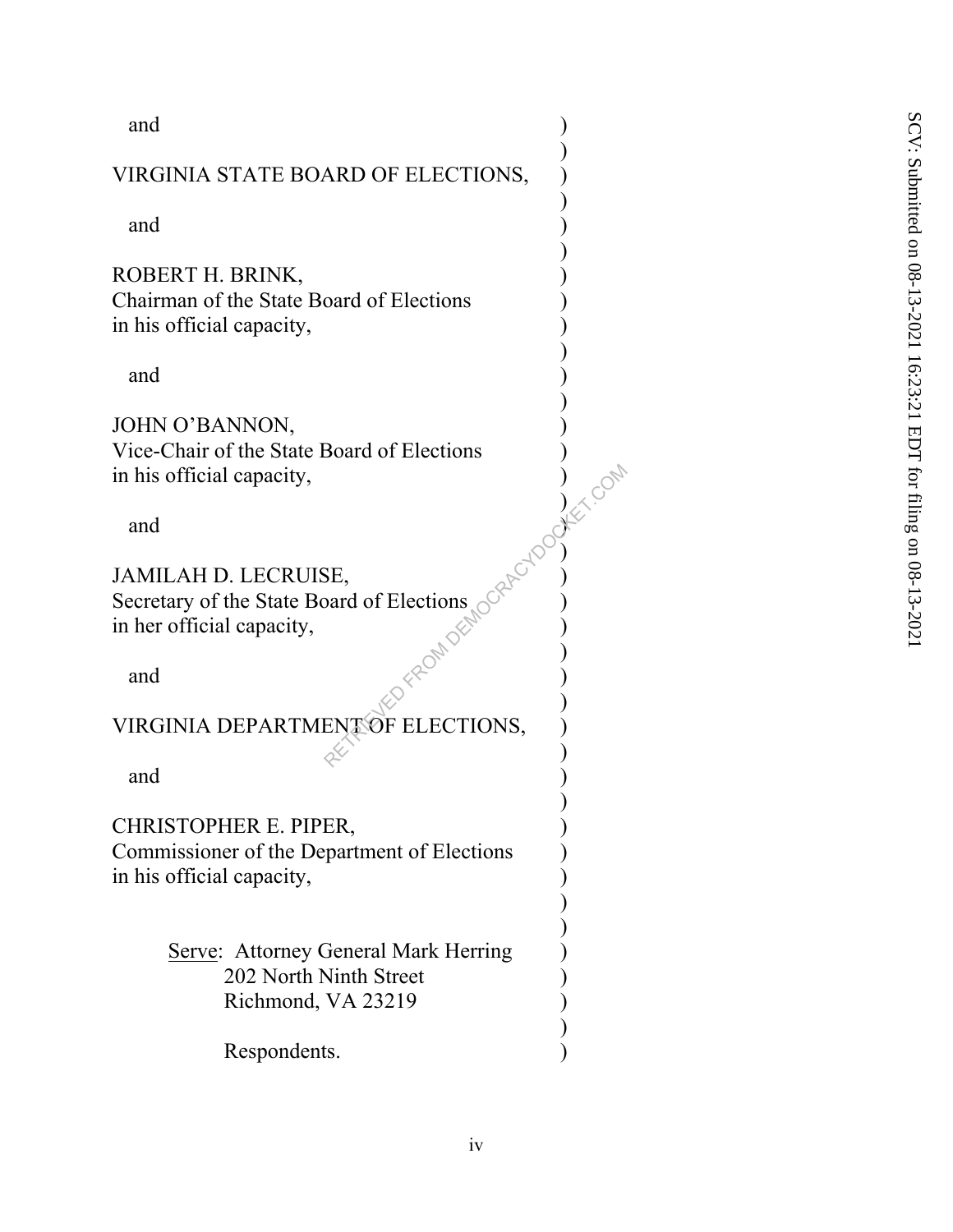and

VIRGINIA STATE BOARD OF ELECTIONS,

and

ROBERT H. BRINK,
Chairman of the State Board of Elections
in his official capacity,

and

JOHN O'BANNON,
Vice-Chair of the State Board of Elections
in his official capacity,

and

JAMILAH D. LECRUISE,
Secretary of the State Board of Elections
in her official capacity,

and

VIRGINIA DEPARTMENT OF ELECTIONS,

and

CHRISTOPHER E. PIPER,
Commissioner of the Department of Elections
in his official capacity,

Serve: Attorney General Mark Herring
202 North Ninth Street
Richmond, VA 23219

Respondents.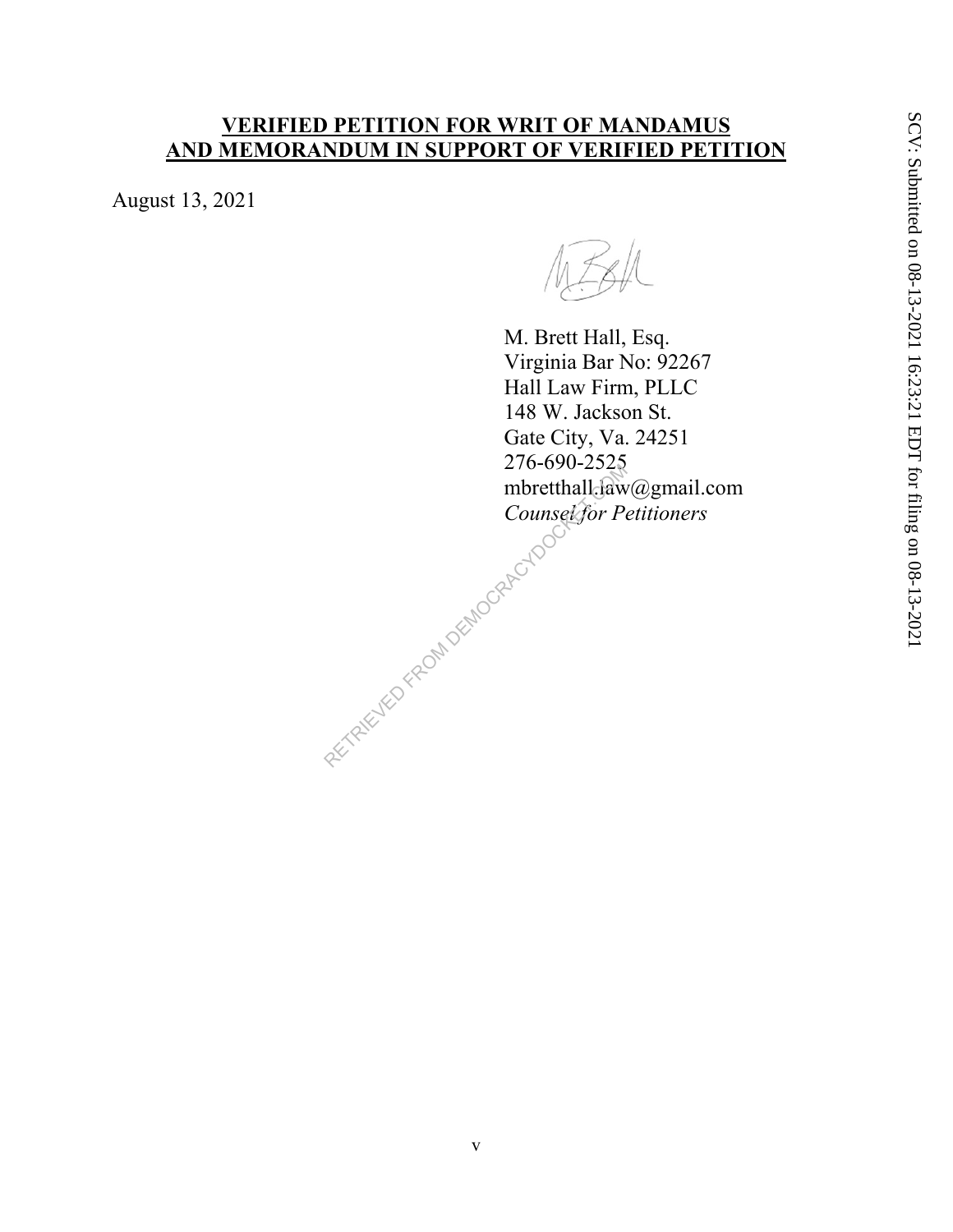**VERIFIED PETITION FOR WRIT OF MANDAMUS**
**AND MEMORANDUM IN SUPPORT OF VERIFIED PETITION**

August 13, 2021

M. Brett Hall, Esq.
Virginia Bar No: 92267
Hall Law Firm, PLLC
148 W. Jackson St.
Gate City, Va. 24251
276-690-2525
mbretthall.law@gmail.com
*Counsel for Petitioners*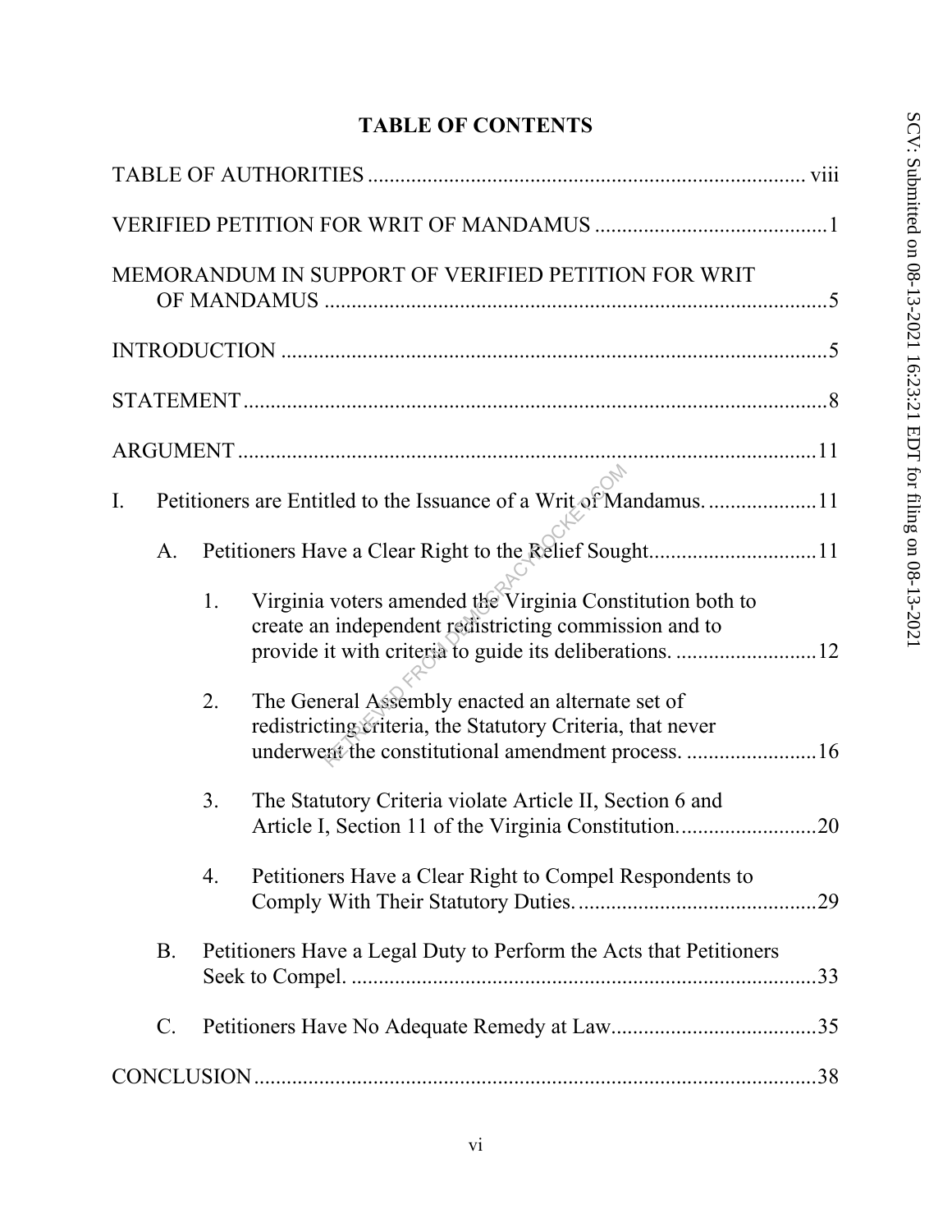**TABLE OF CONTENTS**

TABLE OF AUTHORITIES ................................................................................ viii

VERIFIED PETITION FOR WRIT OF MANDAMUS ...........................................1

MEMORANDUM IN SUPPORT OF VERIFIED PETITION FOR WRIT OF MANDAMUS ............................................................................................5

INTRODUCTION ....................................................................................................5

STATEMENT...........................................................................................................8

ARGUMENT ..........................................................................................................11

I. Petitioners are Entitled to the Issuance of a Writ of Mandamus. ....................11

  A. Petitioners Have a Clear Right to the Relief Sought...............................11

    1. Virginia voters amended the Virginia Constitution both to create an independent redistricting commission and to provide it with criteria to guide its deliberations. ..........................12

    2. The General Assembly enacted an alternate set of redistricting criteria, the Statutory Criteria, that never underwent the constitutional amendment process. ........................16

    3. The Statutory Criteria violate Article II, Section 6 and Article I, Section 11 of the Virginia Constitution. ..........................20

    4. Petitioners Have a Clear Right to Compel Respondents to Comply With Their Statutory Duties. ............................................29

  B. Petitioners Have a Legal Duty to Perform the Acts that Petitioners Seek to Compel. .....................................................................................33

  C. Petitioners Have No Adequate Remedy at Law......................................35

CONCLUSION.......................................................................................................38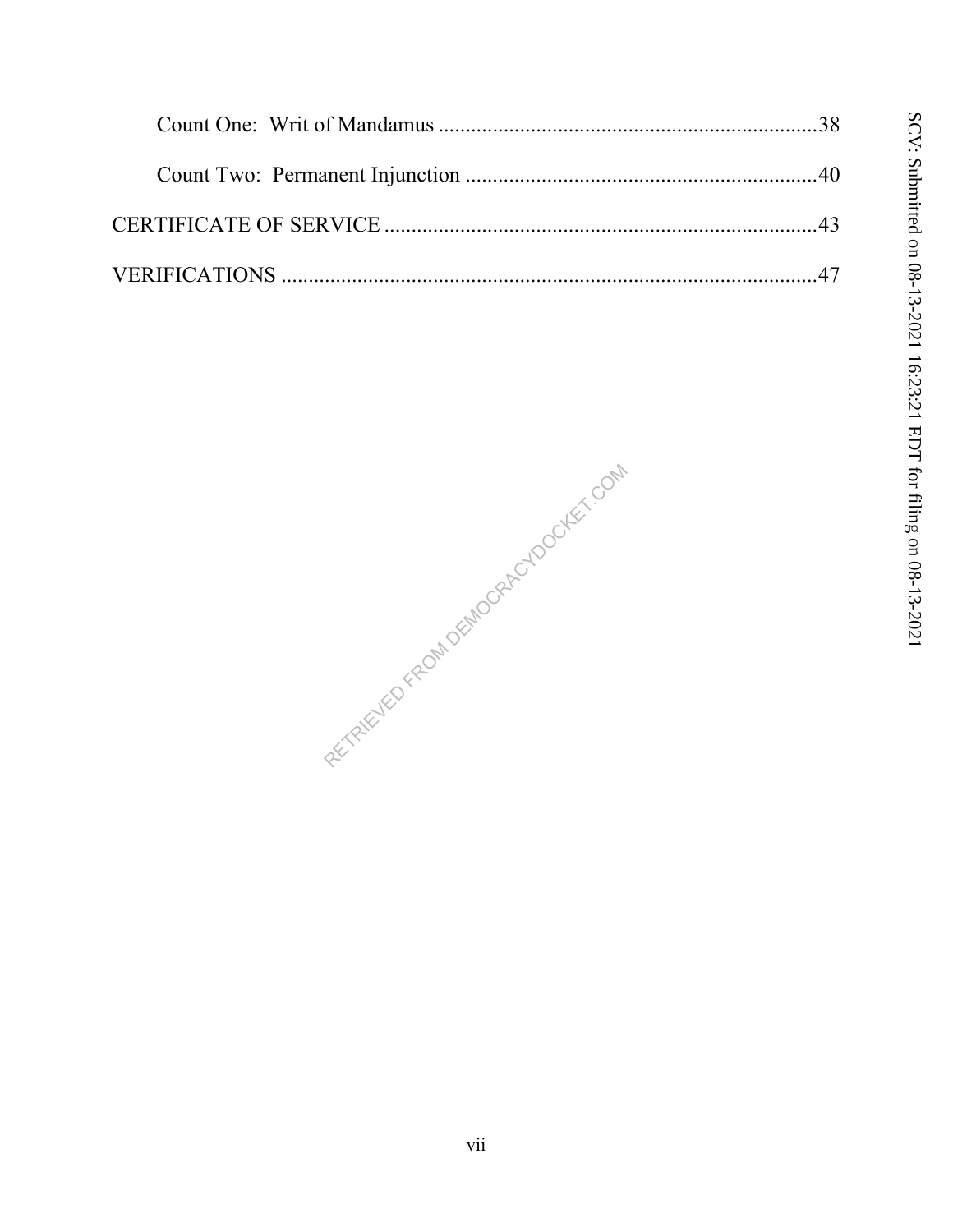Count One: Writ of Mandamus ......................................................................38

Count Two: Permanent Injunction .................................................................40

CERTIFICATE OF SERVICE ...................................................................................43

VERIFICATIONS .....................................................................................................47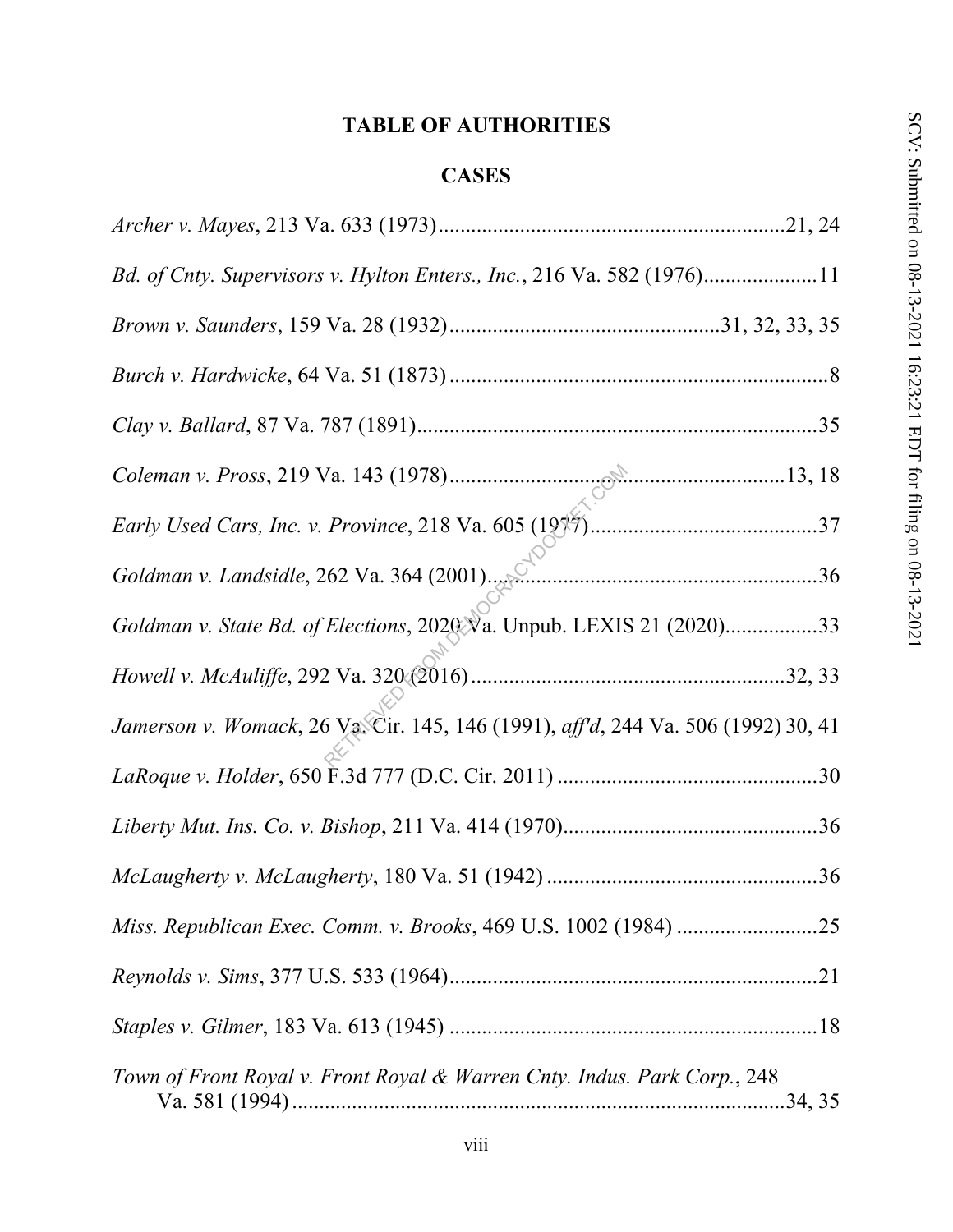# TABLE OF AUTHORITIES

## CASES

*Archer v. Mayes*, 213 Va. 633 (1973)................................................................21, 24

*Bd. of Cnty. Supervisors v. Hylton Enters., Inc.*, 216 Va. 582 (1976)....................11

*Brown v. Saunders*, 159 Va. 28 (1932)..................................................31, 32, 33, 35

*Burch v. Hardwicke*, 64 Va. 51 (1873).......................................................................8

*Clay v. Ballard*, 87 Va. 787 (1891)..........................................................................35

*Coleman v. Pross*, 219 Va. 143 (1978)..............................................................13, 18

*Early Used Cars, Inc. v. Province*, 218 Va. 605 (1977)..........................................37

*Goldman v. Landsidle*, 262 Va. 364 (2001)..............................................................36

*Goldman v. State Bd. of Elections*, 2020 Va. Unpub. LEXIS 21 (2020).................33

*Howell v. McAuliffe*, 292 Va. 320 (2016)..........................................................32, 33

*Jamerson v. Womack*, 26 Va. Cir. 145, 146 (1991), *aff'd*, 244 Va. 506 (1992) 30, 41

*LaRoque v. Holder*, 650 F.3d 777 (D.C. Cir. 2011) ................................................30

*Liberty Mut. Ins. Co. v. Bishop*, 211 Va. 414 (1970)................................................36

*McLaugherty v. McLaugherty*, 180 Va. 51 (1942) ..................................................36

*Miss. Republican Exec. Comm. v. Brooks*, 469 U.S. 1002 (1984) ..........................25

*Reynolds v. Sims*, 377 U.S. 533 (1964)....................................................................21

*Staples v. Gilmer*, 183 Va. 613 (1945) ....................................................................18

*Town of Front Royal v. Front Royal & Warren Cnty. Indus. Park Corp.*, 248 Va. 581 (1994)..........................................................................................34, 35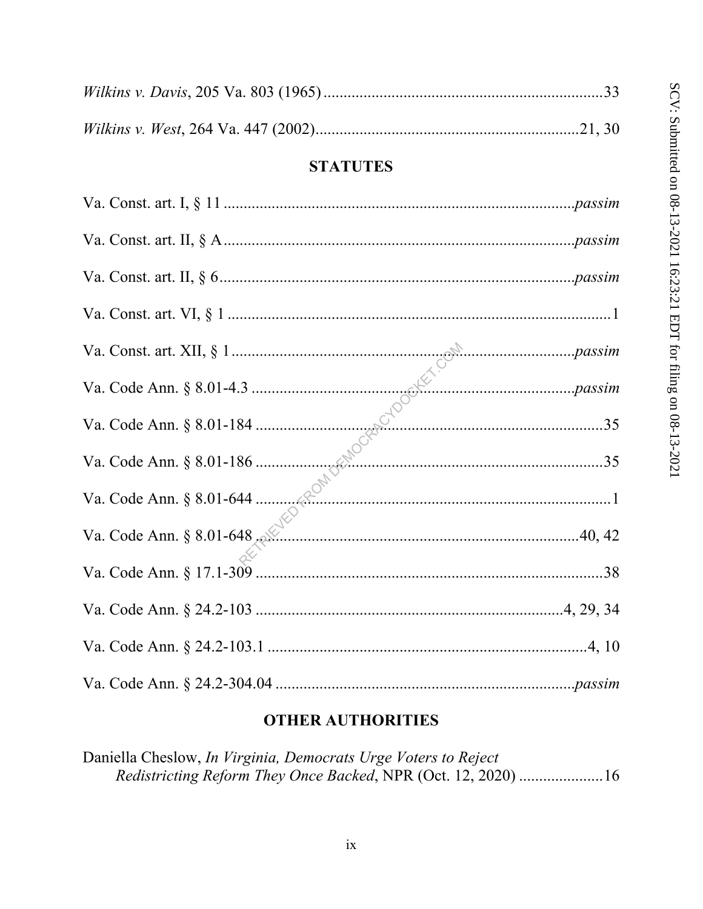*Wilkins v. Davis*, 205 Va. 803 (1965) ....................................................................33

*Wilkins v. West*, 264 Va. 447 (2002)................................................................21, 30

## STATUTES

Va. Const. art. I, § 11 ..................................................................................*passim*

Va. Const. art. II, § A....................................................................................*passim*

Va. Const. art. II, § 6.....................................................................................*passim*

Va. Const. art. VI, § 1 ..........................................................................................1

Va. Const. art. XII, § 1..................................................................................*passim*

Va. Code Ann. § 8.01-4.3 ..............................................................................*passim*

Va. Code Ann. § 8.01-184 ....................................................................................35

Va. Code Ann. § 8.01-186 ....................................................................................35

Va. Code Ann. § 8.01-644 ......................................................................................1

Va. Code Ann. § 8.01-648 ...............................................................................40, 42

Va. Code Ann. § 17.1-309 .....................................................................................38

Va. Code Ann. § 24.2-103 ..........................................................................4, 29, 34

Va. Code Ann. § 24.2-103.1 ...............................................................................4, 10

Va. Code Ann. § 24.2-304.04 ........................................................................*passim*

## OTHER AUTHORITIES

Daniella Cheslow, *In Virginia, Democrats Urge Voters to Reject Redistricting Reform They Once Backed*, NPR (Oct. 12, 2020) ....................16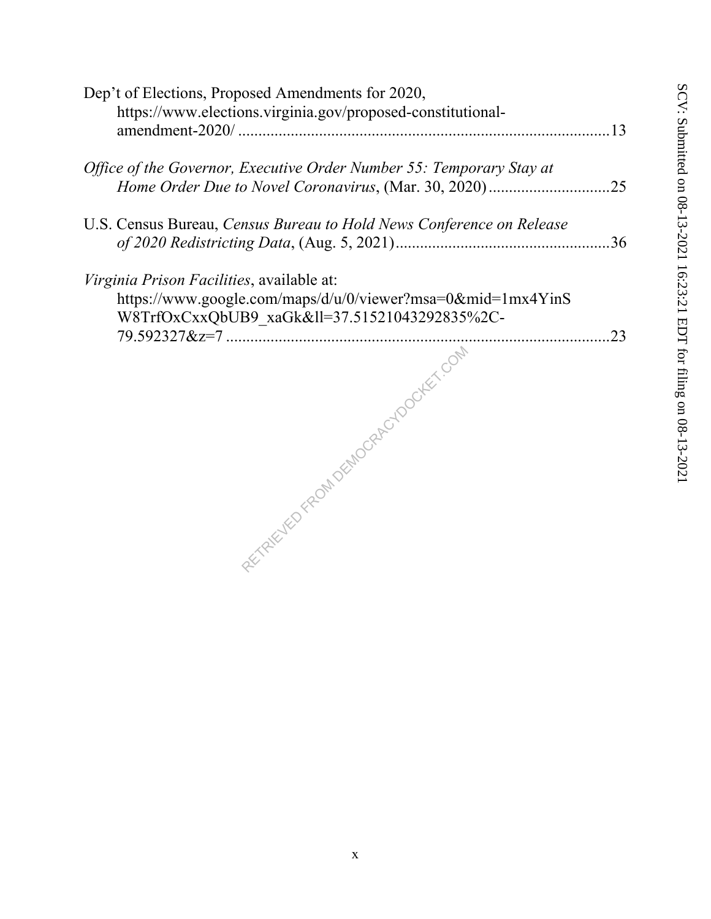Dep't of Elections, Proposed Amendments for 2020, https://www.elections.virginia.gov/proposed-constitutional-amendment-2020/ ........................................................................................... 13

*Office of the Governor, Executive Order Number 55: Temporary Stay at Home Order Due to Novel Coronavirus*, (Mar. 30, 2020) .............................. 25

U.S. Census Bureau, *Census Bureau to Hold News Conference on Release of 2020 Redistricting Data*, (Aug. 5, 2021) ..................................................... 36

*Virginia Prison Facilities*, available at: https://www.google.com/maps/d/u/0/viewer?msa=0&mid=1mx4YinSW8TrfOxCxxQbUB9_xaGk&ll=37.51521043292835%2C-79.592327&z=7 ............................................................................................... 23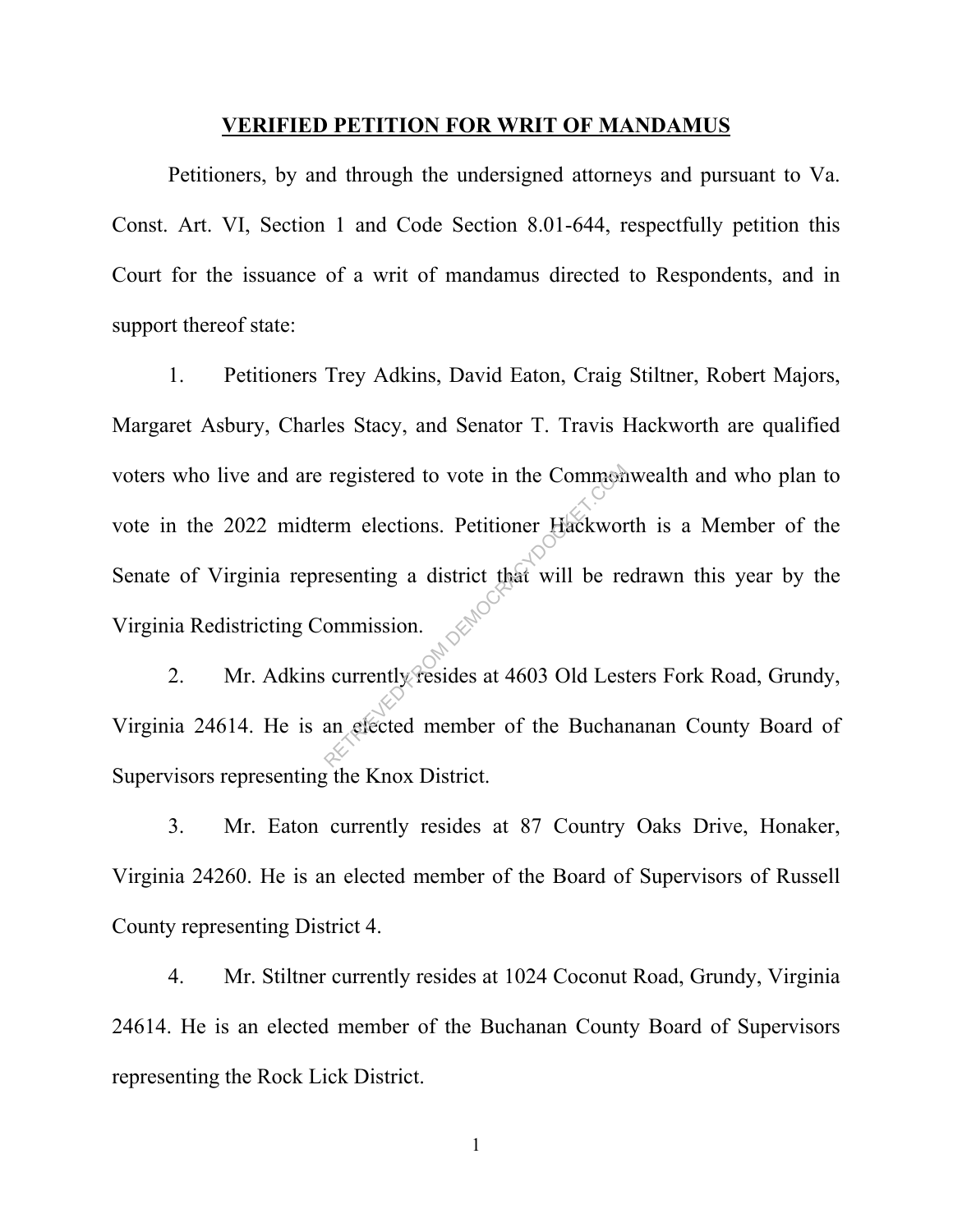## VERIFIED PETITION FOR WRIT OF MANDAMUS

Petitioners, by and through the undersigned attorneys and pursuant to Va. Const. Art. VI, Section 1 and Code Section 8.01-644, respectfully petition this Court for the issuance of a writ of mandamus directed to Respondents, and in support thereof state:

1. Petitioners Trey Adkins, David Eaton, Craig Stiltner, Robert Majors, Margaret Asbury, Charles Stacy, and Senator T. Travis Hackworth are qualified voters who live and are registered to vote in the Commonwealth and who plan to vote in the 2022 midterm elections. Petitioner Hackworth is a Member of the Senate of Virginia representing a district that will be redrawn this year by the Virginia Redistricting Commission.

2. Mr. Adkins currently resides at 4603 Old Lesters Fork Road, Grundy, Virginia 24614. He is an elected member of the Buchananan County Board of Supervisors representing the Knox District.

3. Mr. Eaton currently resides at 87 Country Oaks Drive, Honaker, Virginia 24260. He is an elected member of the Board of Supervisors of Russell County representing District 4.

4. Mr. Stiltner currently resides at 1024 Coconut Road, Grundy, Virginia 24614. He is an elected member of the Buchanan County Board of Supervisors representing the Rock Lick District.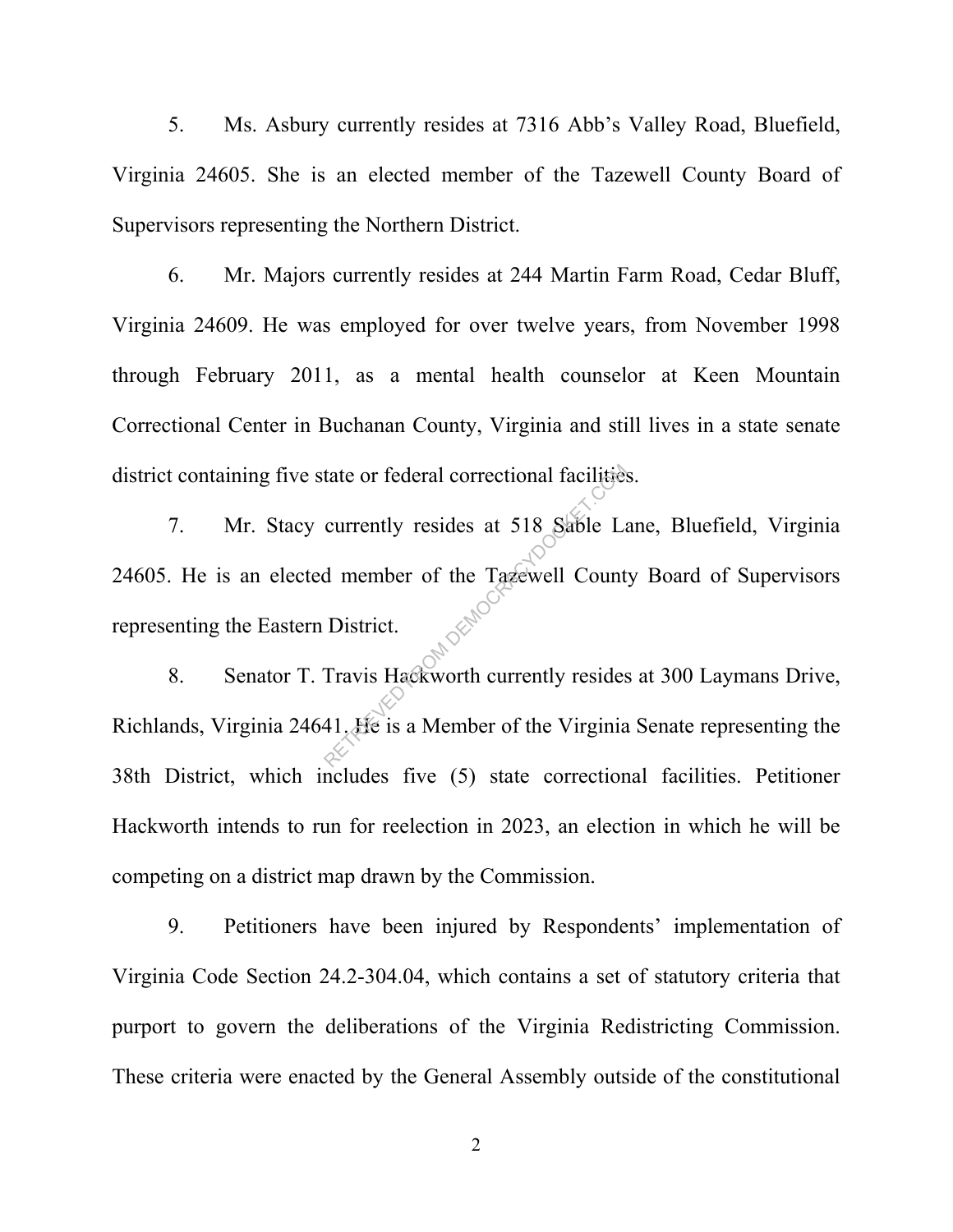5. Ms. Asbury currently resides at 7316 Abb's Valley Road, Bluefield, Virginia 24605. She is an elected member of the Tazewell County Board of Supervisors representing the Northern District.

6. Mr. Majors currently resides at 244 Martin Farm Road, Cedar Bluff, Virginia 24609. He was employed for over twelve years, from November 1998 through February 2011, as a mental health counselor at Keen Mountain Correctional Center in Buchanan County, Virginia and still lives in a state senate district containing five state or federal correctional facilities.

7. Mr. Stacy currently resides at 518 Sable Lane, Bluefield, Virginia 24605. He is an elected member of the Tazewell County Board of Supervisors representing the Eastern District.

8. Senator T. Travis Hackworth currently resides at 300 Laymans Drive, Richlands, Virginia 24641. He is a Member of the Virginia Senate representing the 38th District, which includes five (5) state correctional facilities. Petitioner Hackworth intends to run for reelection in 2023, an election in which he will be competing on a district map drawn by the Commission.

9. Petitioners have been injured by Respondents' implementation of Virginia Code Section 24.2-304.04, which contains a set of statutory criteria that purport to govern the deliberations of the Virginia Redistricting Commission. These criteria were enacted by the General Assembly outside of the constitutional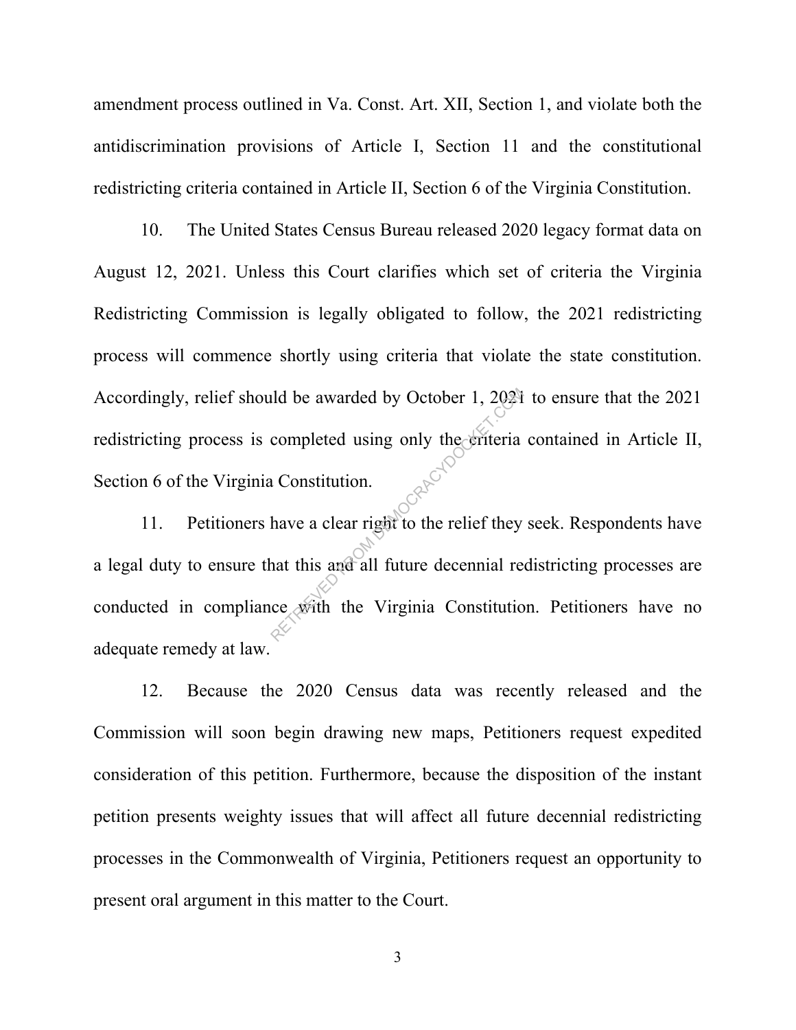amendment process outlined in Va. Const. Art. XII, Section 1, and violate both the antidiscrimination provisions of Article I, Section 11 and the constitutional redistricting criteria contained in Article II, Section 6 of the Virginia Constitution.

10. The United States Census Bureau released 2020 legacy format data on August 12, 2021. Unless this Court clarifies which set of criteria the Virginia Redistricting Commission is legally obligated to follow, the 2021 redistricting process will commence shortly using criteria that violate the state constitution. Accordingly, relief should be awarded by October 1, 2021 to ensure that the 2021 redistricting process is completed using only the criteria contained in Article II, Section 6 of the Virginia Constitution.

11. Petitioners have a clear right to the relief they seek. Respondents have a legal duty to ensure that this and all future decennial redistricting processes are conducted in compliance with the Virginia Constitution. Petitioners have no adequate remedy at law.

12. Because the 2020 Census data was recently released and the Commission will soon begin drawing new maps, Petitioners request expedited consideration of this petition. Furthermore, because the disposition of the instant petition presents weighty issues that will affect all future decennial redistricting processes in the Commonwealth of Virginia, Petitioners request an opportunity to present oral argument in this matter to the Court.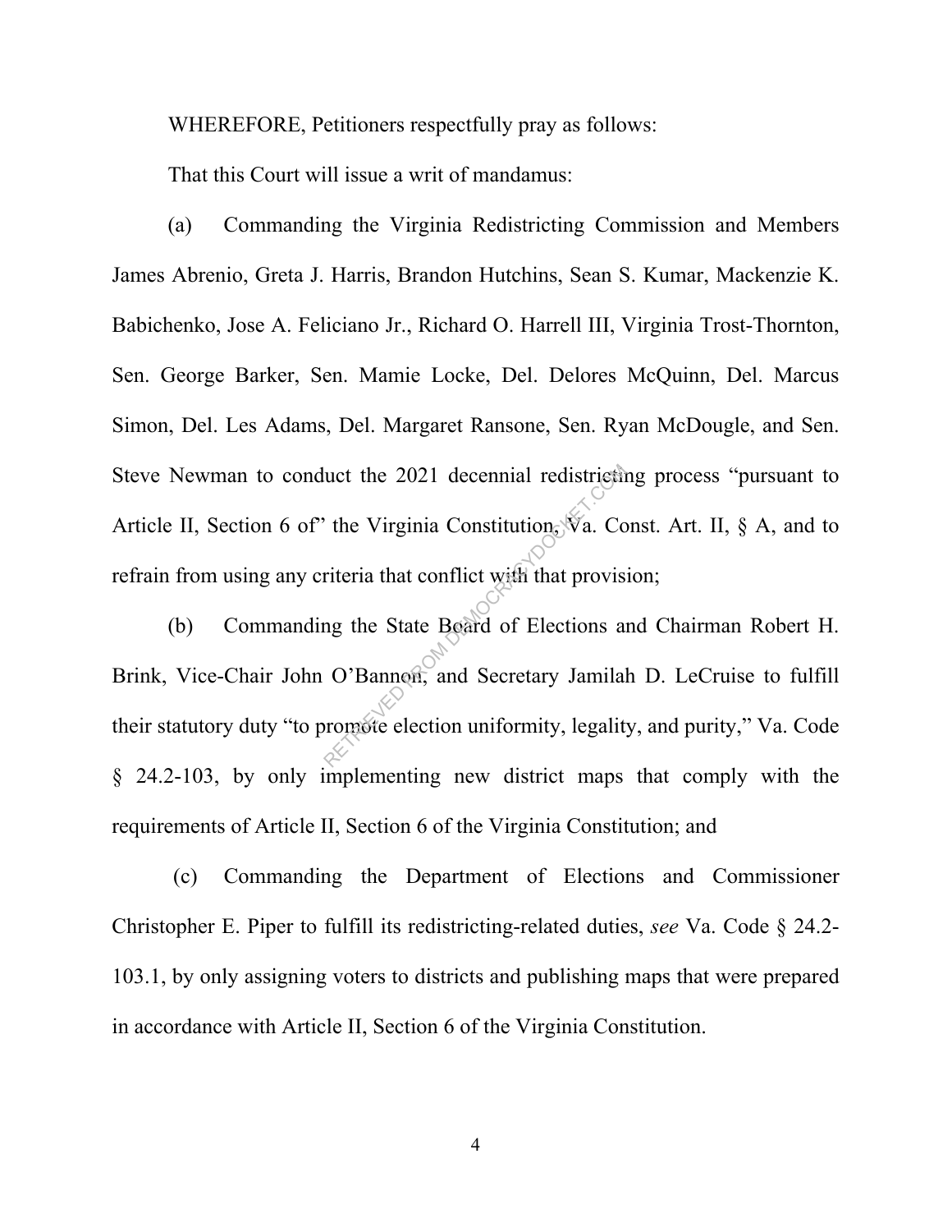WHEREFORE, Petitioners respectfully pray as follows:

That this Court will issue a writ of mandamus:

(a) Commanding the Virginia Redistricting Commission and Members James Abrenio, Greta J. Harris, Brandon Hutchins, Sean S. Kumar, Mackenzie K. Babichenko, Jose A. Feliciano Jr., Richard O. Harrell III, Virginia Trost-Thornton, Sen. George Barker, Sen. Mamie Locke, Del. Delores McQuinn, Del. Marcus Simon, Del. Les Adams, Del. Margaret Ransone, Sen. Ryan McDougle, and Sen. Steve Newman to conduct the 2021 decennial redistricting process "pursuant to Article II, Section 6 of" the Virginia Constitution, Va. Const. Art. II, § A, and to refrain from using any criteria that conflict with that provision;

(b) Commanding the State Board of Elections and Chairman Robert H. Brink, Vice-Chair John O'Bannon, and Secretary Jamilah D. LeCruise to fulfill their statutory duty "to promote election uniformity, legality, and purity," Va. Code § 24.2-103, by only implementing new district maps that comply with the requirements of Article II, Section 6 of the Virginia Constitution; and

(c) Commanding the Department of Elections and Commissioner Christopher E. Piper to fulfill its redistricting-related duties, *see* Va. Code § 24.2-103.1, by only assigning voters to districts and publishing maps that were prepared in accordance with Article II, Section 6 of the Virginia Constitution.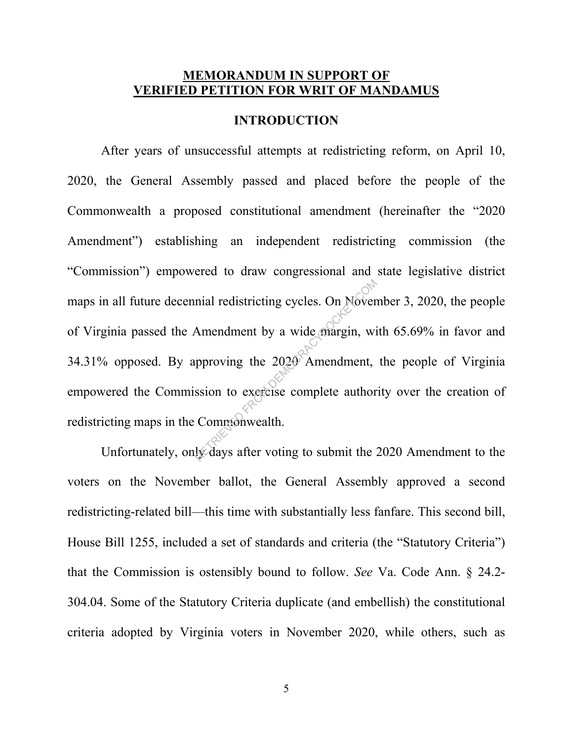**MEMORANDUM IN SUPPORT OF VERIFIED PETITION FOR WRIT OF MANDAMUS**

## INTRODUCTION

After years of unsuccessful attempts at redistricting reform, on April 10, 2020, the General Assembly passed and placed before the people of the Commonwealth a proposed constitutional amendment (hereinafter the "2020 Amendment") establishing an independent redistricting commission (the "Commission") empowered to draw congressional and state legislative district maps in all future decennial redistricting cycles. On November 3, 2020, the people of Virginia passed the Amendment by a wide margin, with 65.69% in favor and 34.31% opposed. By approving the 2020 Amendment, the people of Virginia empowered the Commission to exercise complete authority over the creation of redistricting maps in the Commonwealth.

Unfortunately, only days after voting to submit the 2020 Amendment to the voters on the November ballot, the General Assembly approved a second redistricting-related bill—this time with substantially less fanfare. This second bill, House Bill 1255, included a set of standards and criteria (the "Statutory Criteria") that the Commission is ostensibly bound to follow. *See* Va. Code Ann. § 24.2-304.04. Some of the Statutory Criteria duplicate (and embellish) the constitutional criteria adopted by Virginia voters in November 2020, while others, such as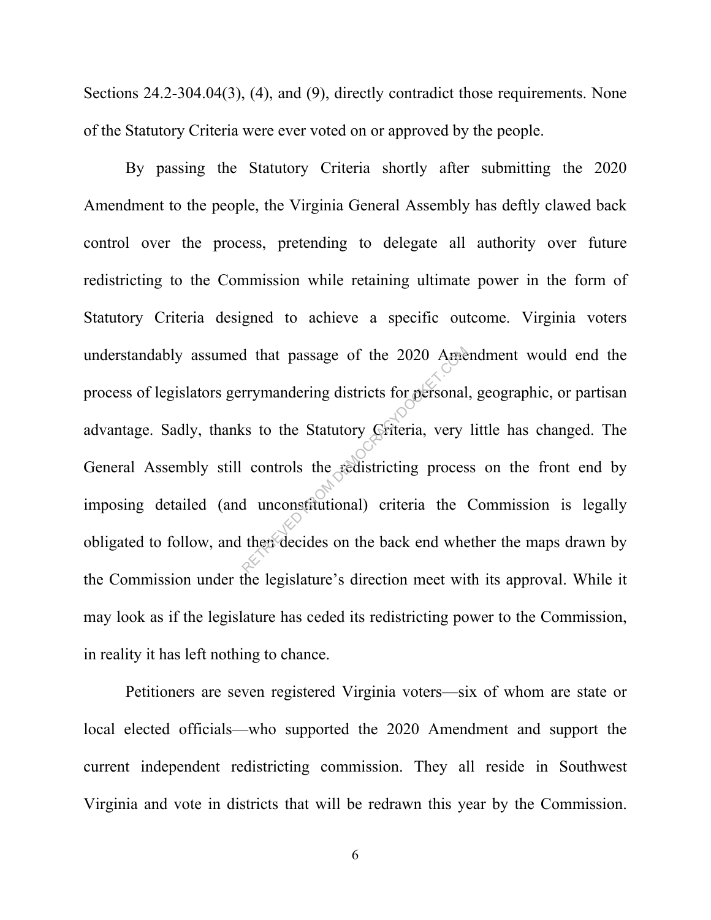Sections 24.2-304.04(3), (4), and (9), directly contradict those requirements. None of the Statutory Criteria were ever voted on or approved by the people.

By passing the Statutory Criteria shortly after submitting the 2020 Amendment to the people, the Virginia General Assembly has deftly clawed back control over the process, pretending to delegate all authority over future redistricting to the Commission while retaining ultimate power in the form of Statutory Criteria designed to achieve a specific outcome. Virginia voters understandably assumed that passage of the 2020 Amendment would end the process of legislators gerrymandering districts for personal, geographic, or partisan advantage. Sadly, thanks to the Statutory Criteria, very little has changed. The General Assembly still controls the redistricting process on the front end by imposing detailed (and unconstitutional) criteria the Commission is legally obligated to follow, and then decides on the back end whether the maps drawn by the Commission under the legislature's direction meet with its approval. While it may look as if the legislature has ceded its redistricting power to the Commission, in reality it has left nothing to chance.

Petitioners are seven registered Virginia voters—six of whom are state or local elected officials—who supported the 2020 Amendment and support the current independent redistricting commission. They all reside in Southwest Virginia and vote in districts that will be redrawn this year by the Commission.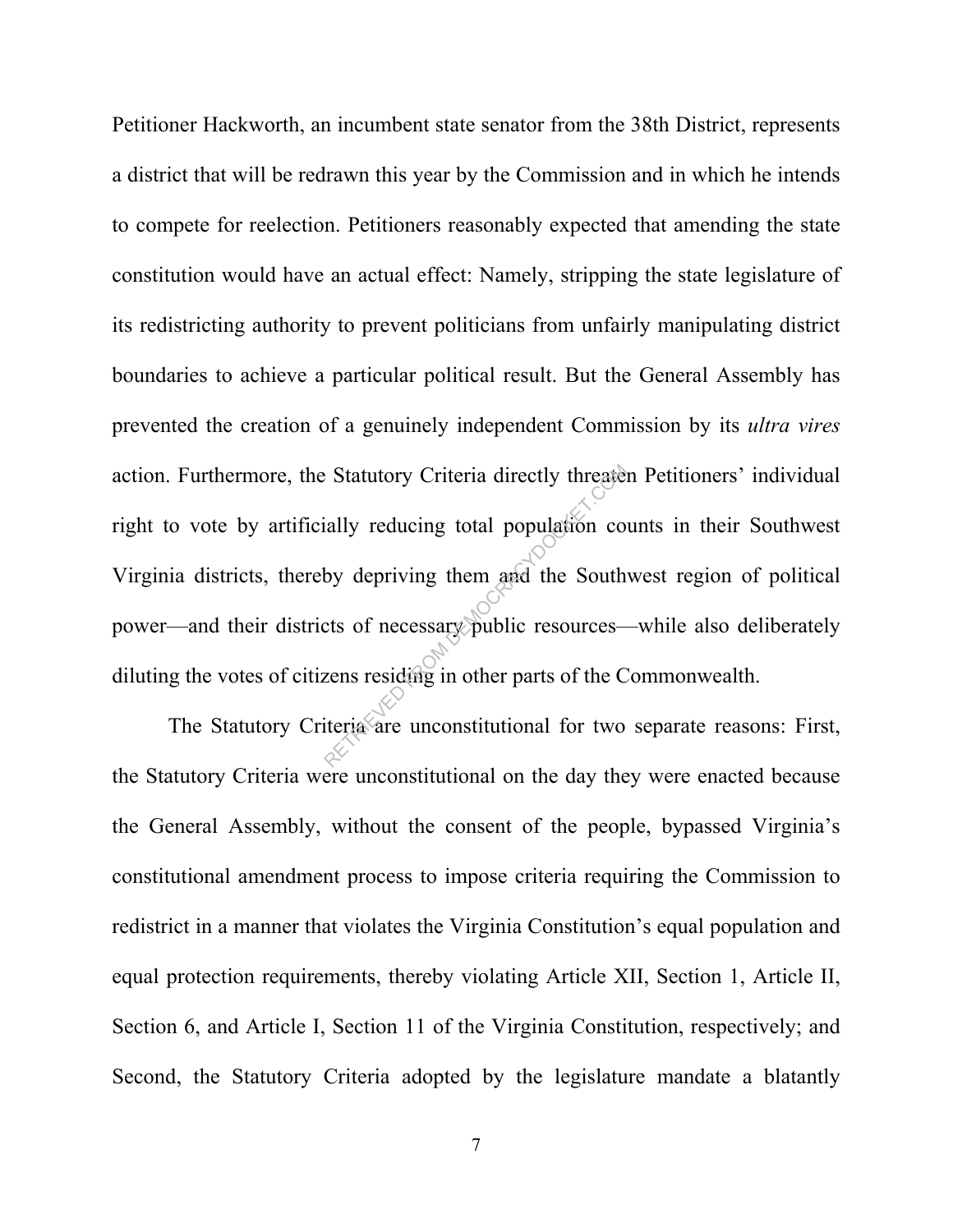Petitioner Hackworth, an incumbent state senator from the 38th District, represents a district that will be redrawn this year by the Commission and in which he intends to compete for reelection. Petitioners reasonably expected that amending the state constitution would have an actual effect: Namely, stripping the state legislature of its redistricting authority to prevent politicians from unfairly manipulating district boundaries to achieve a particular political result. But the General Assembly has prevented the creation of a genuinely independent Commission by its *ultra vires* action. Furthermore, the Statutory Criteria directly threaten Petitioners' individual right to vote by artificially reducing total population counts in their Southwest Virginia districts, thereby depriving them and the Southwest region of political power—and their districts of necessary public resources—while also deliberately diluting the votes of citizens residing in other parts of the Commonwealth.

The Statutory Criteria are unconstitutional for two separate reasons: First, the Statutory Criteria were unconstitutional on the day they were enacted because the General Assembly, without the consent of the people, bypassed Virginia's constitutional amendment process to impose criteria requiring the Commission to redistrict in a manner that violates the Virginia Constitution's equal population and equal protection requirements, thereby violating Article XII, Section 1, Article II, Section 6, and Article I, Section 11 of the Virginia Constitution, respectively; and Second, the Statutory Criteria adopted by the legislature mandate a blatantly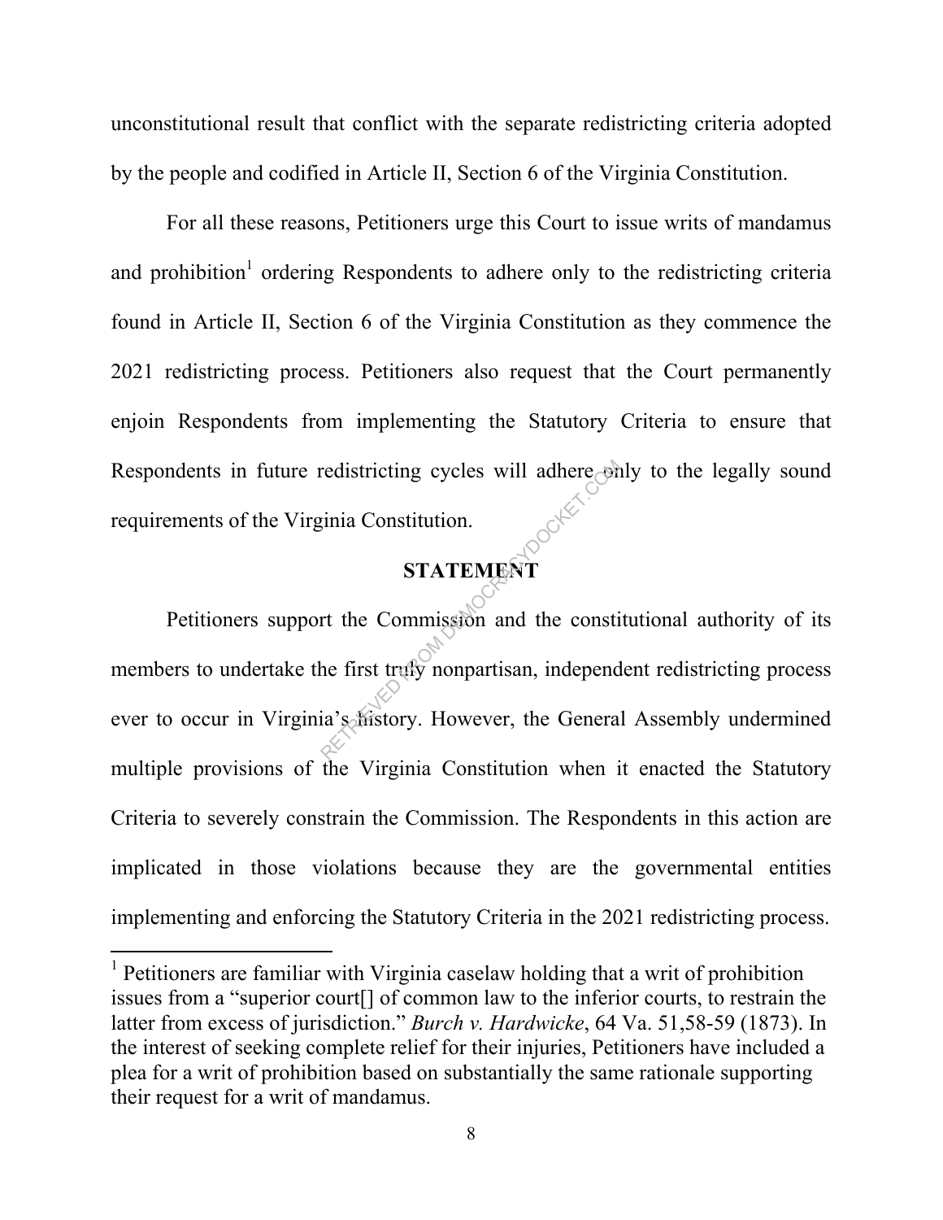unconstitutional result that conflict with the separate redistricting criteria adopted by the people and codified in Article II, Section 6 of the Virginia Constitution.

For all these reasons, Petitioners urge this Court to issue writs of mandamus and prohibition[1] ordering Respondents to adhere only to the redistricting criteria found in Article II, Section 6 of the Virginia Constitution as they commence the 2021 redistricting process. Petitioners also request that the Court permanently enjoin Respondents from implementing the Statutory Criteria to ensure that Respondents in future redistricting cycles will adhere only to the legally sound requirements of the Virginia Constitution.

## STATEMENT

Petitioners support the Commission and the constitutional authority of its members to undertake the first truly nonpartisan, independent redistricting process ever to occur in Virginia's history. However, the General Assembly undermined multiple provisions of the Virginia Constitution when it enacted the Statutory Criteria to severely constrain the Commission. The Respondents in this action are implicated in those violations because they are the governmental entities implementing and enforcing the Statutory Criteria in the 2021 redistricting process.

---

[1] Petitioners are familiar with Virginia caselaw holding that a writ of prohibition issues from a "superior court[] of common law to the inferior courts, to restrain the latter from excess of jurisdiction." *Burch v. Hardwicke*, 64 Va. 51,58-59 (1873). In the interest of seeking complete relief for their injuries, Petitioners have included a plea for a writ of prohibition based on substantially the same rationale supporting their request for a writ of mandamus.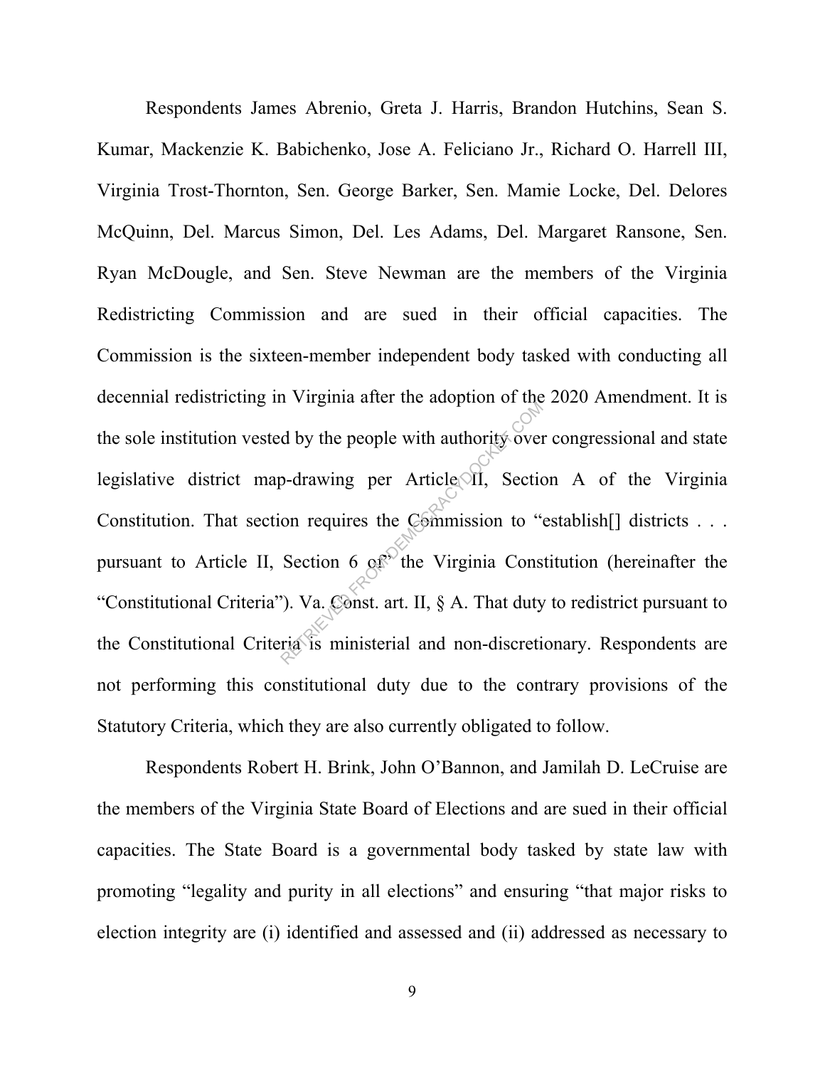Respondents James Abrenio, Greta J. Harris, Brandon Hutchins, Sean S. Kumar, Mackenzie K. Babichenko, Jose A. Feliciano Jr., Richard O. Harrell III, Virginia Trost-Thornton, Sen. George Barker, Sen. Mamie Locke, Del. Delores McQuinn, Del. Marcus Simon, Del. Les Adams, Del. Margaret Ransone, Sen. Ryan McDougle, and Sen. Steve Newman are the members of the Virginia Redistricting Commission and are sued in their official capacities. The Commission is the sixteen-member independent body tasked with conducting all decennial redistricting in Virginia after the adoption of the 2020 Amendment. It is the sole institution vested by the people with authority over congressional and state legislative district map-drawing per Article II, Section A of the Virginia Constitution. That section requires the Commission to "establish[] districts . . . pursuant to Article II, Section 6 of" the Virginia Constitution (hereinafter the "Constitutional Criteria"). Va. Const. art. II, § A. That duty to redistrict pursuant to the Constitutional Criteria is ministerial and non-discretionary. Respondents are not performing this constitutional duty due to the contrary provisions of the Statutory Criteria, which they are also currently obligated to follow.

Respondents Robert H. Brink, John O'Bannon, and Jamilah D. LeCruise are the members of the Virginia State Board of Elections and are sued in their official capacities. The State Board is a governmental body tasked by state law with promoting "legality and purity in all elections" and ensuring "that major risks to election integrity are (i) identified and assessed and (ii) addressed as necessary to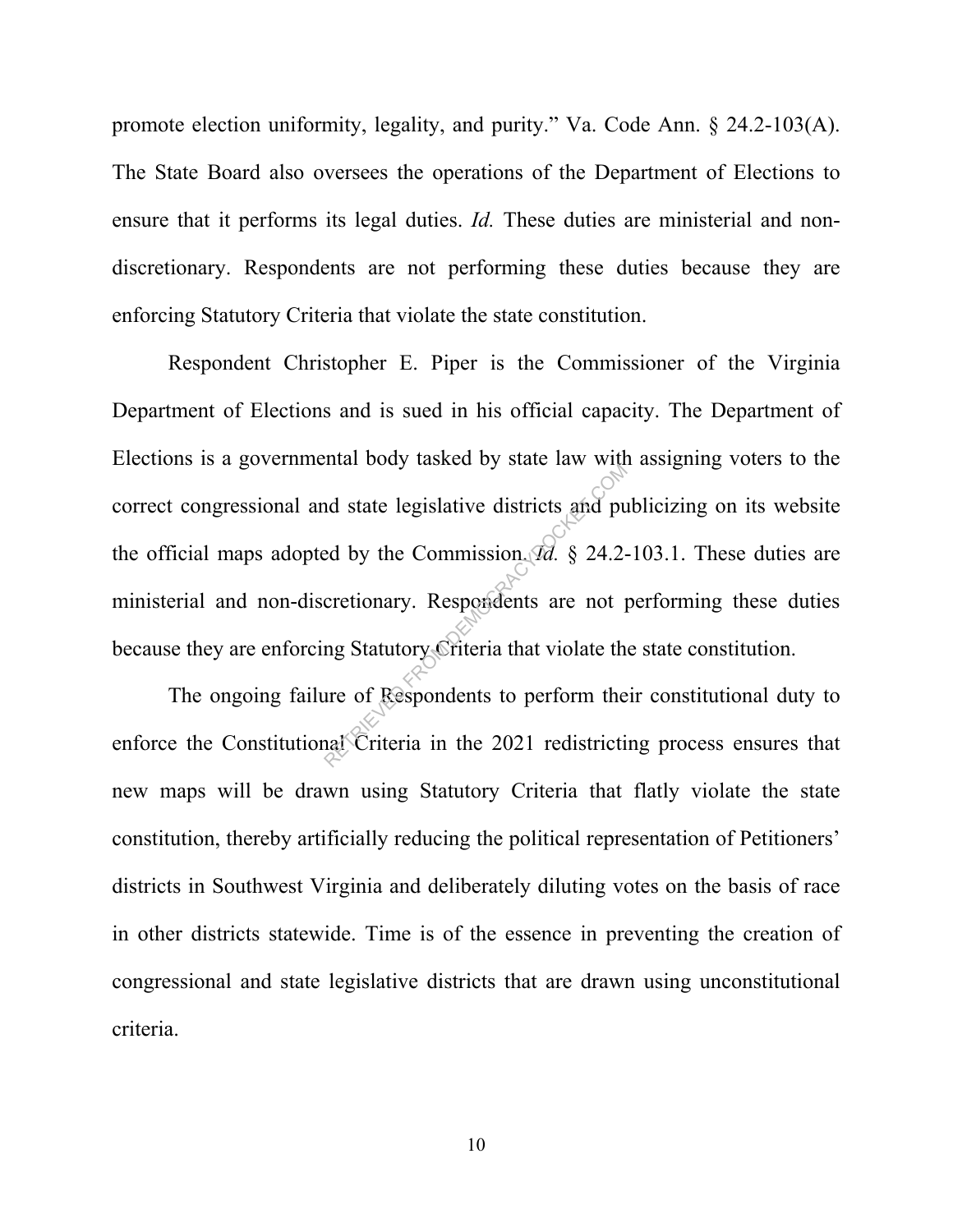promote election uniformity, legality, and purity." Va. Code Ann. § 24.2-103(A). The State Board also oversees the operations of the Department of Elections to ensure that it performs its legal duties. *Id.* These duties are ministerial and non-discretionary. Respondents are not performing these duties because they are enforcing Statutory Criteria that violate the state constitution.

Respondent Christopher E. Piper is the Commissioner of the Virginia Department of Elections and is sued in his official capacity. The Department of Elections is a governmental body tasked by state law with assigning voters to the correct congressional and state legislative districts and publicizing on its website the official maps adopted by the Commission. *Id.* § 24.2-103.1. These duties are ministerial and non-discretionary. Respondents are not performing these duties because they are enforcing Statutory Criteria that violate the state constitution.

The ongoing failure of Respondents to perform their constitutional duty to enforce the Constitutional Criteria in the 2021 redistricting process ensures that new maps will be drawn using Statutory Criteria that flatly violate the state constitution, thereby artificially reducing the political representation of Petitioners' districts in Southwest Virginia and deliberately diluting votes on the basis of race in other districts statewide. Time is of the essence in preventing the creation of congressional and state legislative districts that are drawn using unconstitutional criteria.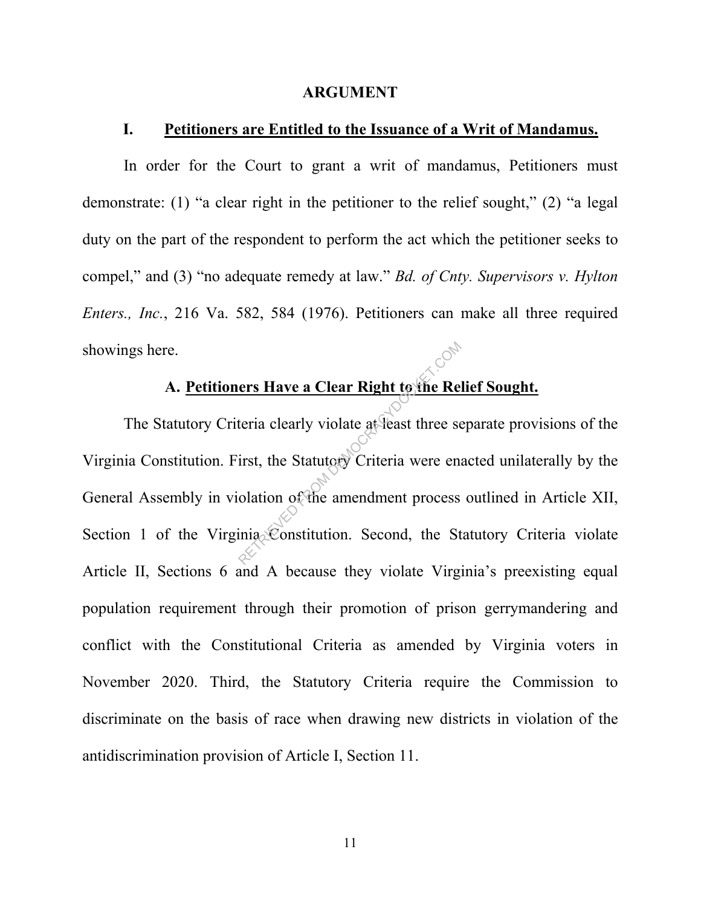# ARGUMENT

## I. <u>Petitioners are Entitled to the Issuance of a Writ of Mandamus.</u>

In order for the Court to grant a writ of mandamus, Petitioners must demonstrate: (1) "a clear right in the petitioner to the relief sought," (2) "a legal duty on the part of the respondent to perform the act which the petitioner seeks to compel," and (3) "no adequate remedy at law." *Bd. of Cnty. Supervisors v. Hylton Enters., Inc.*, 216 Va. 582, 584 (1976). Petitioners can make all three required showings here.

### A. <u>Petitioners Have a Clear Right to the Relief Sought.</u>

The Statutory Criteria clearly violate at least three separate provisions of the Virginia Constitution. First, the Statutory Criteria were enacted unilaterally by the General Assembly in violation of the amendment process outlined in Article XII, Section 1 of the Virginia Constitution. Second, the Statutory Criteria violate Article II, Sections 6 and A because they violate Virginia's preexisting equal population requirement through their promotion of prison gerrymandering and conflict with the Constitutional Criteria as amended by Virginia voters in November 2020. Third, the Statutory Criteria require the Commission to discriminate on the basis of race when drawing new districts in violation of the antidiscrimination provision of Article I, Section 11.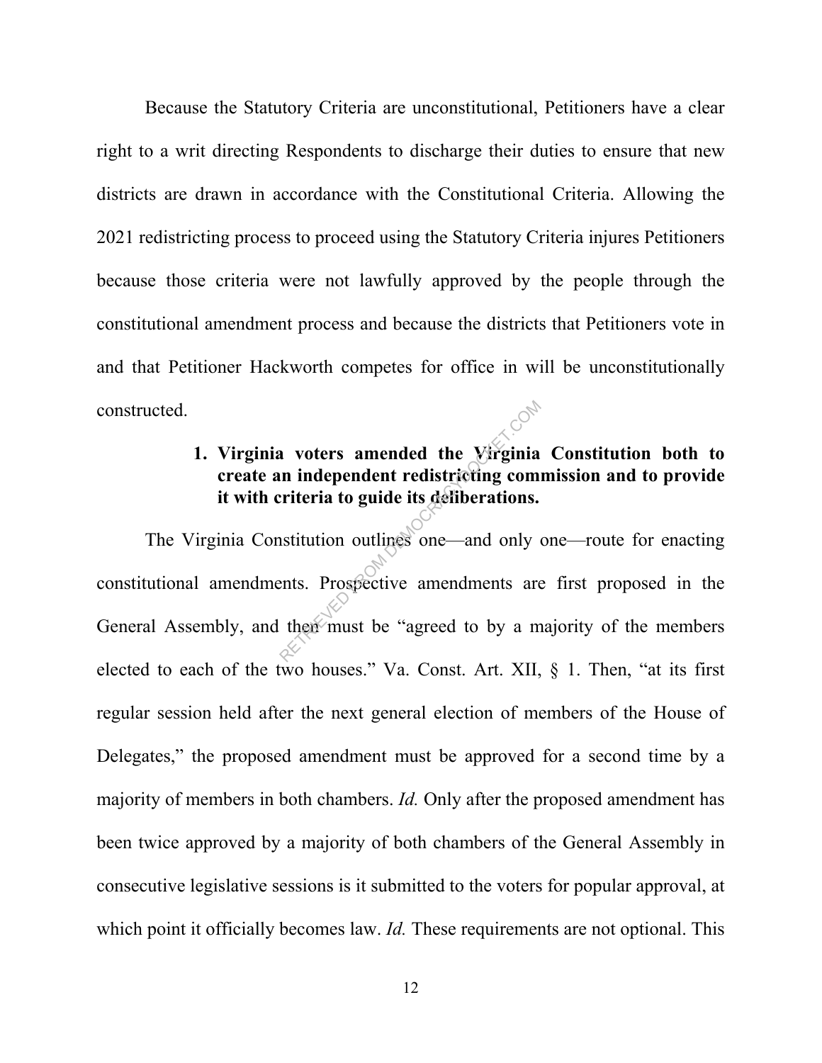Because the Statutory Criteria are unconstitutional, Petitioners have a clear right to a writ directing Respondents to discharge their duties to ensure that new districts are drawn in accordance with the Constitutional Criteria. Allowing the 2021 redistricting process to proceed using the Statutory Criteria injures Petitioners because those criteria were not lawfully approved by the people through the constitutional amendment process and because the districts that Petitioners vote in and that Petitioner Hackworth competes for office in will be unconstitutionally constructed.

### 1. Virginia voters amended the Virginia Constitution both to create an independent redistricting commission and to provide it with criteria to guide its deliberations.

The Virginia Constitution outlines one—and only one—route for enacting constitutional amendments. Prospective amendments are first proposed in the General Assembly, and then must be "agreed to by a majority of the members elected to each of the two houses." Va. Const. Art. XII, § 1. Then, "at its first regular session held after the next general election of members of the House of Delegates," the proposed amendment must be approved for a second time by a majority of members in both chambers. *Id.* Only after the proposed amendment has been twice approved by a majority of both chambers of the General Assembly in consecutive legislative sessions is it submitted to the voters for popular approval, at which point it officially becomes law. *Id.* These requirements are not optional. This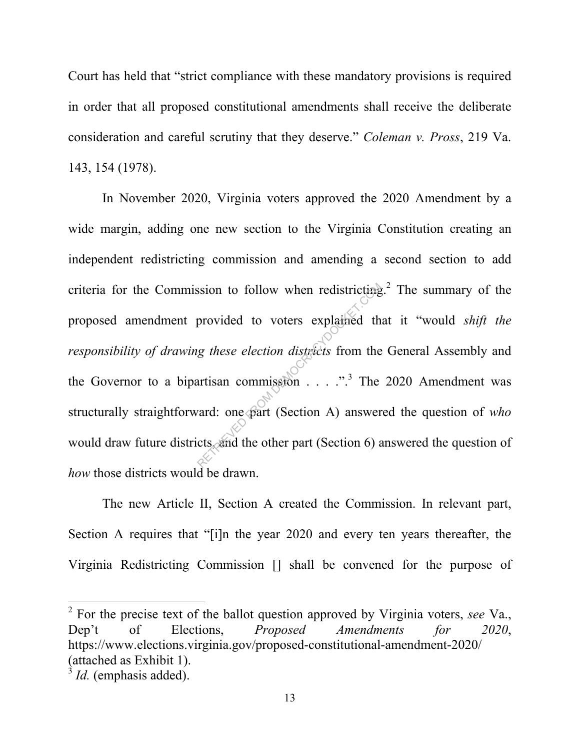Court has held that "strict compliance with these mandatory provisions is required in order that all proposed constitutional amendments shall receive the deliberate consideration and careful scrutiny that they deserve." *Coleman v. Pross*, 219 Va. 143, 154 (1978).

In November 2020, Virginia voters approved the 2020 Amendment by a wide margin, adding one new section to the Virginia Constitution creating an independent redistricting commission and amending a second section to add criteria for the Commission to follow when redistricting.[2] The summary of the proposed amendment provided to voters explained that it "would *shift the responsibility of drawing these election districts* from the General Assembly and the Governor to a bipartisan commission . . . .".[3] The 2020 Amendment was structurally straightforward: one part (Section A) answered the question of *who* would draw future districts, and the other part (Section 6) answered the question of *how* those districts would be drawn.

The new Article II, Section A created the Commission. In relevant part, Section A requires that "[i]n the year 2020 and every ten years thereafter, the Virginia Redistricting Commission [] shall be convened for the purpose of

---

[2] For the precise text of the ballot question approved by Virginia voters, *see* Va., Dep't of Elections, *Proposed Amendments for 2020*, https://www.elections.virginia.gov/proposed-constitutional-amendment-2020/ (attached as Exhibit 1).

[3] *Id.* (emphasis added).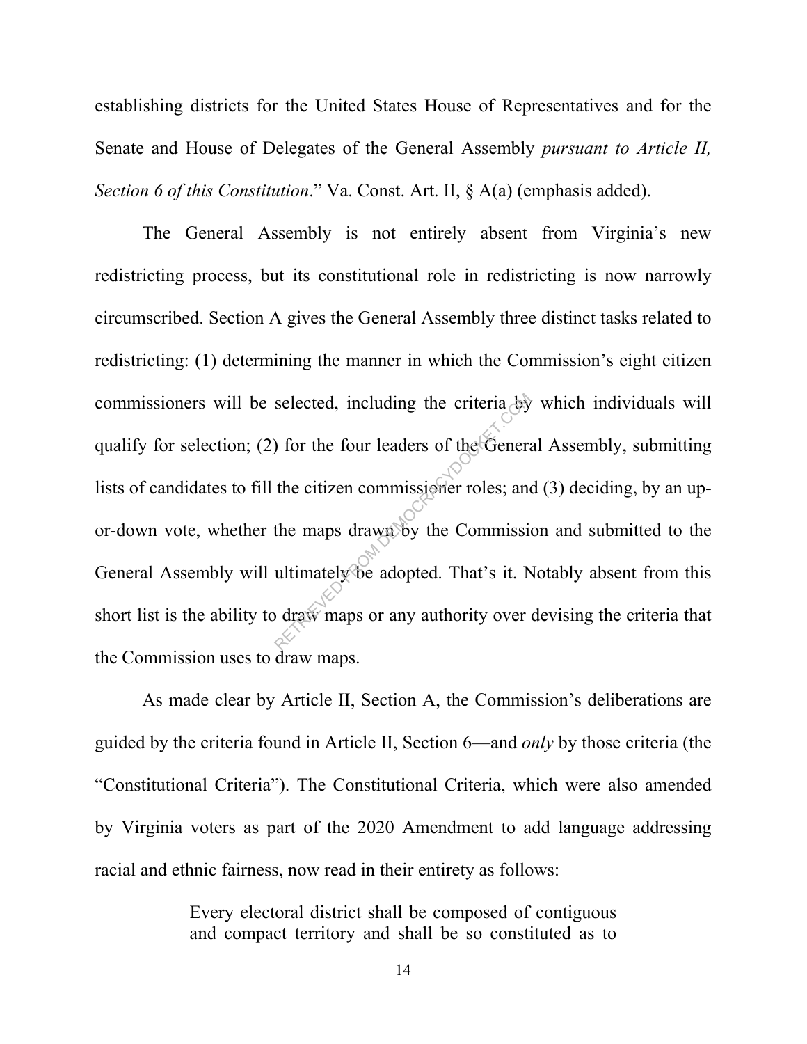establishing districts for the United States House of Representatives and for the Senate and House of Delegates of the General Assembly *pursuant to Article II, Section 6 of this Constitution*." Va. Const. Art. II, § A(a) (emphasis added).

The General Assembly is not entirely absent from Virginia's new redistricting process, but its constitutional role in redistricting is now narrowly circumscribed. Section A gives the General Assembly three distinct tasks related to redistricting: (1) determining the manner in which the Commission's eight citizen commissioners will be selected, including the criteria by which individuals will qualify for selection; (2) for the four leaders of the General Assembly, submitting lists of candidates to fill the citizen commissioner roles; and (3) deciding, by an up-or-down vote, whether the maps drawn by the Commission and submitted to the General Assembly will ultimately be adopted. That's it. Notably absent from this short list is the ability to draw maps or any authority over devising the criteria that the Commission uses to draw maps.

As made clear by Article II, Section A, the Commission's deliberations are guided by the criteria found in Article II, Section 6—and *only* by those criteria (the "Constitutional Criteria"). The Constitutional Criteria, which were also amended by Virginia voters as part of the 2020 Amendment to add language addressing racial and ethnic fairness, now read in their entirety as follows:

> Every electoral district shall be composed of contiguous and compact territory and shall be so constituted as to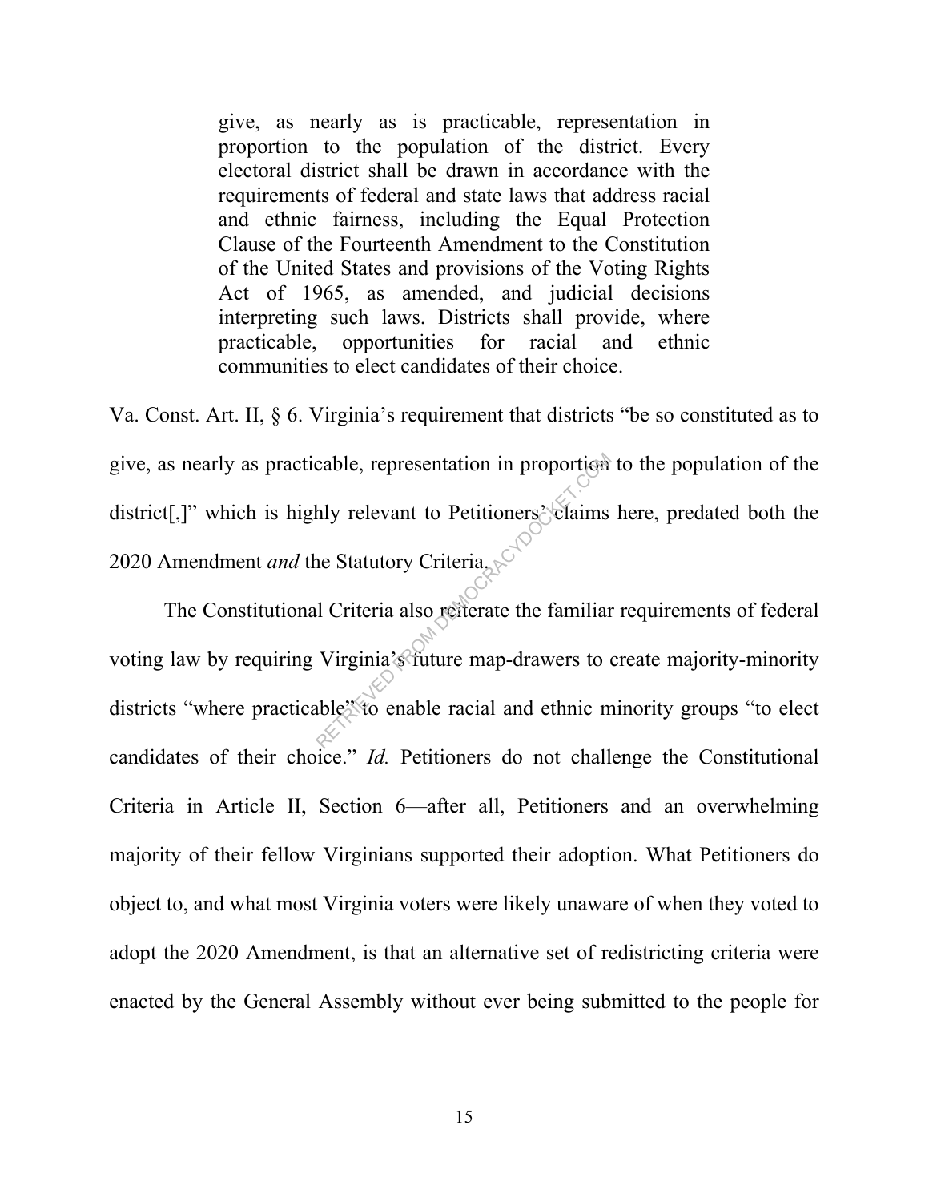> give, as nearly as is practicable, representation in proportion to the population of the district. Every electoral district shall be drawn in accordance with the requirements of federal and state laws that address racial and ethnic fairness, including the Equal Protection Clause of the Fourteenth Amendment to the Constitution of the United States and provisions of the Voting Rights Act of 1965, as amended, and judicial decisions interpreting such laws. Districts shall provide, where practicable, opportunities for racial and ethnic communities to elect candidates of their choice.

Va. Const. Art. II, § 6. Virginia's requirement that districts "be so constituted as to give, as nearly as practicable, representation in proportion to the population of the district[,]" which is highly relevant to Petitioners' claims here, predated both the 2020 Amendment *and* the Statutory Criteria.

The Constitutional Criteria also reiterate the familiar requirements of federal voting law by requiring Virginia's future map-drawers to create majority-minority districts "where practicable" to enable racial and ethnic minority groups "to elect candidates of their choice." *Id.* Petitioners do not challenge the Constitutional Criteria in Article II, Section 6—after all, Petitioners and an overwhelming majority of their fellow Virginians supported their adoption. What Petitioners do object to, and what most Virginia voters were likely unaware of when they voted to adopt the 2020 Amendment, is that an alternative set of redistricting criteria were enacted by the General Assembly without ever being submitted to the people for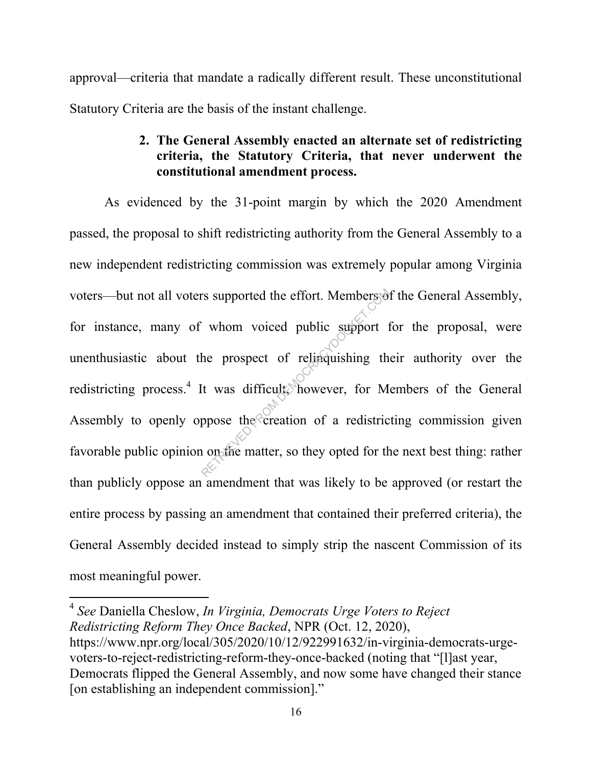approval—criteria that mandate a radically different result. These unconstitutional Statutory Criteria are the basis of the instant challenge.

**2. The General Assembly enacted an alternate set of redistricting criteria, the Statutory Criteria, that never underwent the constitutional amendment process.**

As evidenced by the 31-point margin by which the 2020 Amendment passed, the proposal to shift redistricting authority from the General Assembly to a new independent redistricting commission was extremely popular among Virginia voters—but not all voters supported the effort. Members of the General Assembly, for instance, many of whom voiced public support for the proposal, were unenthusiastic about the prospect of relinquishing their authority over the redistricting process.[4] It was difficult, however, for Members of the General Assembly to openly oppose the creation of a redistricting commission given favorable public opinion on the matter, so they opted for the next best thing: rather than publicly oppose an amendment that was likely to be approved (or restart the entire process by passing an amendment that contained their preferred criteria), the General Assembly decided instead to simply strip the nascent Commission of its most meaningful power.

[4] *See* Daniella Cheslow, *In Virginia, Democrats Urge Voters to Reject Redistricting Reform They Once Backed*, NPR (Oct. 12, 2020), https://www.npr.org/local/305/2020/10/12/922991632/in-virginia-democrats-urge-voters-to-reject-redistricting-reform-they-once-backed (noting that "[l]ast year, Democrats flipped the General Assembly, and now some have changed their stance [on establishing an independent commission]."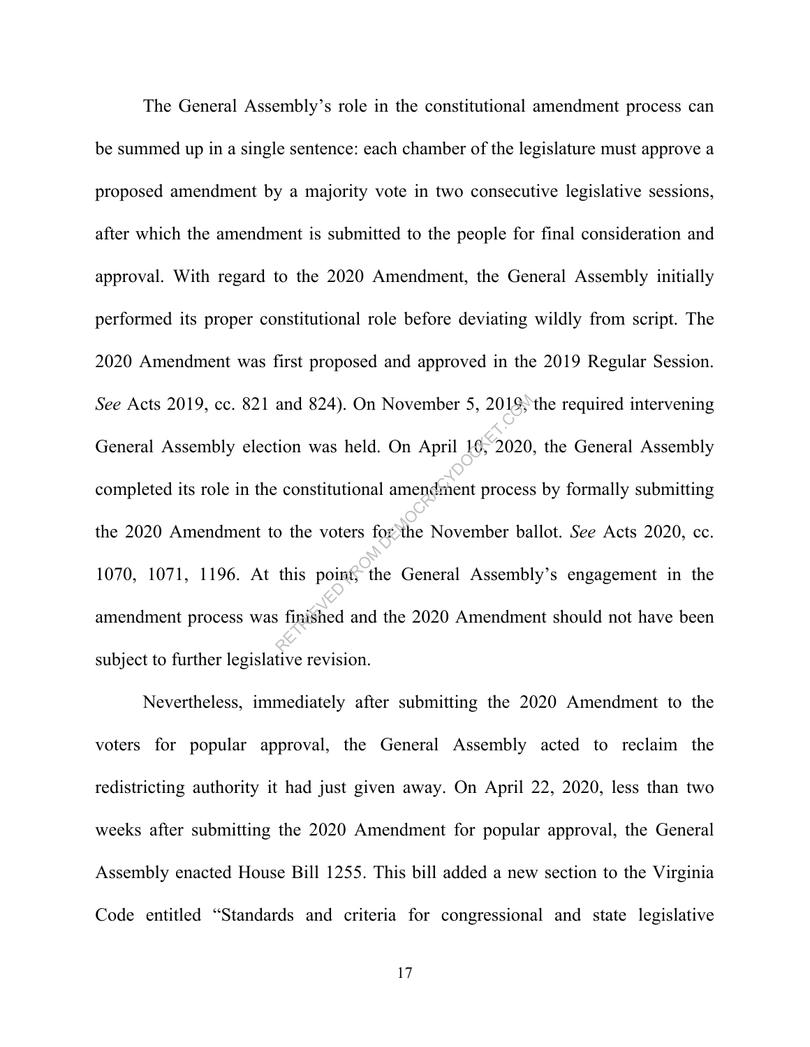The General Assembly's role in the constitutional amendment process can be summed up in a single sentence: each chamber of the legislature must approve a proposed amendment by a majority vote in two consecutive legislative sessions, after which the amendment is submitted to the people for final consideration and approval. With regard to the 2020 Amendment, the General Assembly initially performed its proper constitutional role before deviating wildly from script. The 2020 Amendment was first proposed and approved in the 2019 Regular Session. *See* Acts 2019, cc. 821 and 824). On November 5, 2019, the required intervening General Assembly election was held. On April 10, 2020, the General Assembly completed its role in the constitutional amendment process by formally submitting the 2020 Amendment to the voters for the November ballot. *See* Acts 2020, cc. 1070, 1071, 1196. At this point, the General Assembly's engagement in the amendment process was finished and the 2020 Amendment should not have been subject to further legislative revision.

Nevertheless, immediately after submitting the 2020 Amendment to the voters for popular approval, the General Assembly acted to reclaim the redistricting authority it had just given away. On April 22, 2020, less than two weeks after submitting the 2020 Amendment for popular approval, the General Assembly enacted House Bill 1255. This bill added a new section to the Virginia Code entitled "Standards and criteria for congressional and state legislative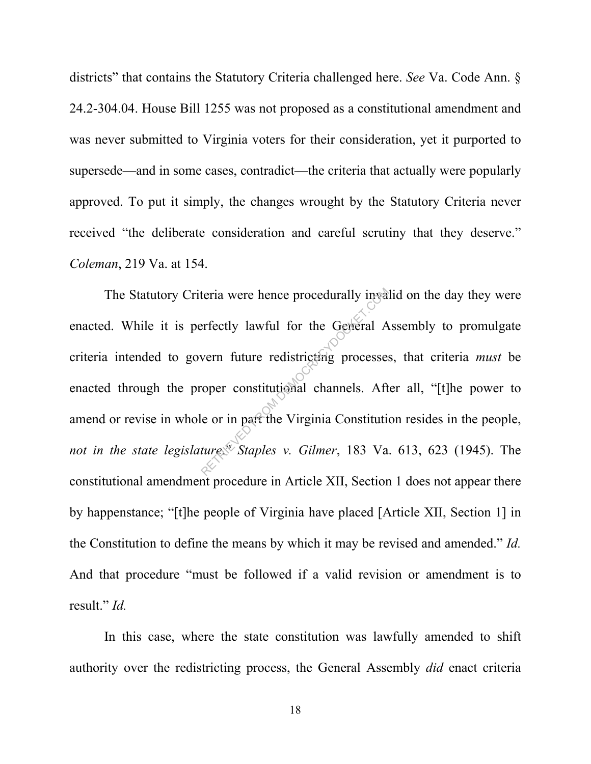districts" that contains the Statutory Criteria challenged here. *See* Va. Code Ann. § 24.2-304.04. House Bill 1255 was not proposed as a constitutional amendment and was never submitted to Virginia voters for their consideration, yet it purported to supersede—and in some cases, contradict—the criteria that actually were popularly approved. To put it simply, the changes wrought by the Statutory Criteria never received "the deliberate consideration and careful scrutiny that they deserve." *Coleman*, 219 Va. at 154.

The Statutory Criteria were hence procedurally invalid on the day they were enacted. While it is perfectly lawful for the General Assembly to promulgate criteria intended to govern future redistricting processes, that criteria *must* be enacted through the proper constitutional channels. After all, "[t]he power to amend or revise in whole or in part the Virginia Constitution resides in the people, *not in the state legislature*." *Staples v. Gilmer*, 183 Va. 613, 623 (1945). The constitutional amendment procedure in Article XII, Section 1 does not appear there by happenstance; "[t]he people of Virginia have placed [Article XII, Section 1] in the Constitution to define the means by which it may be revised and amended." *Id.* And that procedure "must be followed if a valid revision or amendment is to result." *Id.*

In this case, where the state constitution was lawfully amended to shift authority over the redistricting process, the General Assembly *did* enact criteria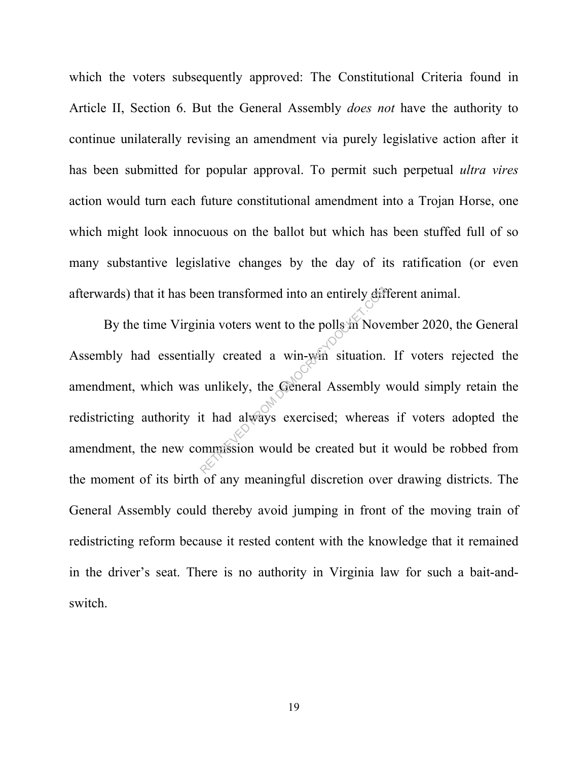which the voters subsequently approved: The Constitutional Criteria found in Article II, Section 6. But the General Assembly *does not* have the authority to continue unilaterally revising an amendment via purely legislative action after it has been submitted for popular approval. To permit such perpetual *ultra vires* action would turn each future constitutional amendment into a Trojan Horse, one which might look innocuous on the ballot but which has been stuffed full of so many substantive legislative changes by the day of its ratification (or even afterwards) that it has been transformed into an entirely different animal.

By the time Virginia voters went to the polls in November 2020, the General Assembly had essentially created a win-win situation. If voters rejected the amendment, which was unlikely, the General Assembly would simply retain the redistricting authority it had always exercised; whereas if voters adopted the amendment, the new commission would be created but it would be robbed from the moment of its birth of any meaningful discretion over drawing districts. The General Assembly could thereby avoid jumping in front of the moving train of redistricting reform because it rested content with the knowledge that it remained in the driver's seat. There is no authority in Virginia law for such a bait-and-switch.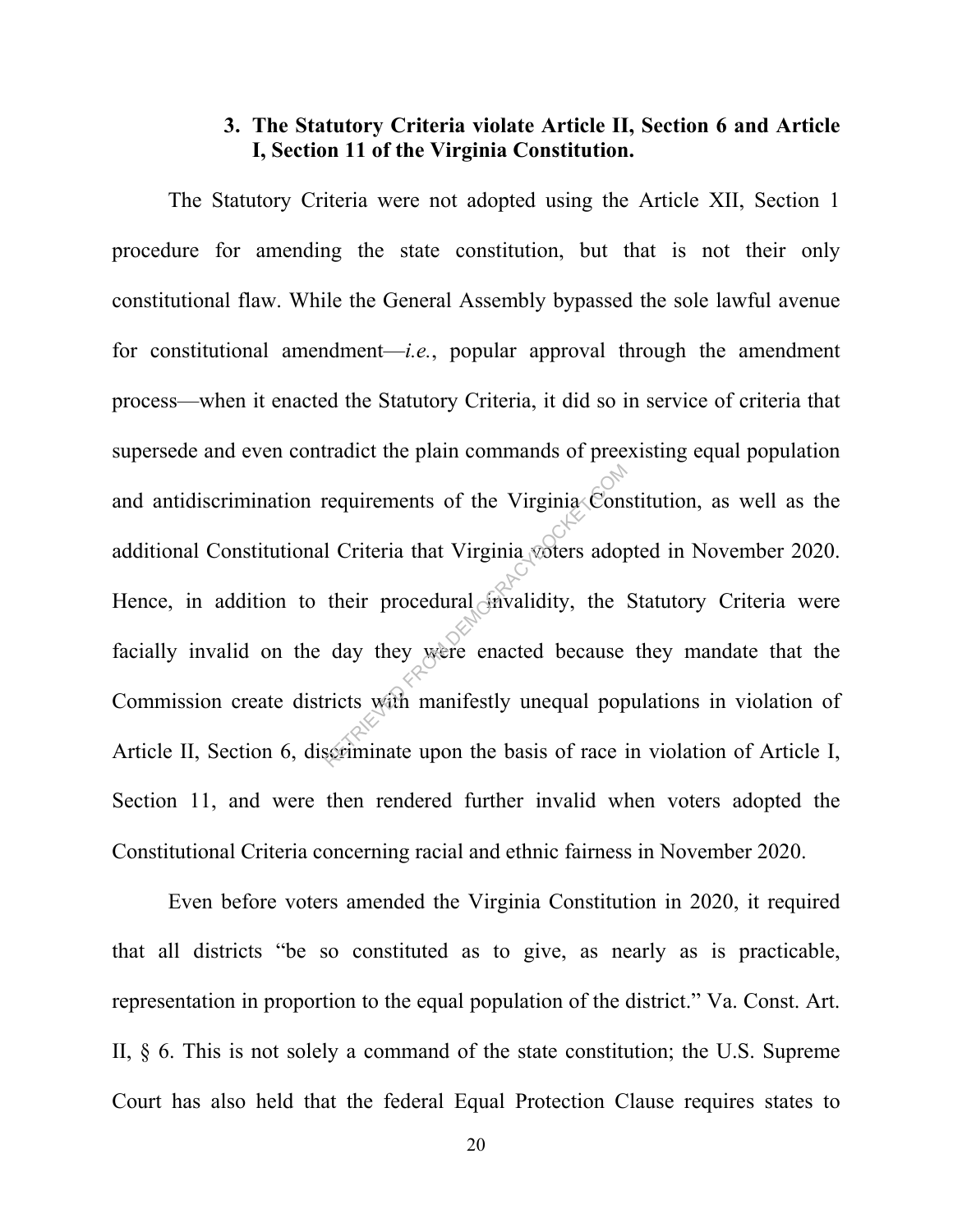### 3. The Statutory Criteria violate Article II, Section 6 and Article I, Section 11 of the Virginia Constitution.

The Statutory Criteria were not adopted using the Article XII, Section 1 procedure for amending the state constitution, but that is not their only constitutional flaw. While the General Assembly bypassed the sole lawful avenue for constitutional amendment—*i.e.*, popular approval through the amendment process—when it enacted the Statutory Criteria, it did so in service of criteria that supersede and even contradict the plain commands of preexisting equal population and antidiscrimination requirements of the Virginia Constitution, as well as the additional Constitutional Criteria that Virginia voters adopted in November 2020. Hence, in addition to their procedural invalidity, the Statutory Criteria were facially invalid on the day they were enacted because they mandate that the Commission create districts with manifestly unequal populations in violation of Article II, Section 6, discriminate upon the basis of race in violation of Article I, Section 11, and were then rendered further invalid when voters adopted the Constitutional Criteria concerning racial and ethnic fairness in November 2020.

Even before voters amended the Virginia Constitution in 2020, it required that all districts "be so constituted as to give, as nearly as is practicable, representation in proportion to the equal population of the district." Va. Const. Art. II, § 6. This is not solely a command of the state constitution; the U.S. Supreme Court has also held that the federal Equal Protection Clause requires states to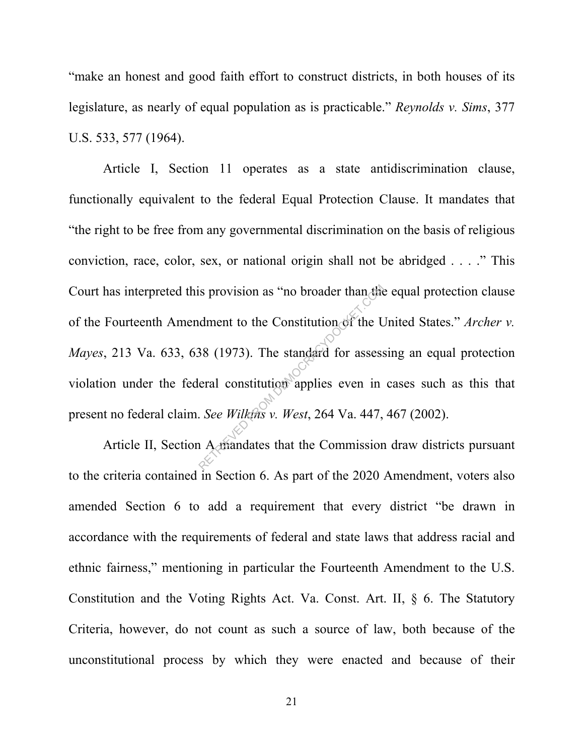"make an honest and good faith effort to construct districts, in both houses of its legislature, as nearly of equal population as is practicable." *Reynolds v. Sims*, 377 U.S. 533, 577 (1964).

Article I, Section 11 operates as a state antidiscrimination clause, functionally equivalent to the federal Equal Protection Clause. It mandates that "the right to be free from any governmental discrimination on the basis of religious conviction, race, color, sex, or national origin shall not be abridged . . . ." This Court has interpreted this provision as "no broader than the equal protection clause of the Fourteenth Amendment to the Constitution of the United States." *Archer v. Mayes*, 213 Va. 633, 638 (1973). The standard for assessing an equal protection violation under the federal constitution applies even in cases such as this that present no federal claim. *See Wilkins v. West*, 264 Va. 447, 467 (2002).

Article II, Section A mandates that the Commission draw districts pursuant to the criteria contained in Section 6. As part of the 2020 Amendment, voters also amended Section 6 to add a requirement that every district "be drawn in accordance with the requirements of federal and state laws that address racial and ethnic fairness," mentioning in particular the Fourteenth Amendment to the U.S. Constitution and the Voting Rights Act. Va. Const. Art. II, § 6. The Statutory Criteria, however, do not count as such a source of law, both because of the unconstitutional process by which they were enacted and because of their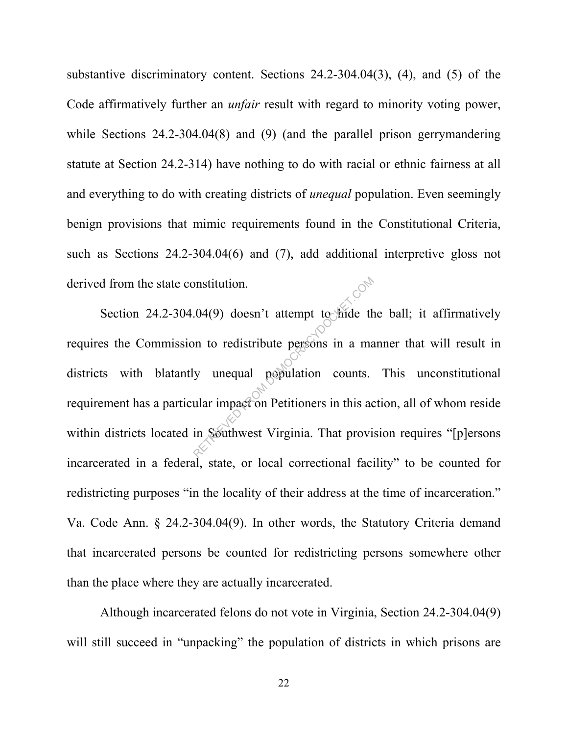substantive discriminatory content. Sections 24.2-304.04(3), (4), and (5) of the Code affirmatively further an *unfair* result with regard to minority voting power, while Sections 24.2-304.04(8) and (9) (and the parallel prison gerrymandering statute at Section 24.2-314) have nothing to do with racial or ethnic fairness at all and everything to do with creating districts of *unequal* population. Even seemingly benign provisions that mimic requirements found in the Constitutional Criteria, such as Sections 24.2-304.04(6) and (7), add additional interpretive gloss not derived from the state constitution.

Section 24.2-304.04(9) doesn't attempt to hide the ball; it affirmatively requires the Commission to redistribute persons in a manner that will result in districts with blatantly unequal population counts. This unconstitutional requirement has a particular impact on Petitioners in this action, all of whom reside within districts located in Southwest Virginia. That provision requires "[p]ersons incarcerated in a federal, state, or local correctional facility" to be counted for redistricting purposes "in the locality of their address at the time of incarceration." Va. Code Ann. § 24.2-304.04(9). In other words, the Statutory Criteria demand that incarcerated persons be counted for redistricting persons somewhere other than the place where they are actually incarcerated.

Although incarcerated felons do not vote in Virginia, Section 24.2-304.04(9) will still succeed in "unpacking" the population of districts in which prisons are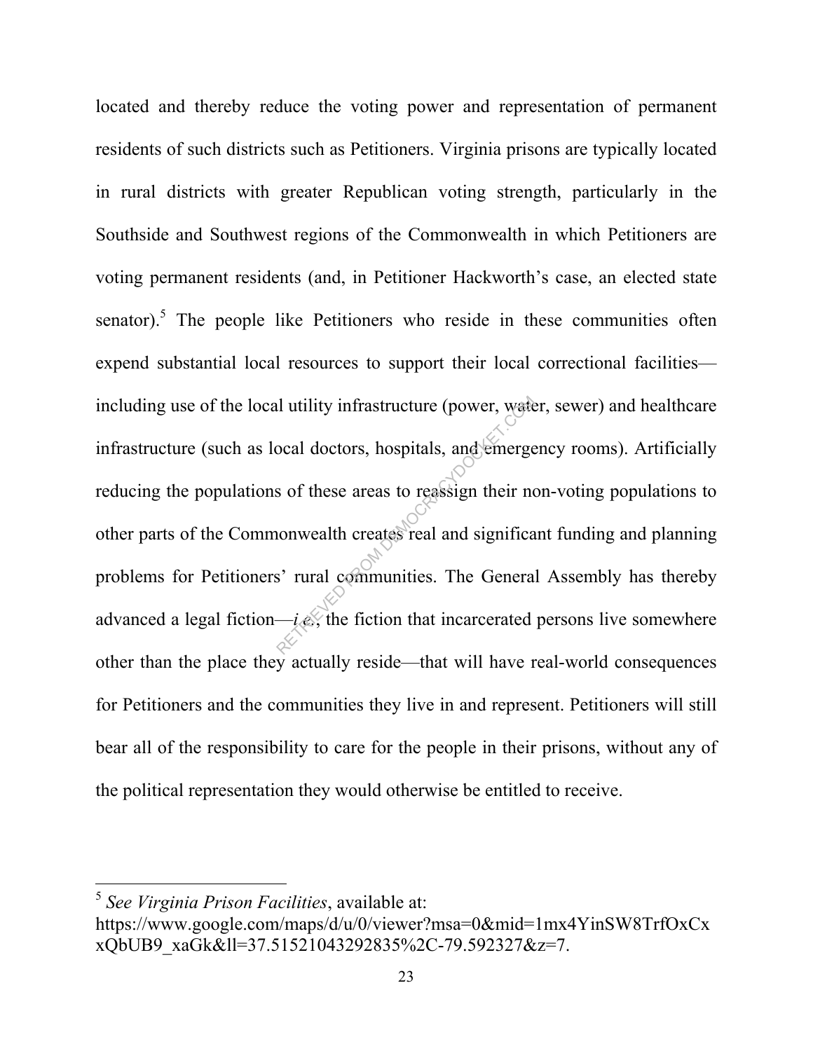located and thereby reduce the voting power and representation of permanent residents of such districts such as Petitioners. Virginia prisons are typically located in rural districts with greater Republican voting strength, particularly in the Southside and Southwest regions of the Commonwealth in which Petitioners are voting permanent residents (and, in Petitioner Hackworth's case, an elected state senator).[5] The people like Petitioners who reside in these communities often expend substantial local resources to support their local correctional facilities—including use of the local utility infrastructure (power, water, sewer) and healthcare infrastructure (such as local doctors, hospitals, and emergency rooms). Artificially reducing the populations of these areas to reassign their non-voting populations to other parts of the Commonwealth creates real and significant funding and planning problems for Petitioners' rural communities. The General Assembly has thereby advanced a legal fiction—*i.e.*, the fiction that incarcerated persons live somewhere other than the place they actually reside—that will have real-world consequences for Petitioners and the communities they live in and represent. Petitioners will still bear all of the responsibility to care for the people in their prisons, without any of the political representation they would otherwise be entitled to receive.

---

[5] *See Virginia Prison Facilities*, available at: https://www.google.com/maps/d/u/0/viewer?msa=0&mid=1mx4YinSW8TrfOxCxxQbUB9_xaGk&ll=37.51521043292835%2C-79.592327&z=7.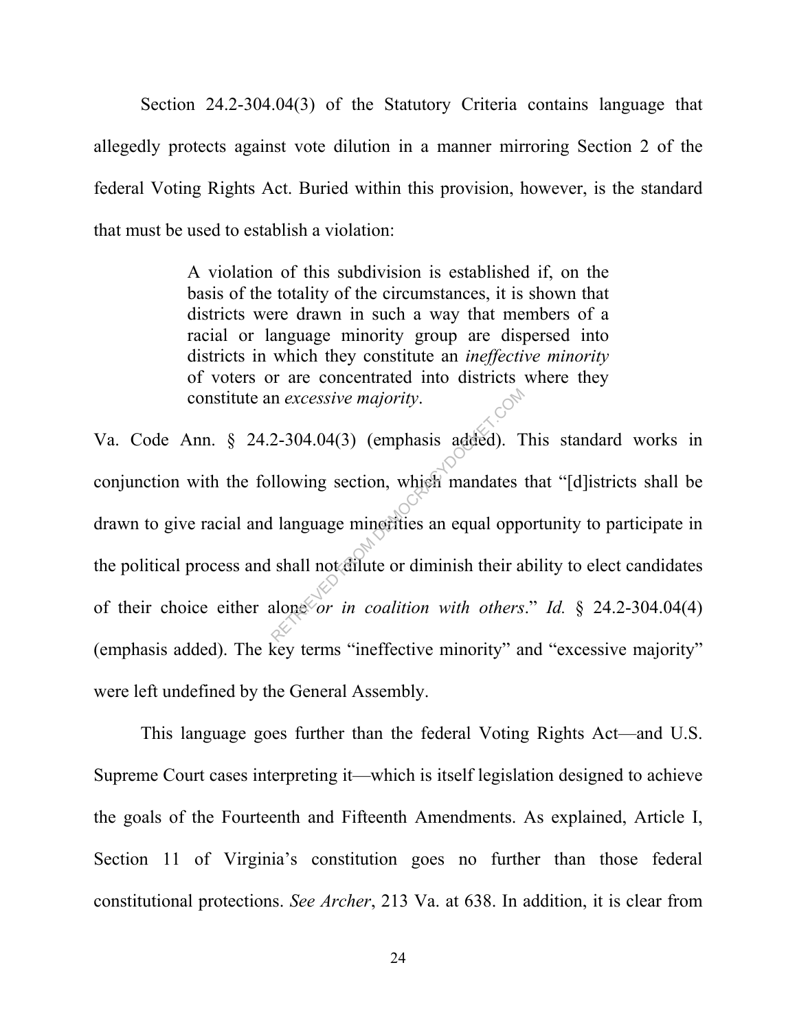Section 24.2-304.04(3) of the Statutory Criteria contains language that allegedly protects against vote dilution in a manner mirroring Section 2 of the federal Voting Rights Act. Buried within this provision, however, is the standard that must be used to establish a violation:

> A violation of this subdivision is established if, on the basis of the totality of the circumstances, it is shown that districts were drawn in such a way that members of a racial or language minority group are dispersed into districts in which they constitute an *ineffective minority* of voters or are concentrated into districts where they constitute an *excessive majority*.

Va. Code Ann. § 24.2-304.04(3) (emphasis added). This standard works in conjunction with the following section, which mandates that "[d]istricts shall be drawn to give racial and language minorities an equal opportunity to participate in the political process and shall not dilute or diminish their ability to elect candidates of their choice either alone *or in coalition with others*." *Id.* § 24.2-304.04(4) (emphasis added). The key terms "ineffective minority" and "excessive majority" were left undefined by the General Assembly.

This language goes further than the federal Voting Rights Act—and U.S. Supreme Court cases interpreting it—which is itself legislation designed to achieve the goals of the Fourteenth and Fifteenth Amendments. As explained, Article I, Section 11 of Virginia's constitution goes no further than those federal constitutional protections. *See Archer*, 213 Va. at 638. In addition, it is clear from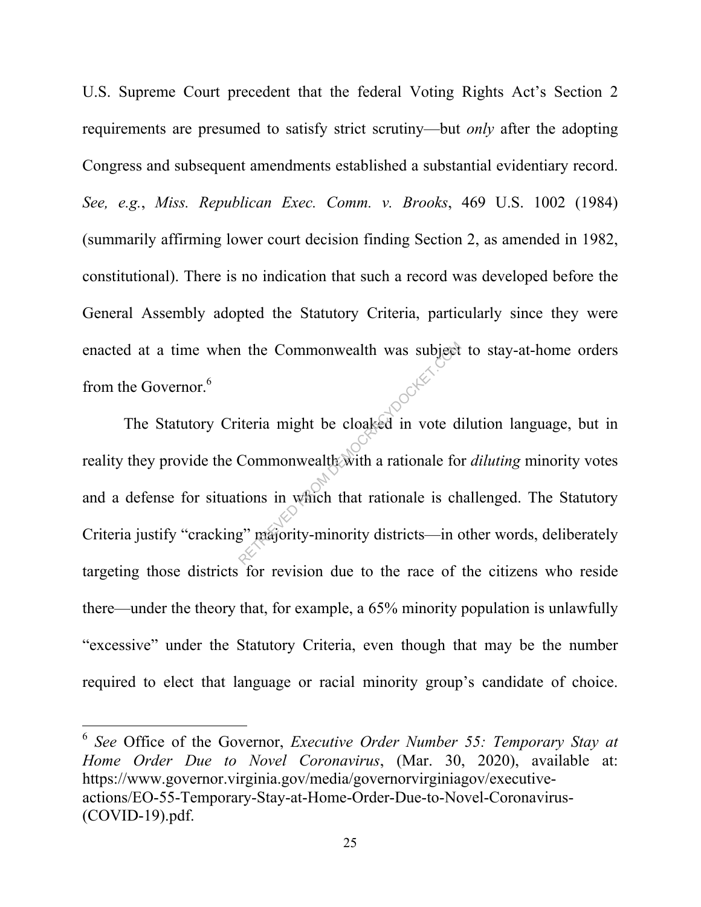U.S. Supreme Court precedent that the federal Voting Rights Act's Section 2 requirements are presumed to satisfy strict scrutiny—but *only* after the adopting Congress and subsequent amendments established a substantial evidentiary record. *See, e.g.*, *Miss. Republican Exec. Comm. v. Brooks*, 469 U.S. 1002 (1984) (summarily affirming lower court decision finding Section 2, as amended in 1982, constitutional). There is no indication that such a record was developed before the General Assembly adopted the Statutory Criteria, particularly since they were enacted at a time when the Commonwealth was subject to stay-at-home orders from the Governor.[6]

The Statutory Criteria might be cloaked in vote dilution language, but in reality they provide the Commonwealth with a rationale for *diluting* minority votes and a defense for situations in which that rationale is challenged. The Statutory Criteria justify "cracking" majority-minority districts—in other words, deliberately targeting those districts for revision due to the race of the citizens who reside there—under the theory that, for example, a 65% minority population is unlawfully "excessive" under the Statutory Criteria, even though that may be the number required to elect that language or racial minority group's candidate of choice.

[6] *See* Office of the Governor, *Executive Order Number 55: Temporary Stay at Home Order Due to Novel Coronavirus*, (Mar. 30, 2020), available at: https://www.governor.virginia.gov/media/governorvirginiagov/executive-actions/EO-55-Temporary-Stay-at-Home-Order-Due-to-Novel-Coronavirus-(COVID-19).pdf.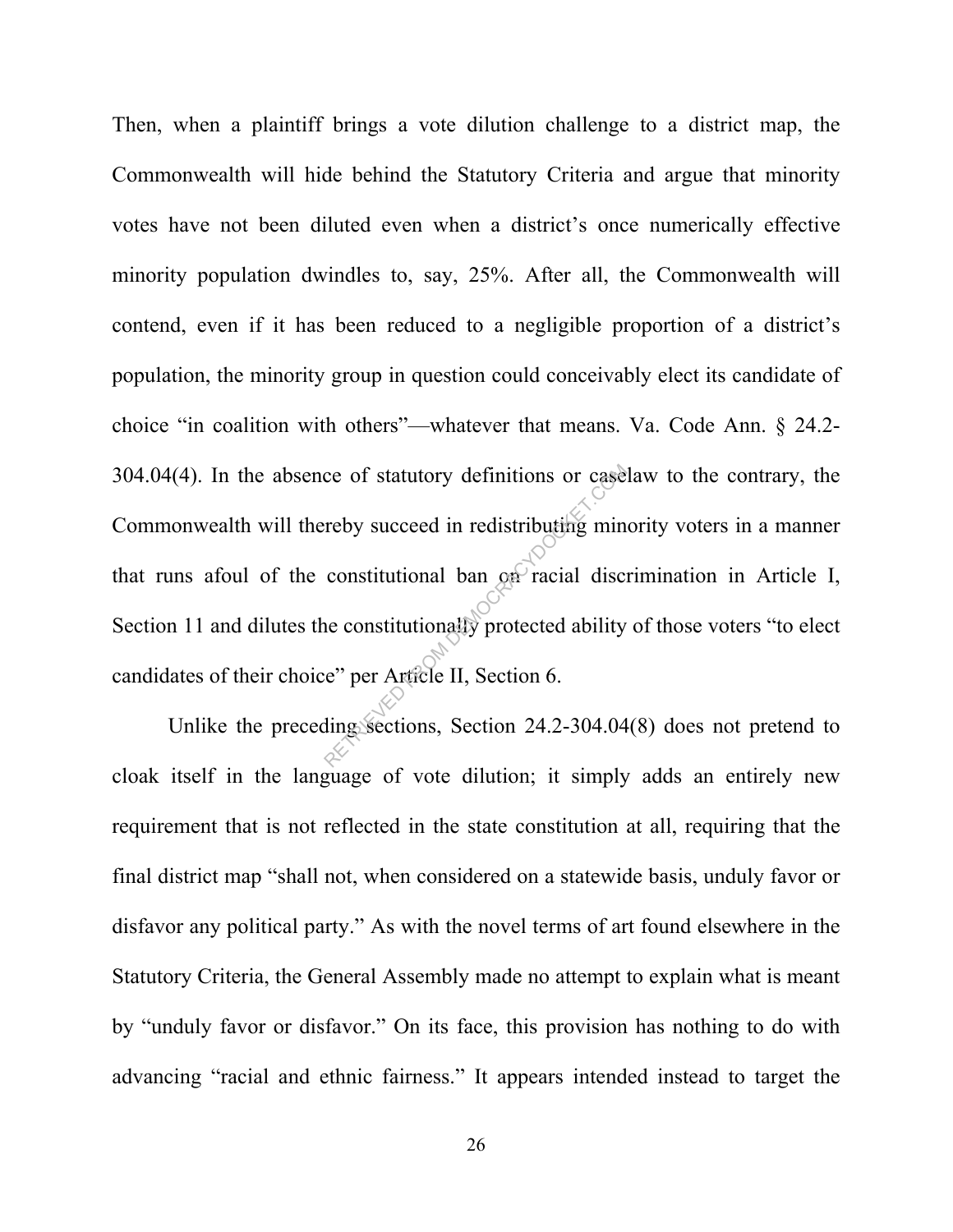Then, when a plaintiff brings a vote dilution challenge to a district map, the Commonwealth will hide behind the Statutory Criteria and argue that minority votes have not been diluted even when a district's once numerically effective minority population dwindles to, say, 25%. After all, the Commonwealth will contend, even if it has been reduced to a negligible proportion of a district's population, the minority group in question could conceivably elect its candidate of choice "in coalition with others"—whatever that means. Va. Code Ann. § 24.2-304.04(4). In the absence of statutory definitions or caselaw to the contrary, the Commonwealth will thereby succeed in redistributing minority voters in a manner that runs afoul of the constitutional ban on racial discrimination in Article I, Section 11 and dilutes the constitutionally protected ability of those voters "to elect candidates of their choice" per Article II, Section 6.

Unlike the preceding sections, Section 24.2-304.04(8) does not pretend to cloak itself in the language of vote dilution; it simply adds an entirely new requirement that is not reflected in the state constitution at all, requiring that the final district map "shall not, when considered on a statewide basis, unduly favor or disfavor any political party." As with the novel terms of art found elsewhere in the Statutory Criteria, the General Assembly made no attempt to explain what is meant by "unduly favor or disfavor." On its face, this provision has nothing to do with advancing "racial and ethnic fairness." It appears intended instead to target the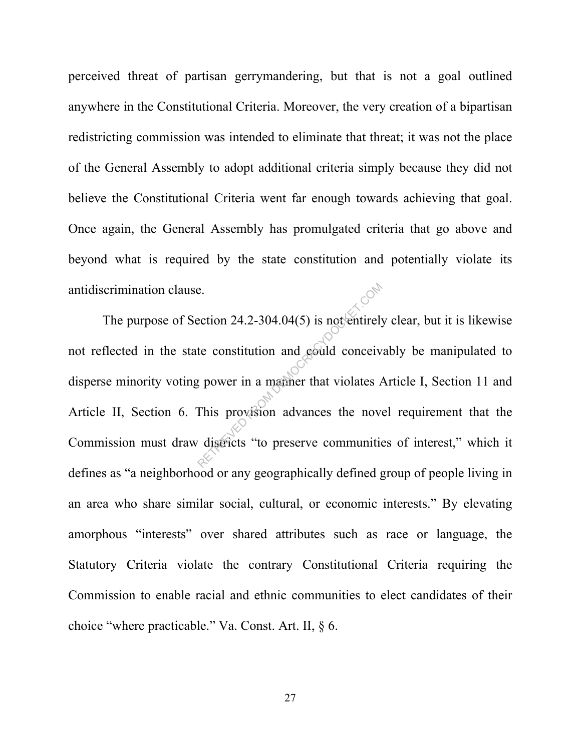perceived threat of partisan gerrymandering, but that is not a goal outlined anywhere in the Constitutional Criteria. Moreover, the very creation of a bipartisan redistricting commission was intended to eliminate that threat; it was not the place of the General Assembly to adopt additional criteria simply because they did not believe the Constitutional Criteria went far enough towards achieving that goal. Once again, the General Assembly has promulgated criteria that go above and beyond what is required by the state constitution and potentially violate its antidiscrimination clause.

The purpose of Section 24.2-304.04(5) is not entirely clear, but it is likewise not reflected in the state constitution and could conceivably be manipulated to disperse minority voting power in a manner that violates Article I, Section 11 and Article II, Section 6. This provision advances the novel requirement that the Commission must draw districts "to preserve communities of interest," which it defines as "a neighborhood or any geographically defined group of people living in an area who share similar social, cultural, or economic interests." By elevating amorphous "interests" over shared attributes such as race or language, the Statutory Criteria violate the contrary Constitutional Criteria requiring the Commission to enable racial and ethnic communities to elect candidates of their choice "where practicable." Va. Const. Art. II, § 6.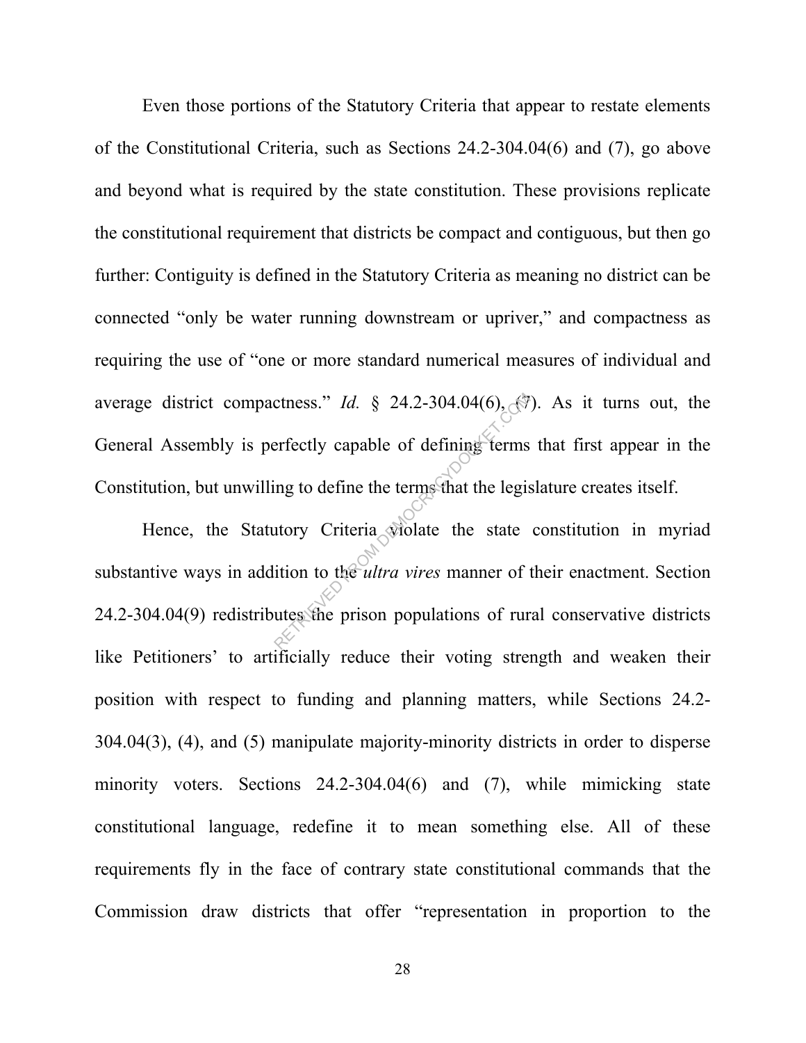Even those portions of the Statutory Criteria that appear to restate elements of the Constitutional Criteria, such as Sections 24.2-304.04(6) and (7), go above and beyond what is required by the state constitution. These provisions replicate the constitutional requirement that districts be compact and contiguous, but then go further: Contiguity is defined in the Statutory Criteria as meaning no district can be connected "only be water running downstream or upriver," and compactness as requiring the use of "one or more standard numerical measures of individual and average district compactness." *Id.* § 24.2-304.04(6), (7). As it turns out, the General Assembly is perfectly capable of defining terms that first appear in the Constitution, but unwilling to define the terms that the legislature creates itself.

Hence, the Statutory Criteria violate the state constitution in myriad substantive ways in addition to the *ultra vires* manner of their enactment. Section 24.2-304.04(9) redistributes the prison populations of rural conservative districts like Petitioners' to artificially reduce their voting strength and weaken their position with respect to funding and planning matters, while Sections 24.2-304.04(3), (4), and (5) manipulate majority-minority districts in order to disperse minority voters. Sections 24.2-304.04(6) and (7), while mimicking state constitutional language, redefine it to mean something else. All of these requirements fly in the face of contrary state constitutional commands that the Commission draw districts that offer "representation in proportion to the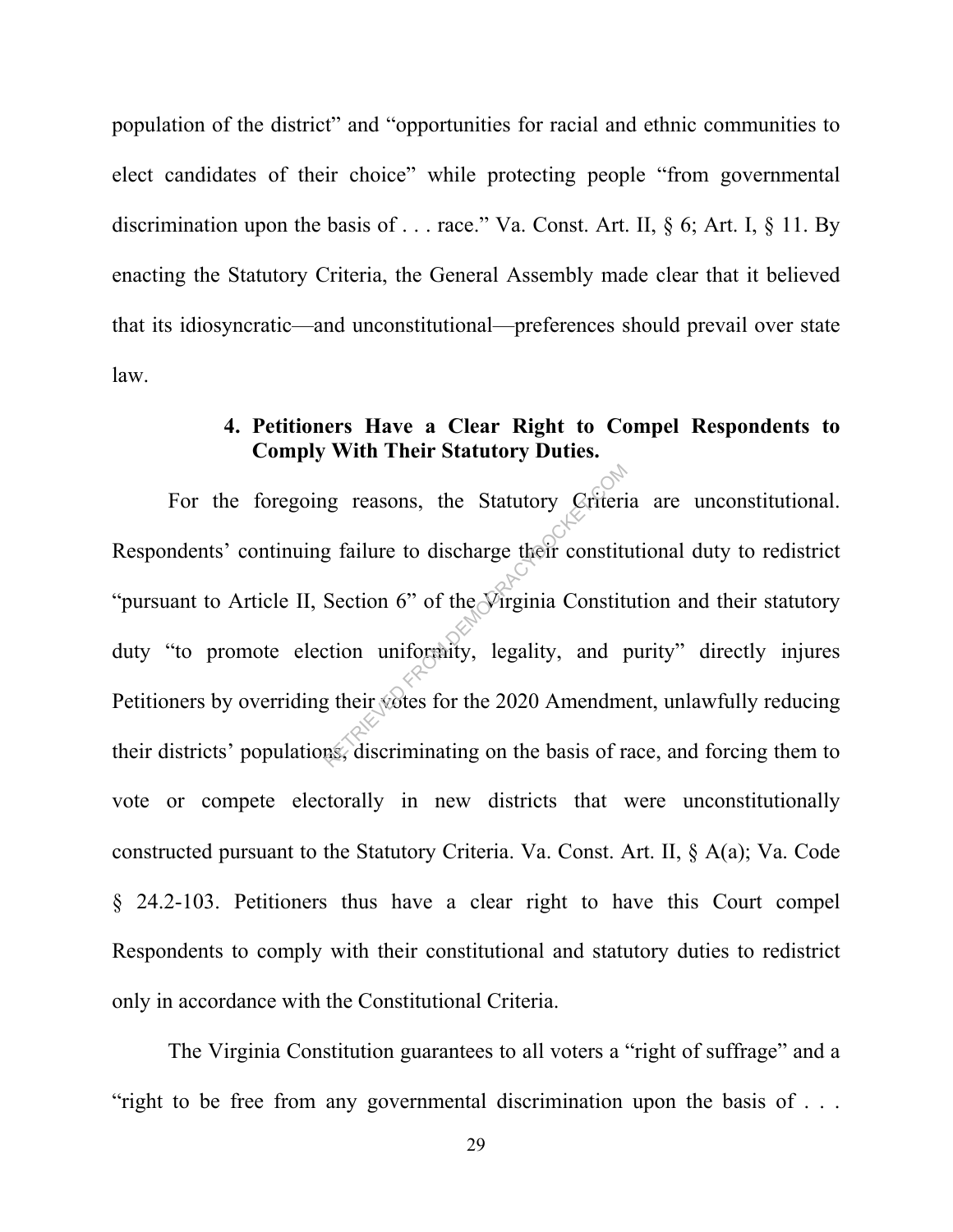population of the district" and "opportunities for racial and ethnic communities to elect candidates of their choice" while protecting people "from governmental discrimination upon the basis of . . . race." Va. Const. Art. II, § 6; Art. I, § 11. By enacting the Statutory Criteria, the General Assembly made clear that it believed that its idiosyncratic—and unconstitutional—preferences should prevail over state law.

#### 4. Petitioners Have a Clear Right to Compel Respondents to Comply With Their Statutory Duties.

For the foregoing reasons, the Statutory Criteria are unconstitutional. Respondents' continuing failure to discharge their constitutional duty to redistrict "pursuant to Article II, Section 6" of the Virginia Constitution and their statutory duty "to promote election uniformity, legality, and purity" directly injures Petitioners by overriding their votes for the 2020 Amendment, unlawfully reducing their districts' populations, discriminating on the basis of race, and forcing them to vote or compete electorally in new districts that were unconstitutionally constructed pursuant to the Statutory Criteria. Va. Const. Art. II, § A(a); Va. Code § 24.2-103. Petitioners thus have a clear right to have this Court compel Respondents to comply with their constitutional and statutory duties to redistrict only in accordance with the Constitutional Criteria.

The Virginia Constitution guarantees to all voters a "right of suffrage" and a "right to be free from any governmental discrimination upon the basis of . . .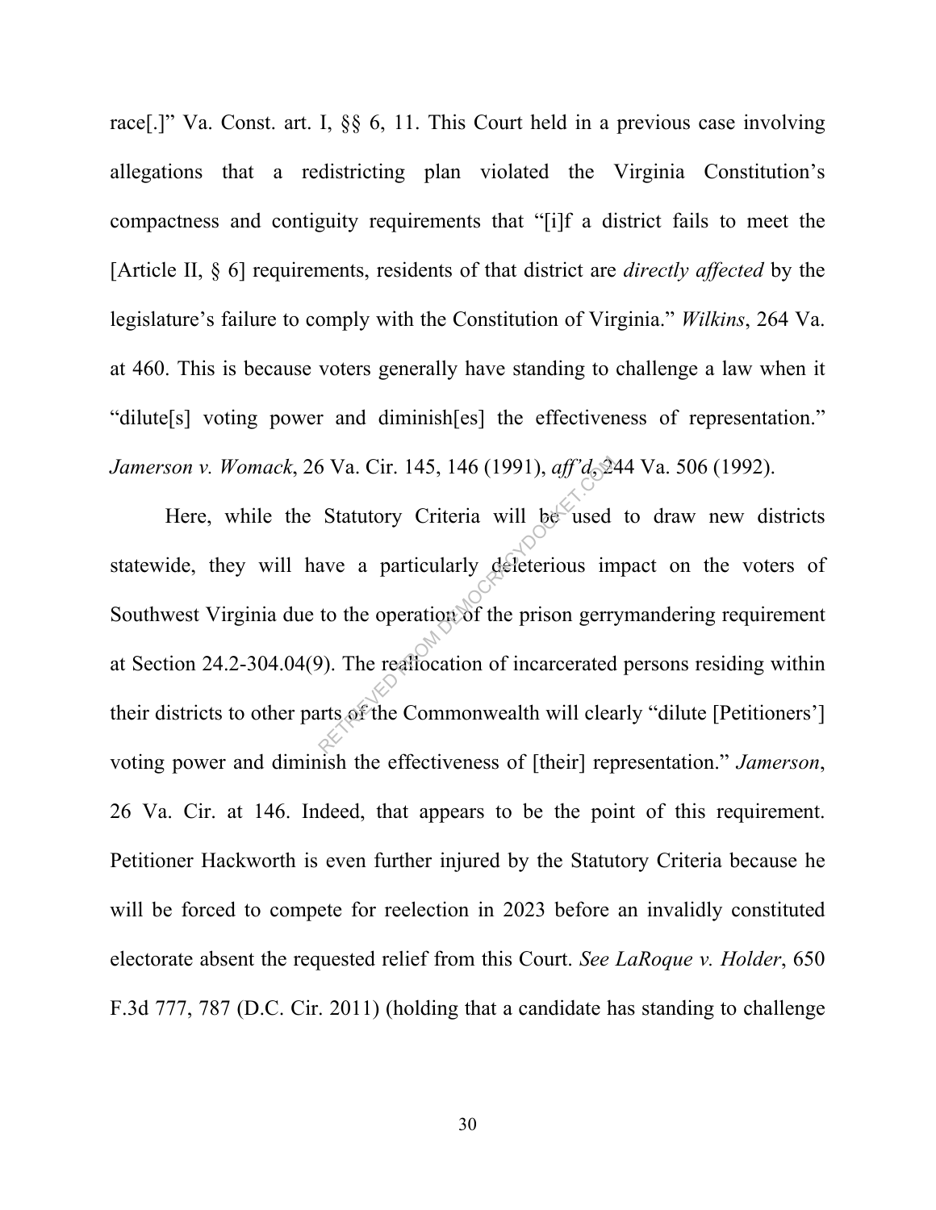race[.]" Va. Const. art. I, §§ 6, 11. This Court held in a previous case involving allegations that a redistricting plan violated the Virginia Constitution's compactness and contiguity requirements that "[i]f a district fails to meet the [Article II, § 6] requirements, residents of that district are *directly affected* by the legislature's failure to comply with the Constitution of Virginia." *Wilkins*, 264 Va. at 460. This is because voters generally have standing to challenge a law when it "dilute[s] voting power and diminish[es] the effectiveness of representation." *Jamerson v. Womack*, 26 Va. Cir. 145, 146 (1991), *aff'd*, 244 Va. 506 (1992).

Here, while the Statutory Criteria will be used to draw new districts statewide, they will have a particularly deleterious impact on the voters of Southwest Virginia due to the operation of the prison gerrymandering requirement at Section 24.2-304.04(9). The reallocation of incarcerated persons residing within their districts to other parts of the Commonwealth will clearly "dilute [Petitioners'] voting power and diminish the effectiveness of [their] representation." *Jamerson*, 26 Va. Cir. at 146. Indeed, that appears to be the point of this requirement. Petitioner Hackworth is even further injured by the Statutory Criteria because he will be forced to compete for reelection in 2023 before an invalidly constituted electorate absent the requested relief from this Court. *See LaRoque v. Holder*, 650 F.3d 777, 787 (D.C. Cir. 2011) (holding that a candidate has standing to challenge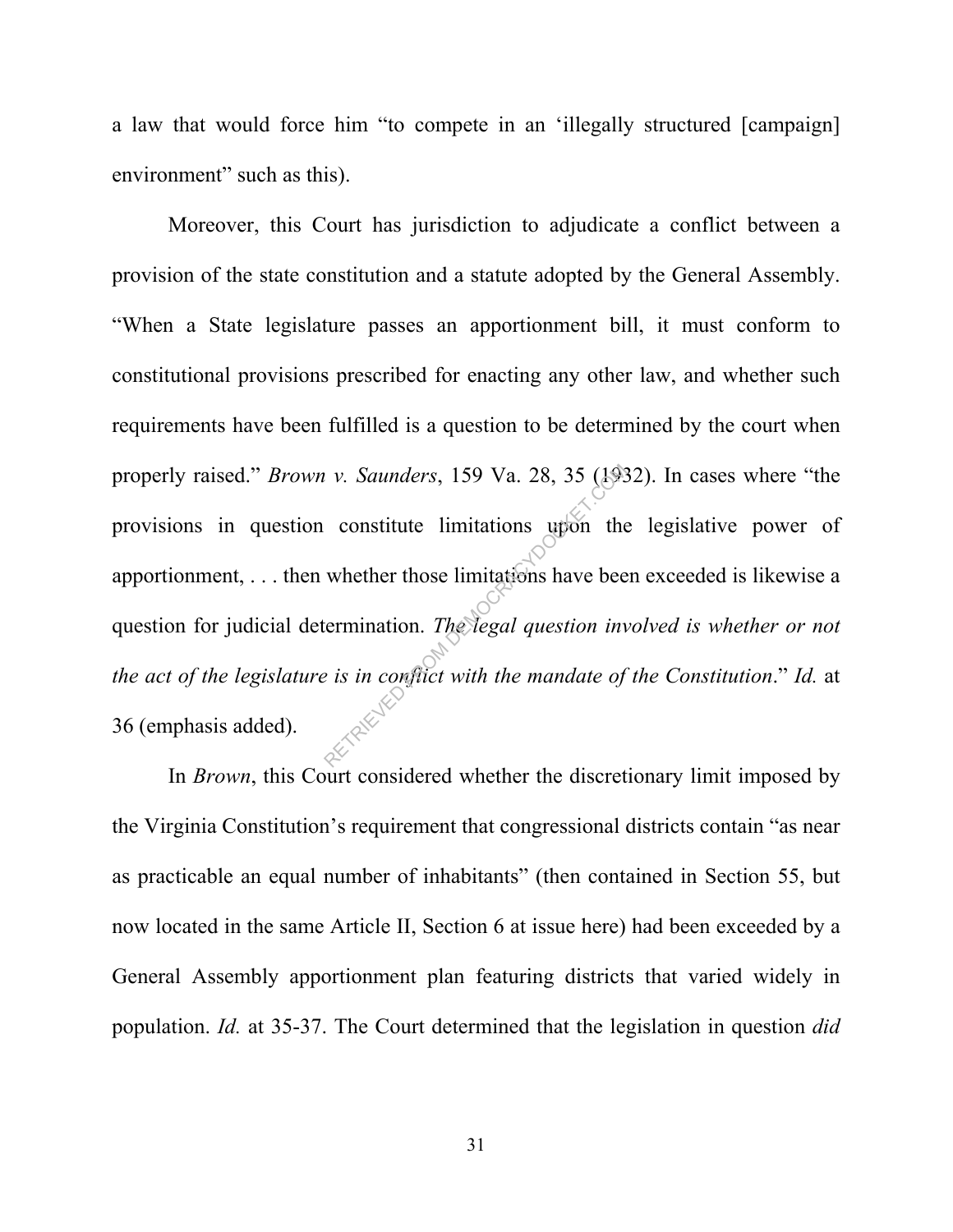a law that would force him "to compete in an 'illegally structured [campaign] environment" such as this).

Moreover, this Court has jurisdiction to adjudicate a conflict between a provision of the state constitution and a statute adopted by the General Assembly. "When a State legislature passes an apportionment bill, it must conform to constitutional provisions prescribed for enacting any other law, and whether such requirements have been fulfilled is a question to be determined by the court when properly raised." *Brown v. Saunders*, 159 Va. 28, 35 (1932). In cases where "the provisions in question constitute limitations upon the legislative power of apportionment, . . . then whether those limitations have been exceeded is likewise a question for judicial determination. *The legal question involved is whether or not the act of the legislature is in conflict with the mandate of the Constitution*." *Id.* at 36 (emphasis added).

In *Brown*, this Court considered whether the discretionary limit imposed by the Virginia Constitution's requirement that congressional districts contain "as near as practicable an equal number of inhabitants" (then contained in Section 55, but now located in the same Article II, Section 6 at issue here) had been exceeded by a General Assembly apportionment plan featuring districts that varied widely in population. *Id.* at 35-37. The Court determined that the legislation in question *did*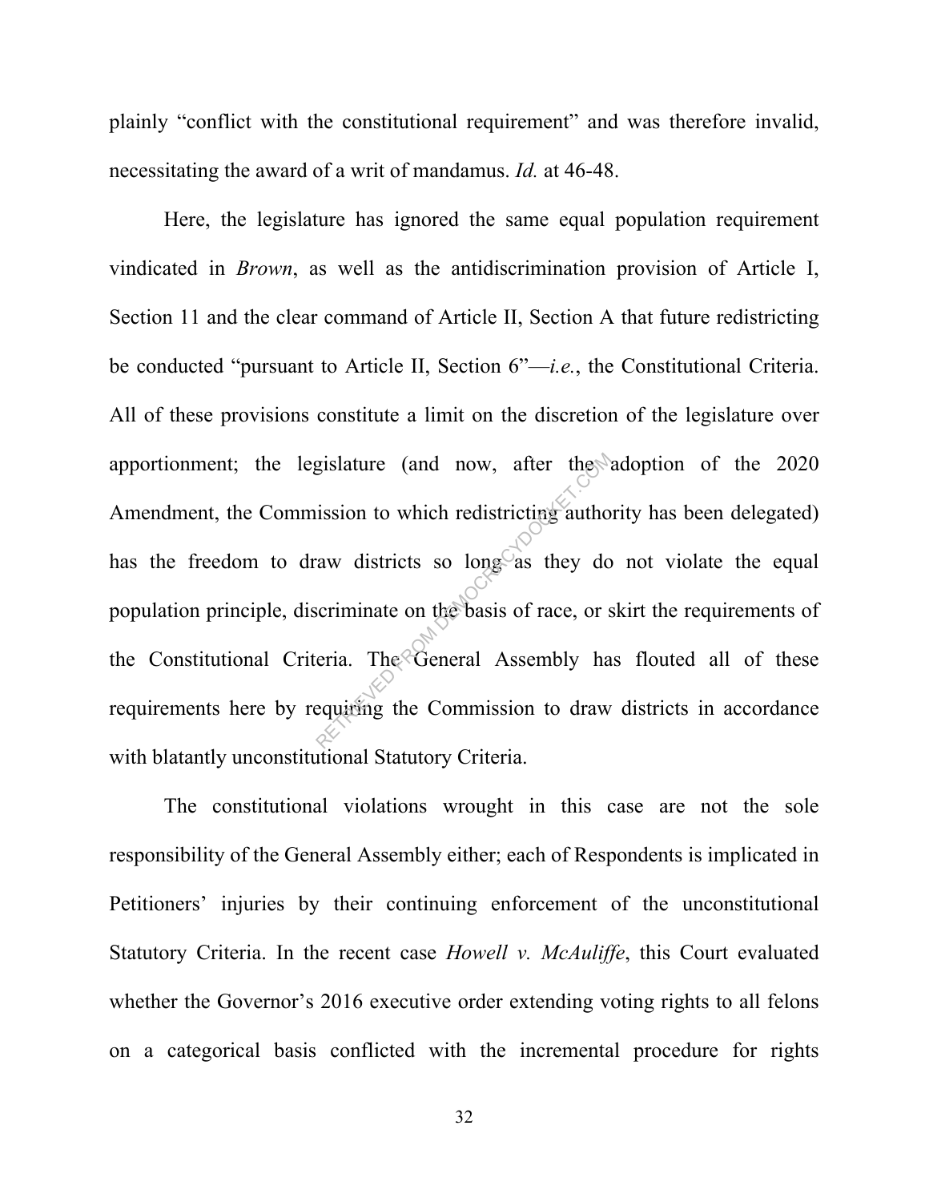plainly "conflict with the constitutional requirement" and was therefore invalid, necessitating the award of a writ of mandamus. *Id.* at 46-48.

Here, the legislature has ignored the same equal population requirement vindicated in *Brown*, as well as the antidiscrimination provision of Article I, Section 11 and the clear command of Article II, Section A that future redistricting be conducted "pursuant to Article II, Section 6"—*i.e.*, the Constitutional Criteria. All of these provisions constitute a limit on the discretion of the legislature over apportionment; the legislature (and now, after the adoption of the 2020 Amendment, the Commission to which redistricting authority has been delegated) has the freedom to draw districts so long as they do not violate the equal population principle, discriminate on the basis of race, or skirt the requirements of the Constitutional Criteria. The General Assembly has flouted all of these requirements here by requiring the Commission to draw districts in accordance with blatantly unconstitutional Statutory Criteria.

The constitutional violations wrought in this case are not the sole responsibility of the General Assembly either; each of Respondents is implicated in Petitioners' injuries by their continuing enforcement of the unconstitutional Statutory Criteria. In the recent case *Howell v. McAuliffe*, this Court evaluated whether the Governor's 2016 executive order extending voting rights to all felons on a categorical basis conflicted with the incremental procedure for rights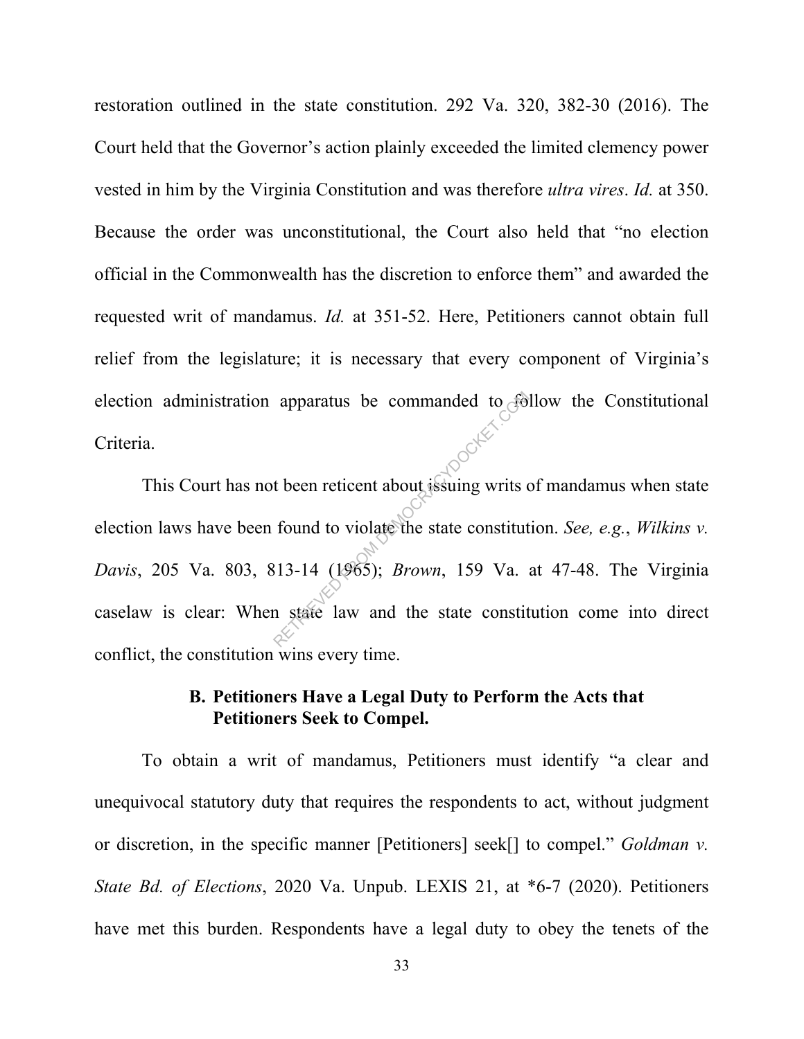restoration outlined in the state constitution. 292 Va. 320, 382-30 (2016). The Court held that the Governor's action plainly exceeded the limited clemency power vested in him by the Virginia Constitution and was therefore *ultra vires*. *Id.* at 350. Because the order was unconstitutional, the Court also held that "no election official in the Commonwealth has the discretion to enforce them" and awarded the requested writ of mandamus. *Id.* at 351-52. Here, Petitioners cannot obtain full relief from the legislature; it is necessary that every component of Virginia's election administration apparatus be commanded to follow the Constitutional Criteria.

This Court has not been reticent about issuing writs of mandamus when state election laws have been found to violate the state constitution. *See, e.g.*, *Wilkins v. Davis*, 205 Va. 803, 813-14 (1965); *Brown*, 159 Va. at 47-48. The Virginia caselaw is clear: When state law and the state constitution come into direct conflict, the constitution wins every time.

### B. Petitioners Have a Legal Duty to Perform the Acts that Petitioners Seek to Compel.

To obtain a writ of mandamus, Petitioners must identify "a clear and unequivocal statutory duty that requires the respondents to act, without judgment or discretion, in the specific manner [Petitioners] seek[] to compel." *Goldman v. State Bd. of Elections*, 2020 Va. Unpub. LEXIS 21, at *6-7 (2020). Petitioners have met this burden. Respondents have a legal duty to obey the tenets of the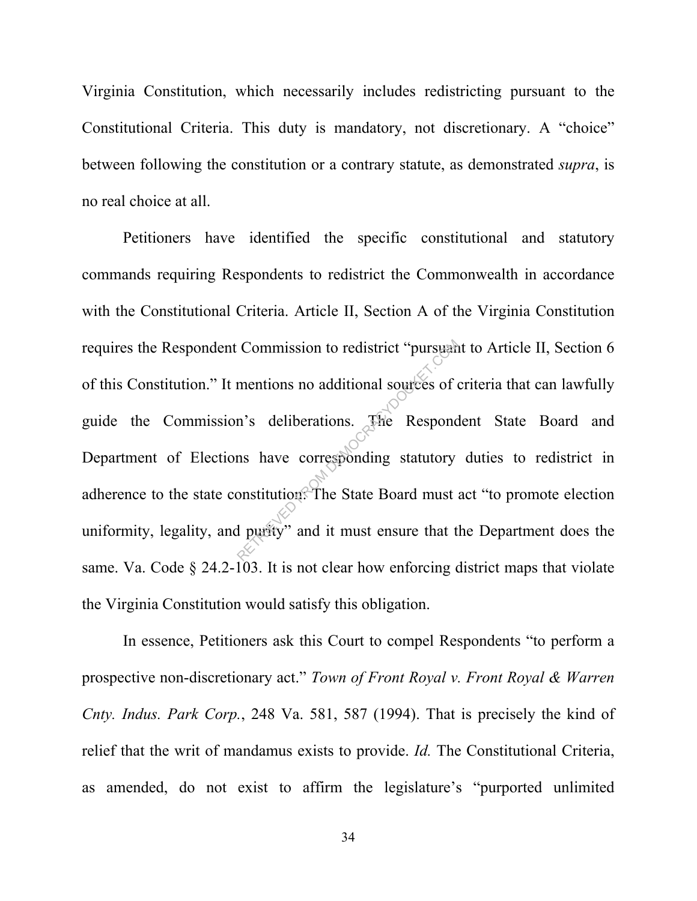Virginia Constitution, which necessarily includes redistricting pursuant to the Constitutional Criteria. This duty is mandatory, not discretionary. A "choice" between following the constitution or a contrary statute, as demonstrated *supra*, is no real choice at all.

Petitioners have identified the specific constitutional and statutory commands requiring Respondents to redistrict the Commonwealth in accordance with the Constitutional Criteria. Article II, Section A of the Virginia Constitution requires the Respondent Commission to redistrict "pursuant to Article II, Section 6 of this Constitution." It mentions no additional sources of criteria that can lawfully guide the Commission's deliberations. The Respondent State Board and Department of Elections have corresponding statutory duties to redistrict in adherence to the state constitution. The State Board must act "to promote election uniformity, legality, and purity" and it must ensure that the Department does the same. Va. Code § 24.2-103. It is not clear how enforcing district maps that violate the Virginia Constitution would satisfy this obligation.

In essence, Petitioners ask this Court to compel Respondents "to perform a prospective non-discretionary act." *Town of Front Royal v. Front Royal & Warren Cnty. Indus. Park Corp.*, 248 Va. 581, 587 (1994). That is precisely the kind of relief that the writ of mandamus exists to provide. *Id.* The Constitutional Criteria, as amended, do not exist to affirm the legislature's "purported unlimited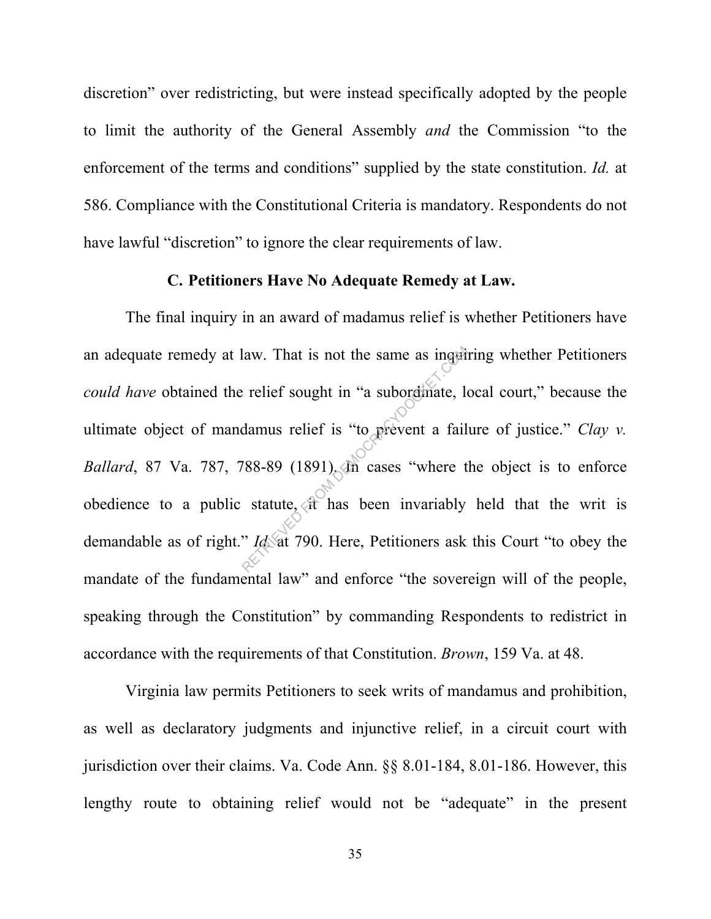discretion" over redistricting, but were instead specifically adopted by the people to limit the authority of the General Assembly *and* the Commission "to the enforcement of the terms and conditions" supplied by the state constitution. *Id.* at 586. Compliance with the Constitutional Criteria is mandatory. Respondents do not have lawful "discretion" to ignore the clear requirements of law.

### C. Petitioners Have No Adequate Remedy at Law.

The final inquiry in an award of madamus relief is whether Petitioners have an adequate remedy at law. That is not the same as inquiring whether Petitioners *could have* obtained the relief sought in "a subordinate, local court," because the ultimate object of mandamus relief is "to prevent a failure of justice." *Clay v. Ballard*, 87 Va. 787, 788-89 (1891). In cases "where the object is to enforce obedience to a public statute, it has been invariably held that the writ is demandable as of right." *Id.* at 790. Here, Petitioners ask this Court "to obey the mandate of the fundamental law" and enforce "the sovereign will of the people, speaking through the Constitution" by commanding Respondents to redistrict in accordance with the requirements of that Constitution. *Brown*, 159 Va. at 48.

Virginia law permits Petitioners to seek writs of mandamus and prohibition, as well as declaratory judgments and injunctive relief, in a circuit court with jurisdiction over their claims. Va. Code Ann. §§ 8.01-184, 8.01-186. However, this lengthy route to obtaining relief would not be "adequate" in the present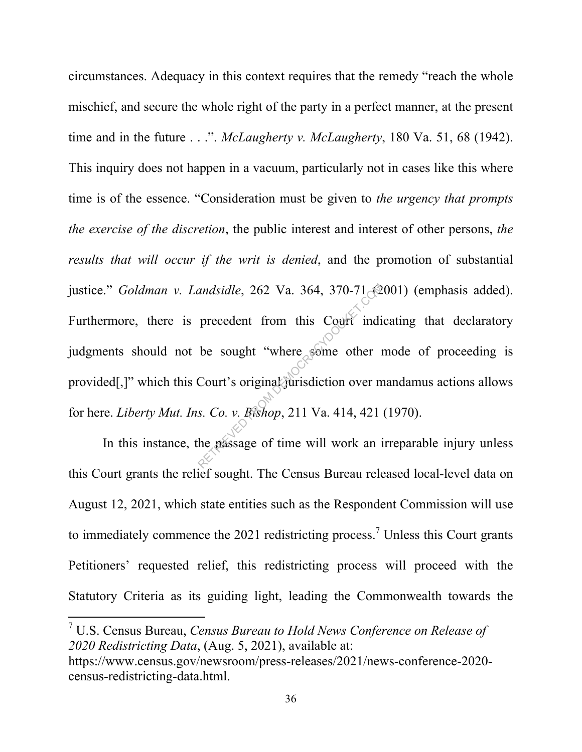circumstances. Adequacy in this context requires that the remedy "reach the whole mischief, and secure the whole right of the party in a perfect manner, at the present time and in the future . . .". *McLaugherty v. McLaugherty*, 180 Va. 51, 68 (1942). This inquiry does not happen in a vacuum, particularly not in cases like this where time is of the essence. "Consideration must be given to *the urgency that prompts the exercise of the discretion*, the public interest and interest of other persons, *the results that will occur if the writ is denied*, and the promotion of substantial justice." *Goldman v. Landsidle*, 262 Va. 364, 370-71 (2001) (emphasis added). Furthermore, there is precedent from this Court indicating that declaratory judgments should not be sought "where some other mode of proceeding is provided[,]" which this Court's original jurisdiction over mandamus actions allows for here. *Liberty Mut. Ins. Co. v. Bishop*, 211 Va. 414, 421 (1970).

In this instance, the passage of time will work an irreparable injury unless this Court grants the relief sought. The Census Bureau released local-level data on August 12, 2021, which state entities such as the Respondent Commission will use to immediately commence the 2021 redistricting process.[7] Unless this Court grants Petitioners' requested relief, this redistricting process will proceed with the Statutory Criteria as its guiding light, leading the Commonwealth towards the

---

[7] U.S. Census Bureau, *Census Bureau to Hold News Conference on Release of 2020 Redistricting Data*, (Aug. 5, 2021), available at: https://www.census.gov/newsroom/press-releases/2021/news-conference-2020-census-redistricting-data.html.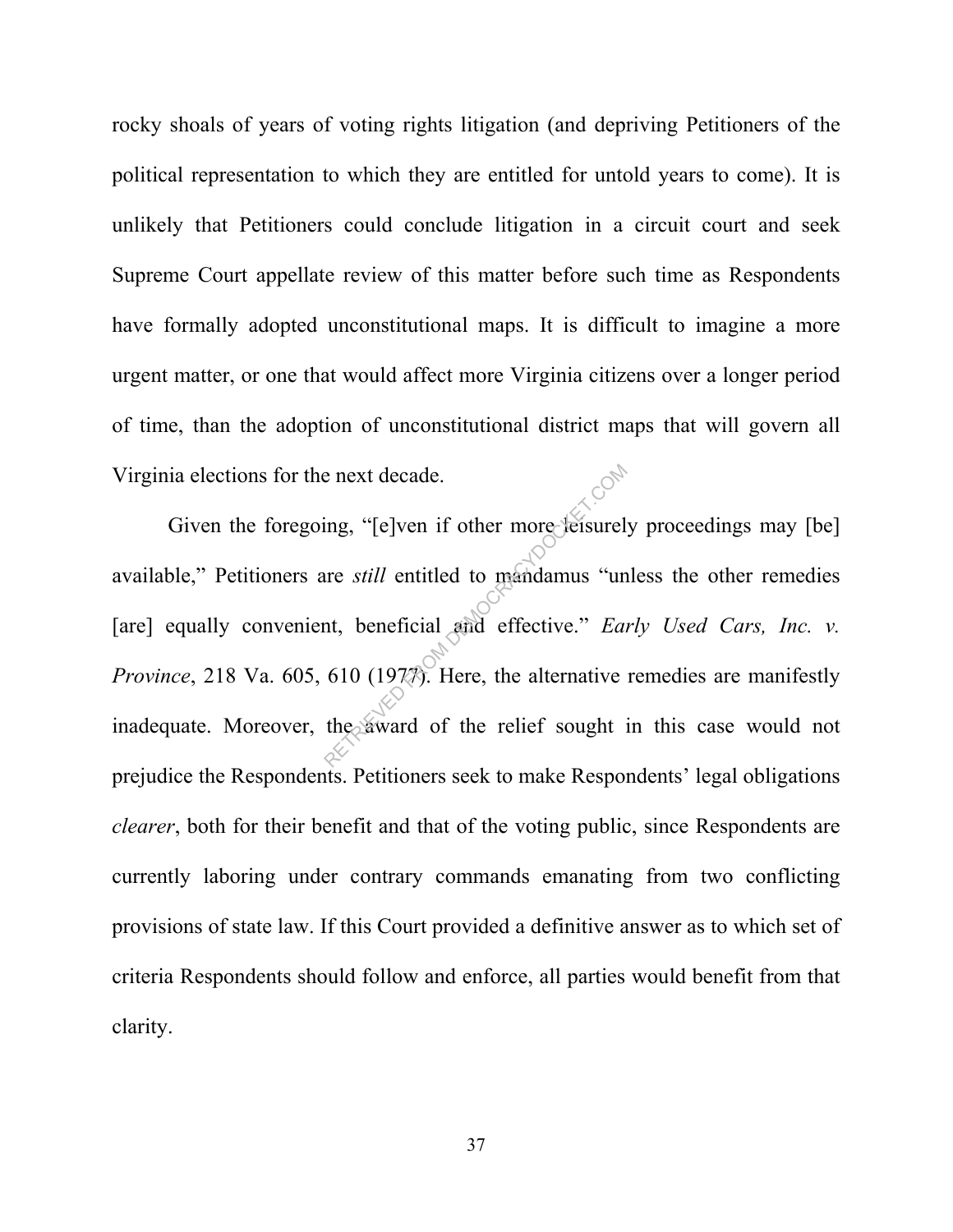rocky shoals of years of voting rights litigation (and depriving Petitioners of the political representation to which they are entitled for untold years to come). It is unlikely that Petitioners could conclude litigation in a circuit court and seek Supreme Court appellate review of this matter before such time as Respondents have formally adopted unconstitutional maps. It is difficult to imagine a more urgent matter, or one that would affect more Virginia citizens over a longer period of time, than the adoption of unconstitutional district maps that will govern all Virginia elections for the next decade.

Given the foregoing, "[e]ven if other more leisurely proceedings may [be] available," Petitioners are *still* entitled to mandamus "unless the other remedies [are] equally convenient, beneficial and effective." *Early Used Cars, Inc. v. Province*, 218 Va. 605, 610 (1977). Here, the alternative remedies are manifestly inadequate. Moreover, the award of the relief sought in this case would not prejudice the Respondents. Petitioners seek to make Respondents' legal obligations *clearer*, both for their benefit and that of the voting public, since Respondents are currently laboring under contrary commands emanating from two conflicting provisions of state law. If this Court provided a definitive answer as to which set of criteria Respondents should follow and enforce, all parties would benefit from that clarity.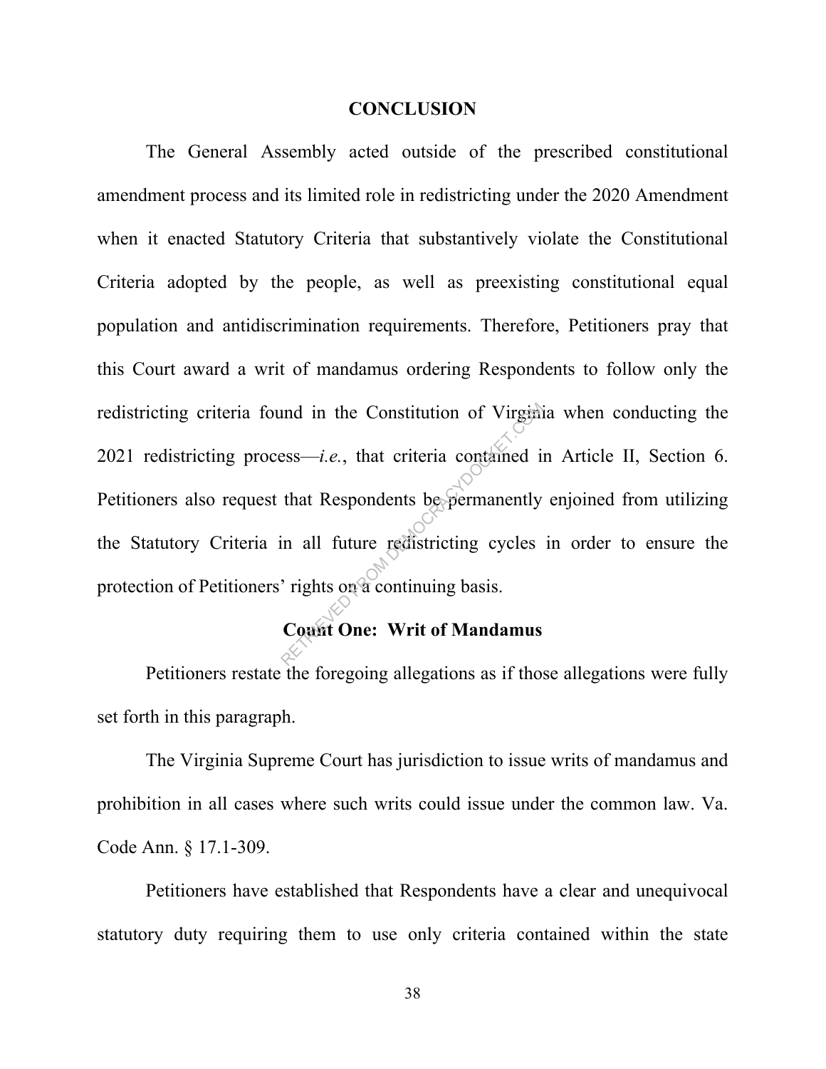## CONCLUSION

The General Assembly acted outside of the prescribed constitutional amendment process and its limited role in redistricting under the 2020 Amendment when it enacted Statutory Criteria that substantively violate the Constitutional Criteria adopted by the people, as well as preexisting constitutional equal population and antidiscrimination requirements. Therefore, Petitioners pray that this Court award a writ of mandamus ordering Respondents to follow only the redistricting criteria found in the Constitution of Virginia when conducting the 2021 redistricting process—*i.e.*, that criteria contained in Article II, Section 6. Petitioners also request that Respondents be permanently enjoined from utilizing the Statutory Criteria in all future redistricting cycles in order to ensure the protection of Petitioners' rights on a continuing basis.

### Count One: Writ of Mandamus

Petitioners restate the foregoing allegations as if those allegations were fully set forth in this paragraph.

The Virginia Supreme Court has jurisdiction to issue writs of mandamus and prohibition in all cases where such writs could issue under the common law. Va. Code Ann. § 17.1-309.

Petitioners have established that Respondents have a clear and unequivocal statutory duty requiring them to use only criteria contained within the state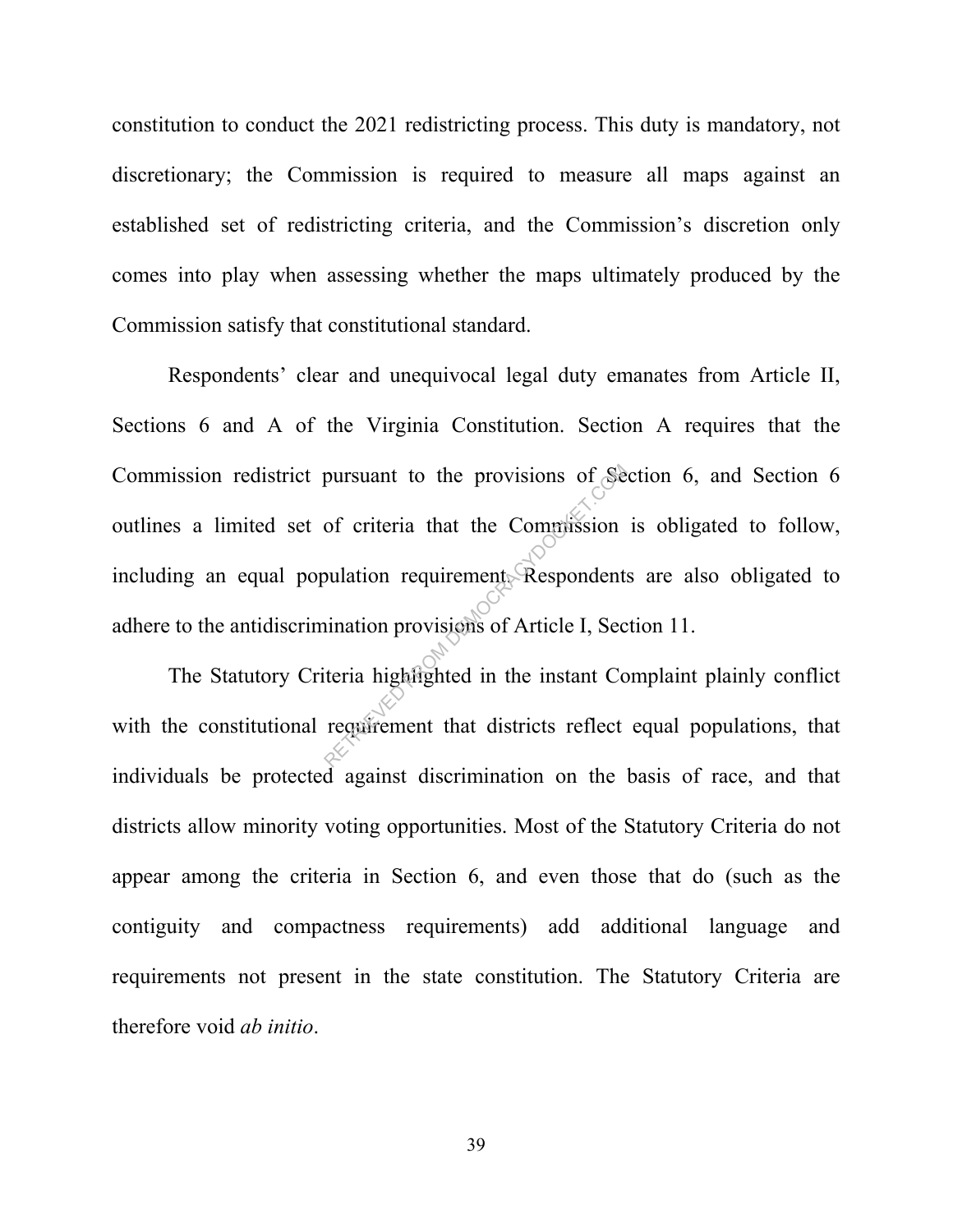constitution to conduct the 2021 redistricting process. This duty is mandatory, not discretionary; the Commission is required to measure all maps against an established set of redistricting criteria, and the Commission's discretion only comes into play when assessing whether the maps ultimately produced by the Commission satisfy that constitutional standard.

Respondents' clear and unequivocal legal duty emanates from Article II, Sections 6 and A of the Virginia Constitution. Section A requires that the Commission redistrict pursuant to the provisions of Section 6, and Section 6 outlines a limited set of criteria that the Commission is obligated to follow, including an equal population requirement. Respondents are also obligated to adhere to the antidiscrimination provisions of Article I, Section 11.

The Statutory Criteria highlighted in the instant Complaint plainly conflict with the constitutional requirement that districts reflect equal populations, that individuals be protected against discrimination on the basis of race, and that districts allow minority voting opportunities. Most of the Statutory Criteria do not appear among the criteria in Section 6, and even those that do (such as the contiguity and compactness requirements) add additional language and requirements not present in the state constitution. The Statutory Criteria are therefore void *ab initio*.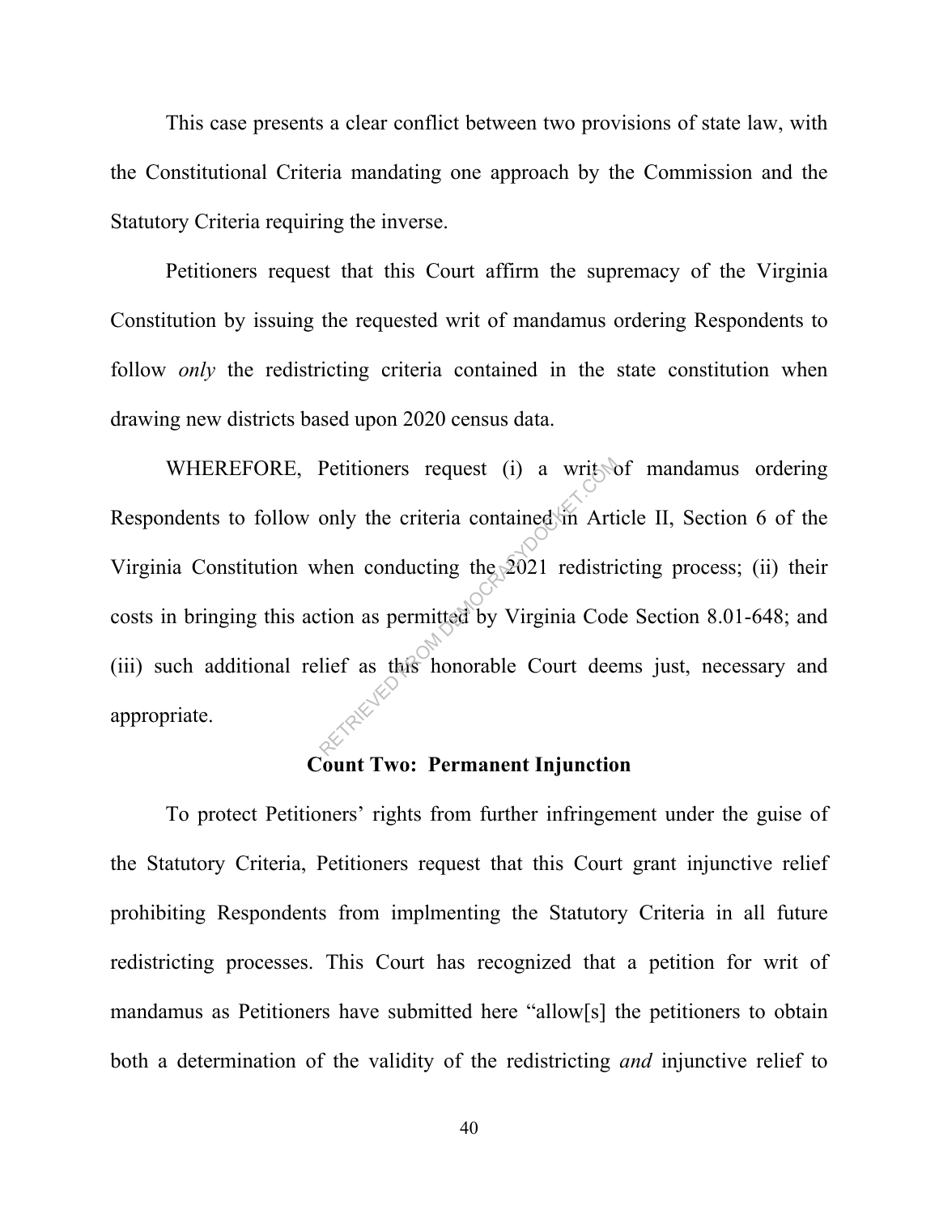This case presents a clear conflict between two provisions of state law, with the Constitutional Criteria mandating one approach by the Commission and the Statutory Criteria requiring the inverse.

Petitioners request that this Court affirm the supremacy of the Virginia Constitution by issuing the requested writ of mandamus ordering Respondents to follow *only* the redistricting criteria contained in the state constitution when drawing new districts based upon 2020 census data.

WHEREFORE, Petitioners request (i) a writ of mandamus ordering Respondents to follow only the criteria contained in Article II, Section 6 of the Virginia Constitution when conducting the 2021 redistricting process; (ii) their costs in bringing this action as permitted by Virginia Code Section 8.01-648; and (iii) such additional relief as this honorable Court deems just, necessary and appropriate.

**Count Two: Permanent Injunction**

To protect Petitioners' rights from further infringement under the guise of the Statutory Criteria, Petitioners request that this Court grant injunctive relief prohibiting Respondents from implmenting the Statutory Criteria in all future redistricting processes. This Court has recognized that a petition for writ of mandamus as Petitioners have submitted here "allow[s] the petitioners to obtain both a determination of the validity of the redistricting *and* injunctive relief to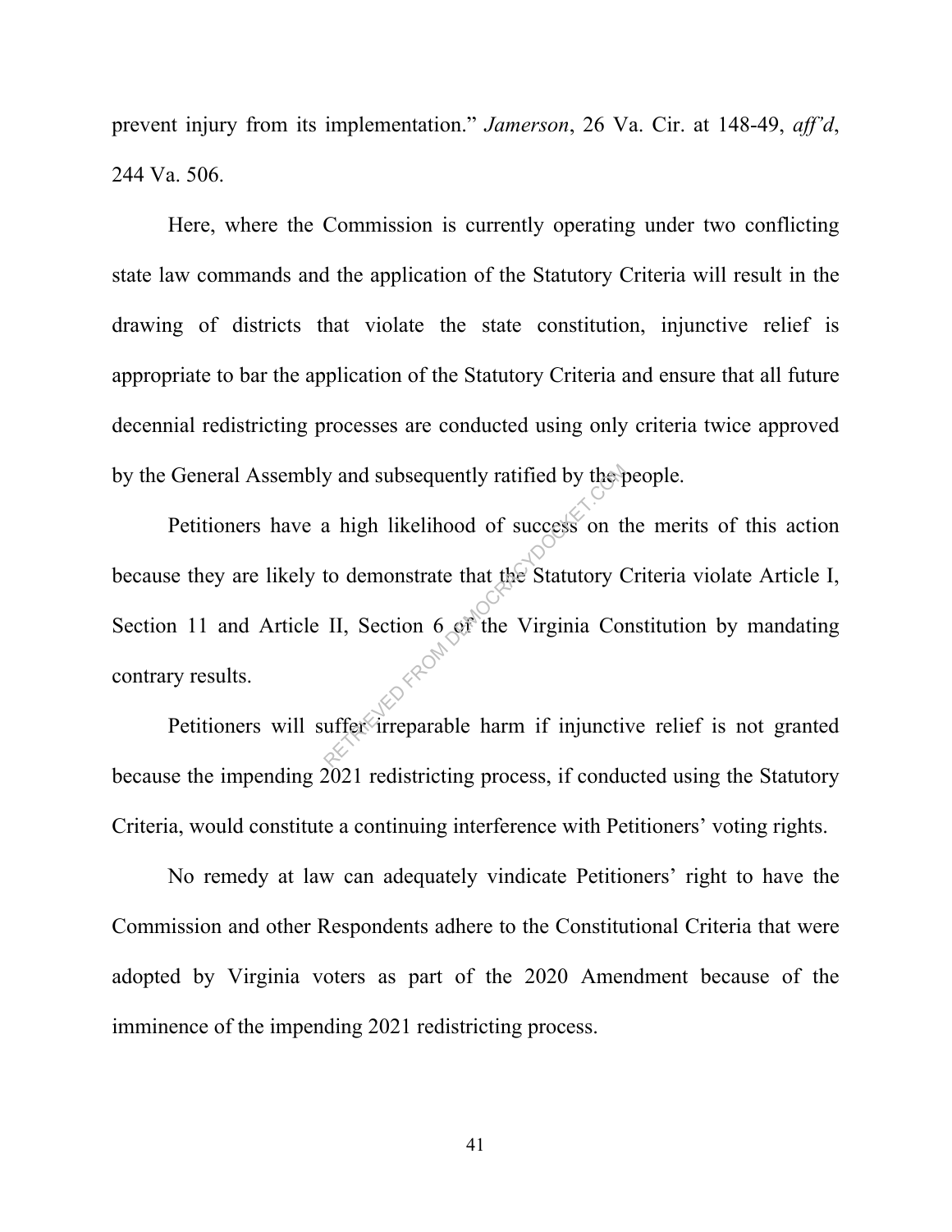prevent injury from its implementation." *Jamerson*, 26 Va. Cir. at 148-49, *aff'd*, 244 Va. 506.

Here, where the Commission is currently operating under two conflicting state law commands and the application of the Statutory Criteria will result in the drawing of districts that violate the state constitution, injunctive relief is appropriate to bar the application of the Statutory Criteria and ensure that all future decennial redistricting processes are conducted using only criteria twice approved by the General Assembly and subsequently ratified by the people.

Petitioners have a high likelihood of success on the merits of this action because they are likely to demonstrate that the Statutory Criteria violate Article I, Section 11 and Article II, Section 6 of the Virginia Constitution by mandating contrary results.

Petitioners will suffer irreparable harm if injunctive relief is not granted because the impending 2021 redistricting process, if conducted using the Statutory Criteria, would constitute a continuing interference with Petitioners' voting rights.

No remedy at law can adequately vindicate Petitioners' right to have the Commission and other Respondents adhere to the Constitutional Criteria that were adopted by Virginia voters as part of the 2020 Amendment because of the imminence of the impending 2021 redistricting process.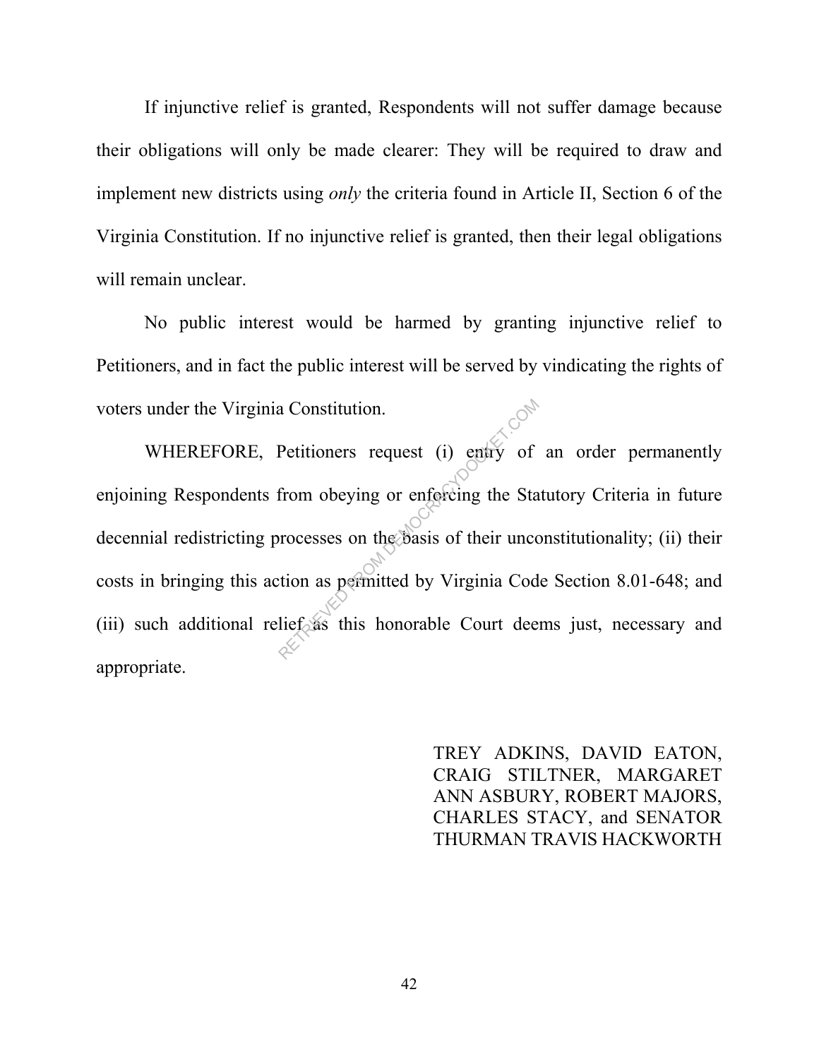If injunctive relief is granted, Respondents will not suffer damage because their obligations will only be made clearer: They will be required to draw and implement new districts using *only* the criteria found in Article II, Section 6 of the Virginia Constitution. If no injunctive relief is granted, then their legal obligations will remain unclear.

No public interest would be harmed by granting injunctive relief to Petitioners, and in fact the public interest will be served by vindicating the rights of voters under the Virginia Constitution.

WHEREFORE, Petitioners request (i) entry of an order permanently enjoining Respondents from obeying or enforcing the Statutory Criteria in future decennial redistricting processes on the basis of their unconstitutionality; (ii) their costs in bringing this action as permitted by Virginia Code Section 8.01-648; and (iii) such additional relief as this honorable Court deems just, necessary and appropriate.

TREY ADKINS, DAVID EATON, CRAIG STILTNER, MARGARET ANN ASBURY, ROBERT MAJORS, CHARLES STACY, and SENATOR THURMAN TRAVIS HACKWORTH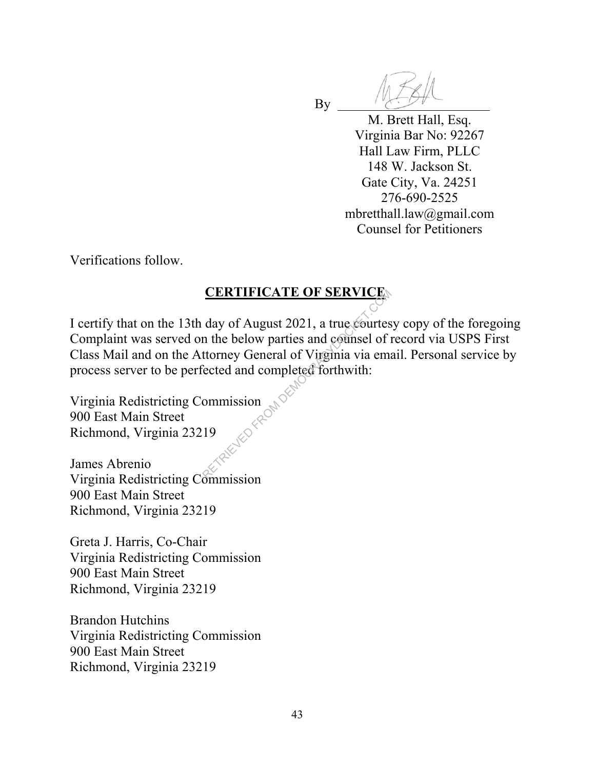By ______________________

M. Brett Hall, Esq.
Virginia Bar No: 92267
Hall Law Firm, PLLC
148 W. Jackson St.
Gate City, Va. 24251
276-690-2525
mbretthall.law@gmail.com
Counsel for Petitioners

Verifications follow.

**CERTIFICATE OF SERVICE**

I certify that on the 13th day of August 2021, a true courtesy copy of the foregoing Complaint was served on the below parties and counsel of record via USPS First Class Mail and on the Attorney General of Virginia via email. Personal service by process server to be perfected and completed forthwith:

Virginia Redistricting Commission
900 East Main Street
Richmond, Virginia 23219

James Abrenio
Virginia Redistricting Commission
900 East Main Street
Richmond, Virginia 23219

Greta J. Harris, Co-Chair
Virginia Redistricting Commission
900 East Main Street
Richmond, Virginia 23219

Brandon Hutchins
Virginia Redistricting Commission
900 East Main Street
Richmond, Virginia 23219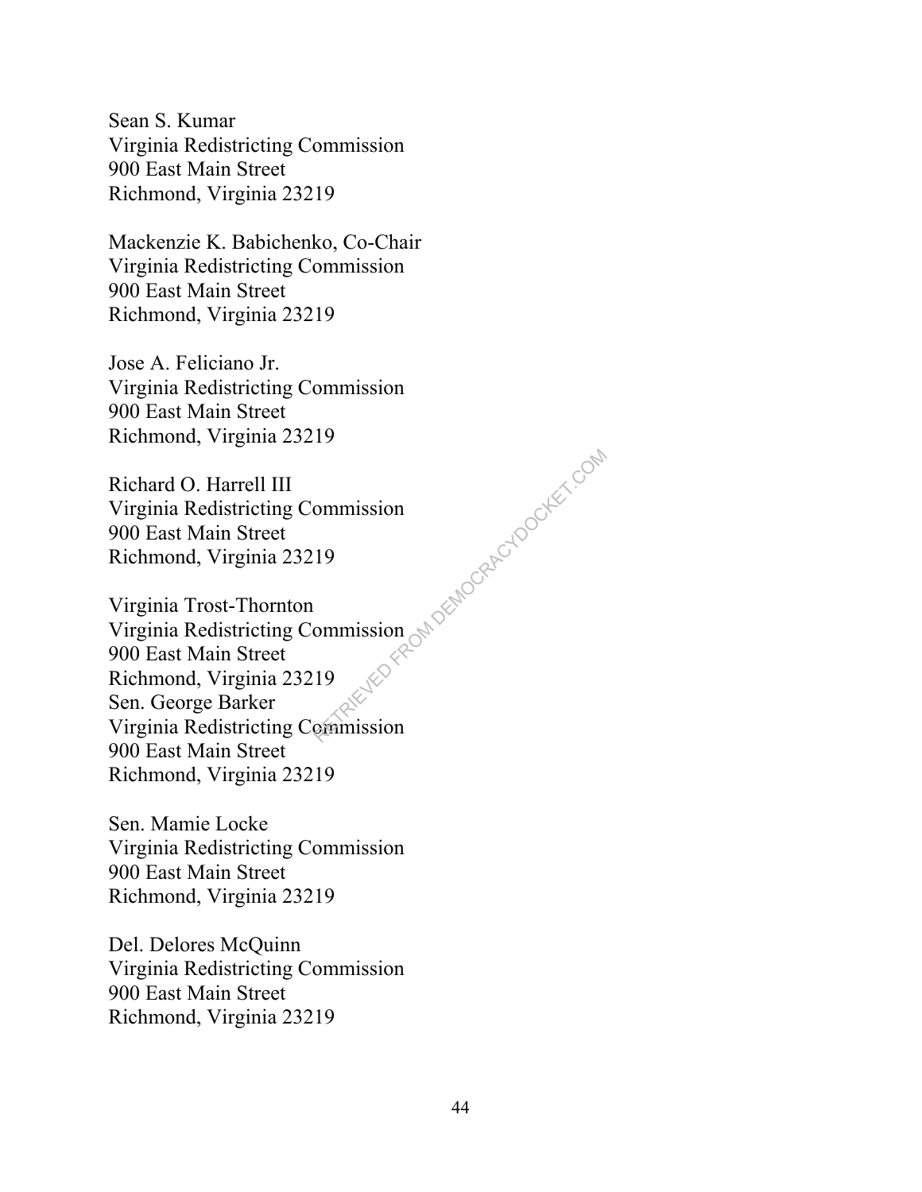Sean S. Kumar
Virginia Redistricting Commission
900 East Main Street
Richmond, Virginia 23219

Mackenzie K. Babichenko, Co-Chair
Virginia Redistricting Commission
900 East Main Street
Richmond, Virginia 23219

Jose A. Feliciano Jr.
Virginia Redistricting Commission
900 East Main Street
Richmond, Virginia 23219

Richard O. Harrell III
Virginia Redistricting Commission
900 East Main Street
Richmond, Virginia 23219

Virginia Trost-Thornton
Virginia Redistricting Commission
900 East Main Street
Richmond, Virginia 23219
Sen. George Barker
Virginia Redistricting Commission
900 East Main Street
Richmond, Virginia 23219

Sen. Mamie Locke
Virginia Redistricting Commission
900 East Main Street
Richmond, Virginia 23219

Del. Delores McQuinn
Virginia Redistricting Commission
900 East Main Street
Richmond, Virginia 23219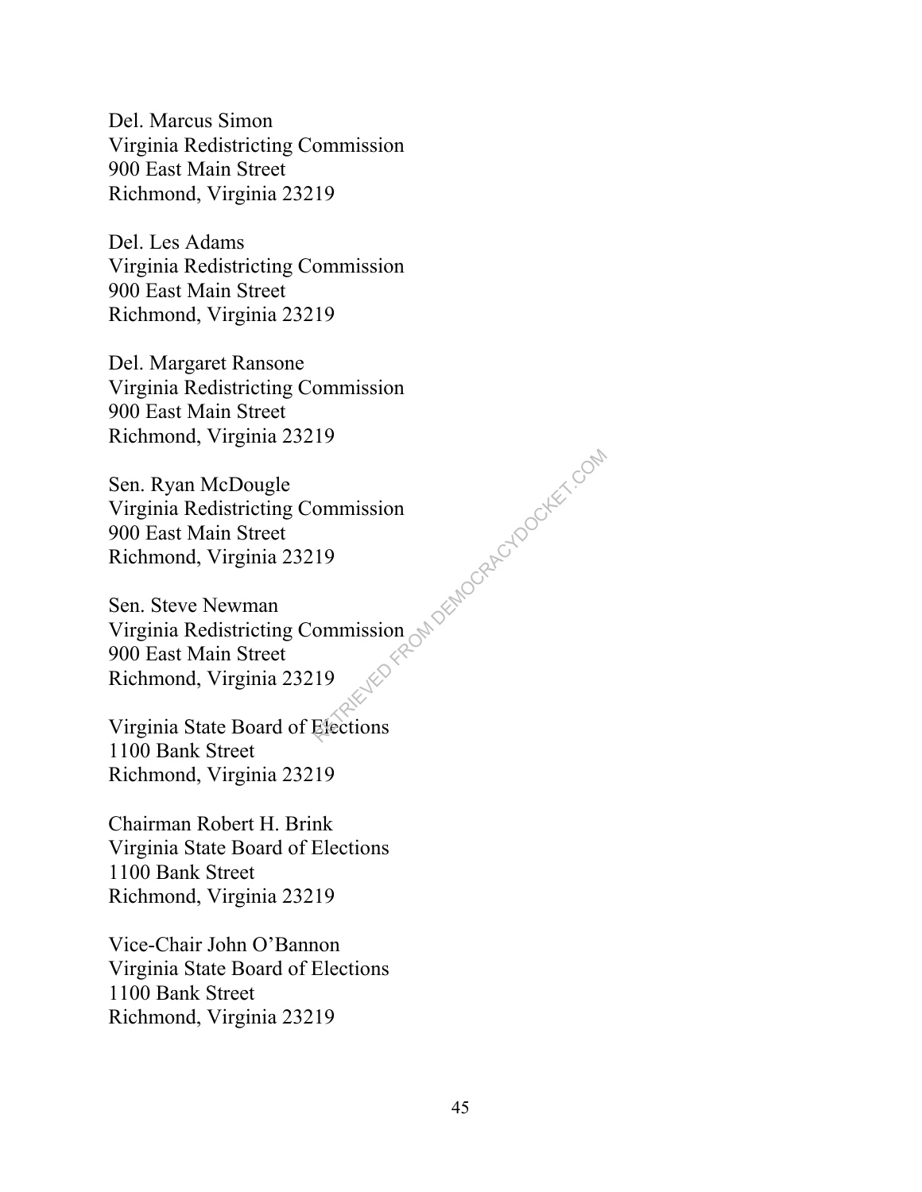Del. Marcus Simon
Virginia Redistricting Commission
900 East Main Street
Richmond, Virginia 23219

Del. Les Adams
Virginia Redistricting Commission
900 East Main Street
Richmond, Virginia 23219

Del. Margaret Ransone
Virginia Redistricting Commission
900 East Main Street
Richmond, Virginia 23219

Sen. Ryan McDougle
Virginia Redistricting Commission
900 East Main Street
Richmond, Virginia 23219

Sen. Steve Newman
Virginia Redistricting Commission
900 East Main Street
Richmond, Virginia 23219

Virginia State Board of Elections
1100 Bank Street
Richmond, Virginia 23219

Chairman Robert H. Brink
Virginia State Board of Elections
1100 Bank Street
Richmond, Virginia 23219

Vice-Chair John O'Bannon
Virginia State Board of Elections
1100 Bank Street
Richmond, Virginia 23219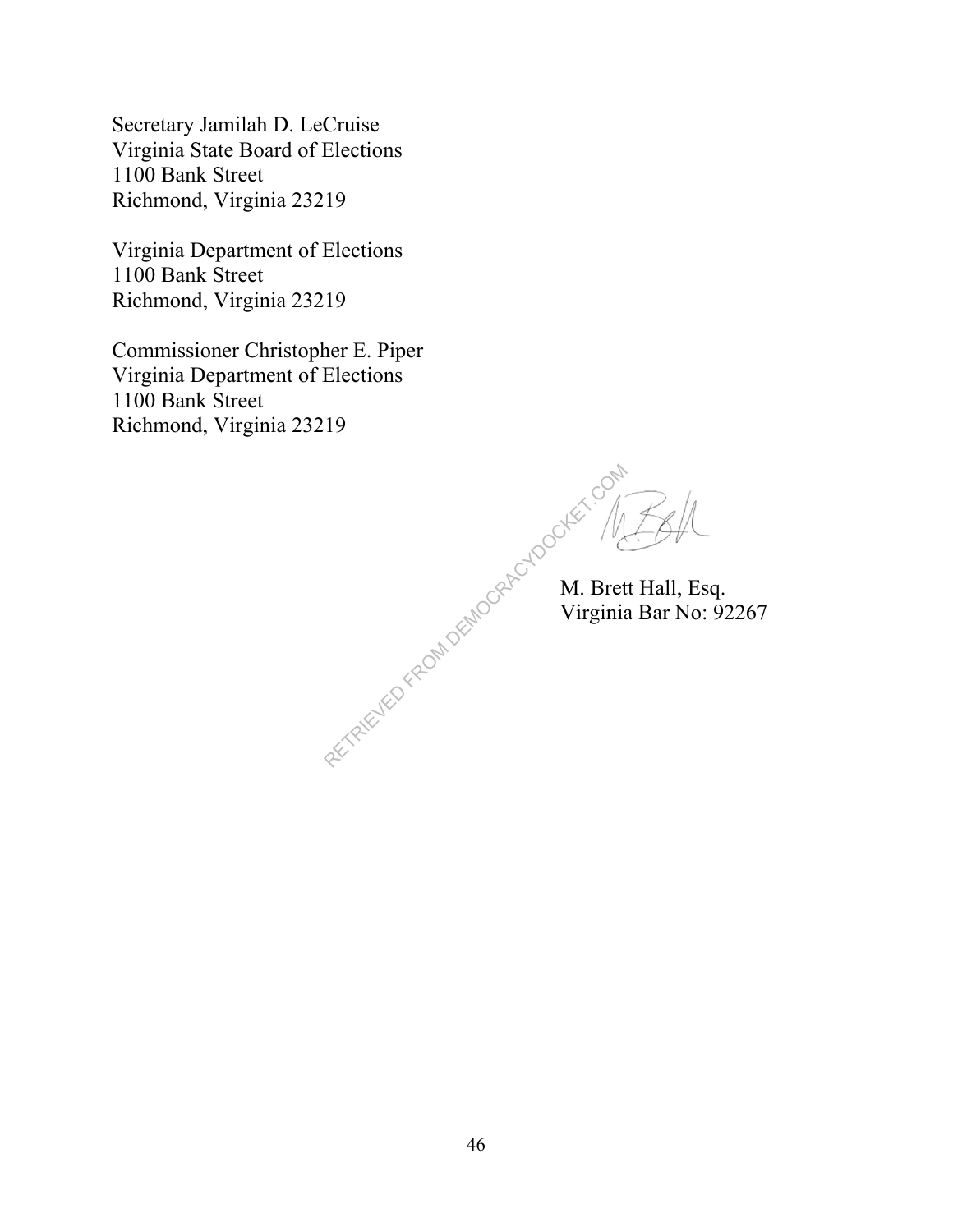Secretary Jamilah D. LeCruise
Virginia State Board of Elections
1100 Bank Street
Richmond, Virginia 23219

Virginia Department of Elections
1100 Bank Street
Richmond, Virginia 23219

Commissioner Christopher E. Piper
Virginia Department of Elections
1100 Bank Street
Richmond, Virginia 23219

M. Brett Hall, Esq.
Virginia Bar No: 92267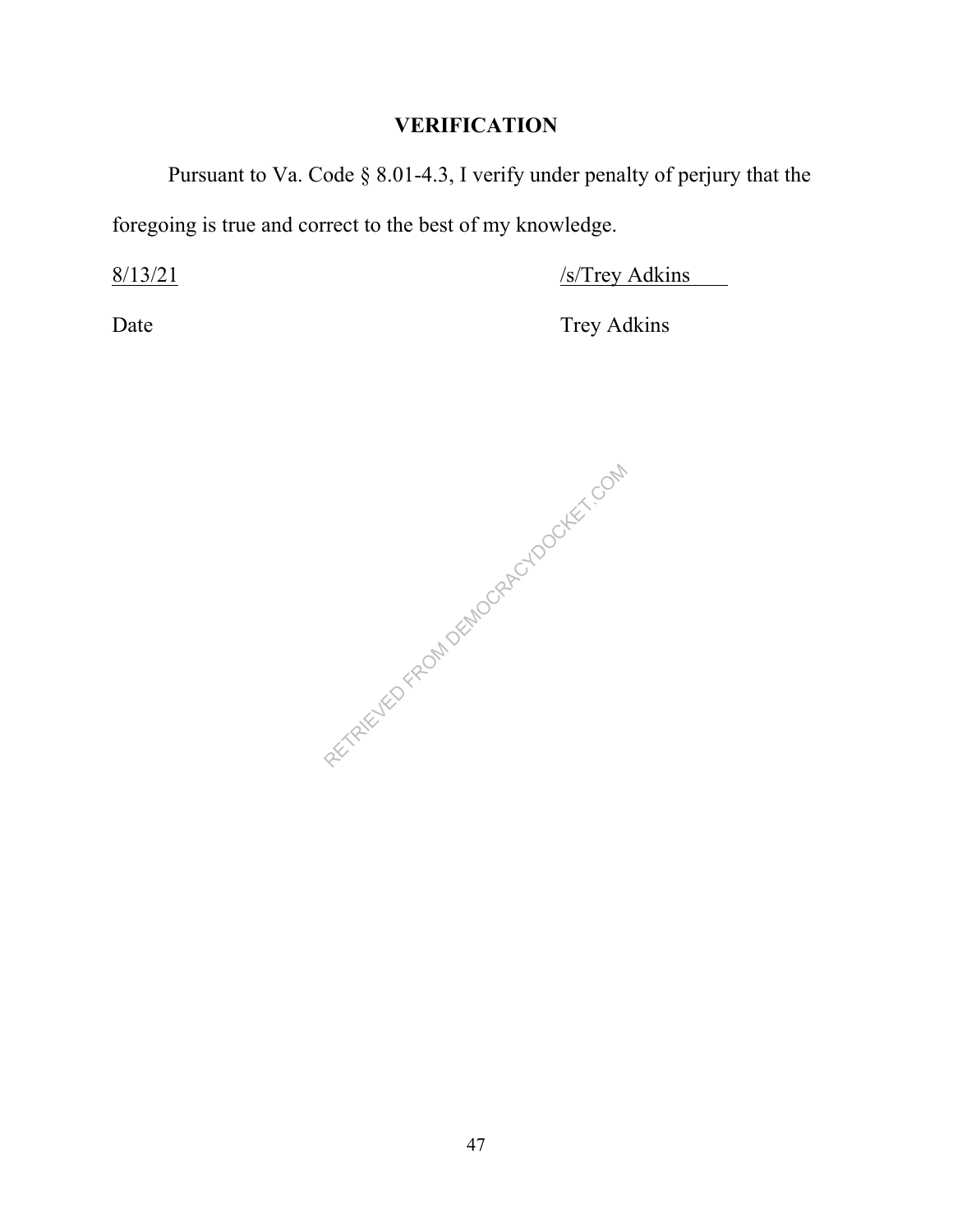## VERIFICATION

Pursuant to Va. Code § 8.01-4.3, I verify under penalty of perjury that the foregoing is true and correct to the best of my knowledge.

8/13/21 &nbsp;&nbsp;&nbsp;&nbsp;&nbsp;&nbsp;&nbsp;&nbsp;&nbsp;&nbsp;&nbsp;&nbsp;&nbsp;&nbsp;&nbsp;&nbsp;&nbsp;&nbsp;&nbsp;&nbsp;&nbsp;&nbsp;&nbsp;&nbsp;&nbsp;&nbsp;&nbsp;&nbsp;&nbsp;&nbsp; /s/Trey Adkins

Date &nbsp;&nbsp;&nbsp;&nbsp;&nbsp;&nbsp;&nbsp;&nbsp;&nbsp;&nbsp;&nbsp;&nbsp;&nbsp;&nbsp;&nbsp;&nbsp;&nbsp;&nbsp;&nbsp;&nbsp;&nbsp;&nbsp;&nbsp;&nbsp;&nbsp;&nbsp;&nbsp;&nbsp;&nbsp;&nbsp;&nbsp;&nbsp; Trey Adkins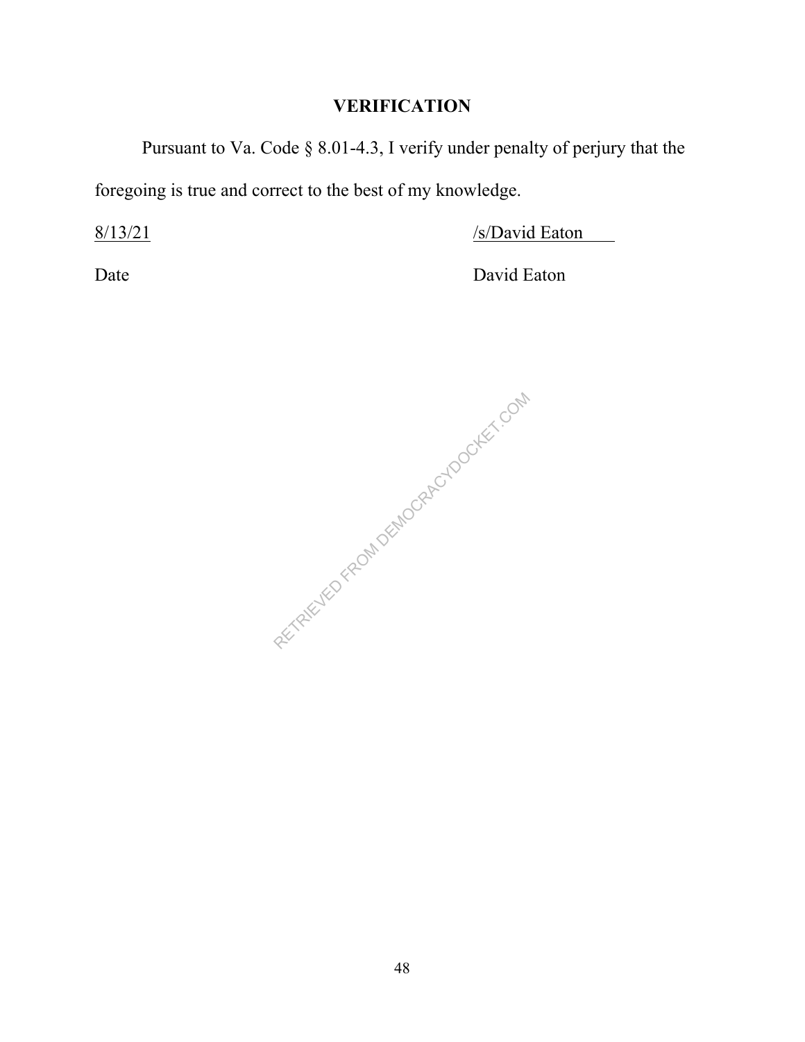**VERIFICATION**

Pursuant to Va. Code § 8.01-4.3, I verify under penalty of perjury that the foregoing is true and correct to the best of my knowledge.

8/13/21 /s/David Eaton

Date David Eaton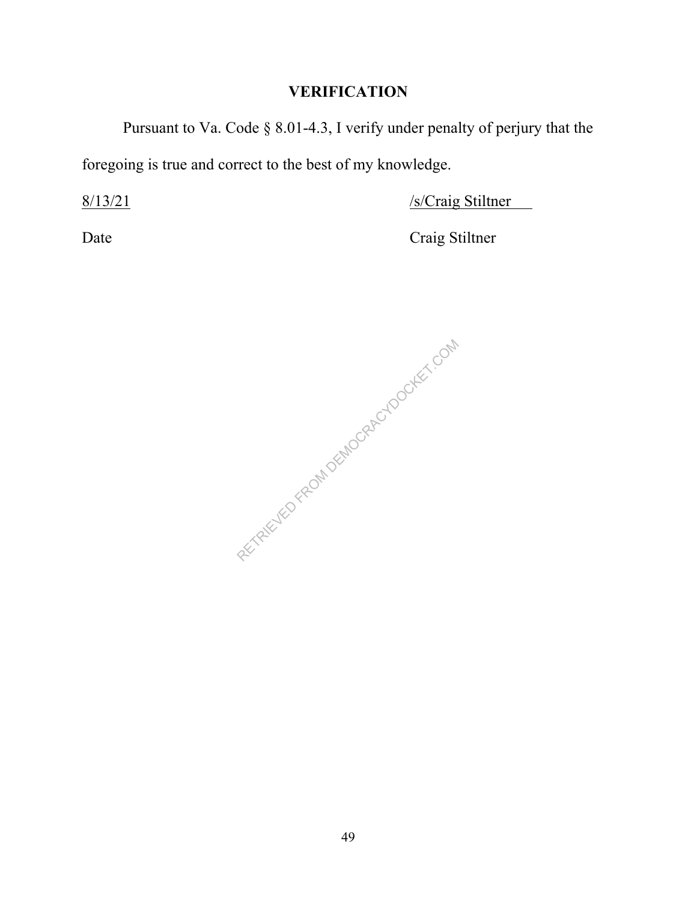## VERIFICATION

Pursuant to Va. Code § 8.01-4.3, I verify under penalty of perjury that the foregoing is true and correct to the best of my knowledge.

8/13/21 /s/Craig Stiltner

Date Craig Stiltner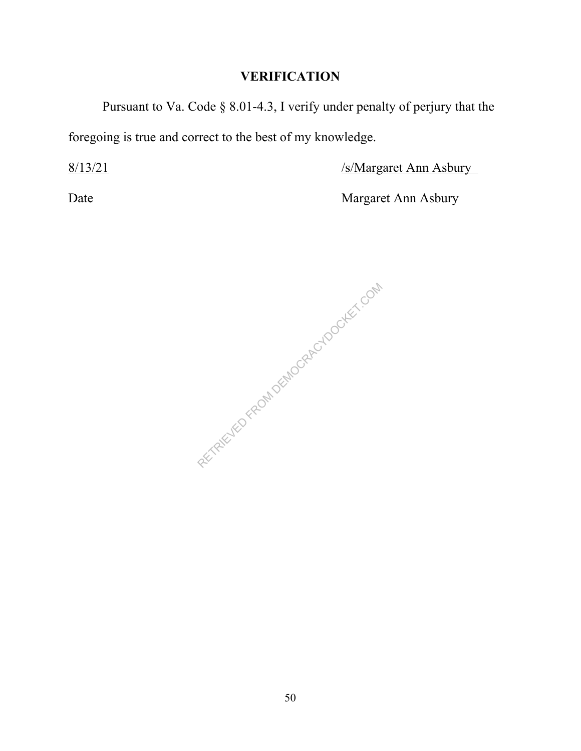# VERIFICATION

Pursuant to Va. Code § 8.01-4.3, I verify under penalty of perjury that the foregoing is true and correct to the best of my knowledge.

8/13/21 /s/Margaret Ann Asbury

Date Margaret Ann Asbury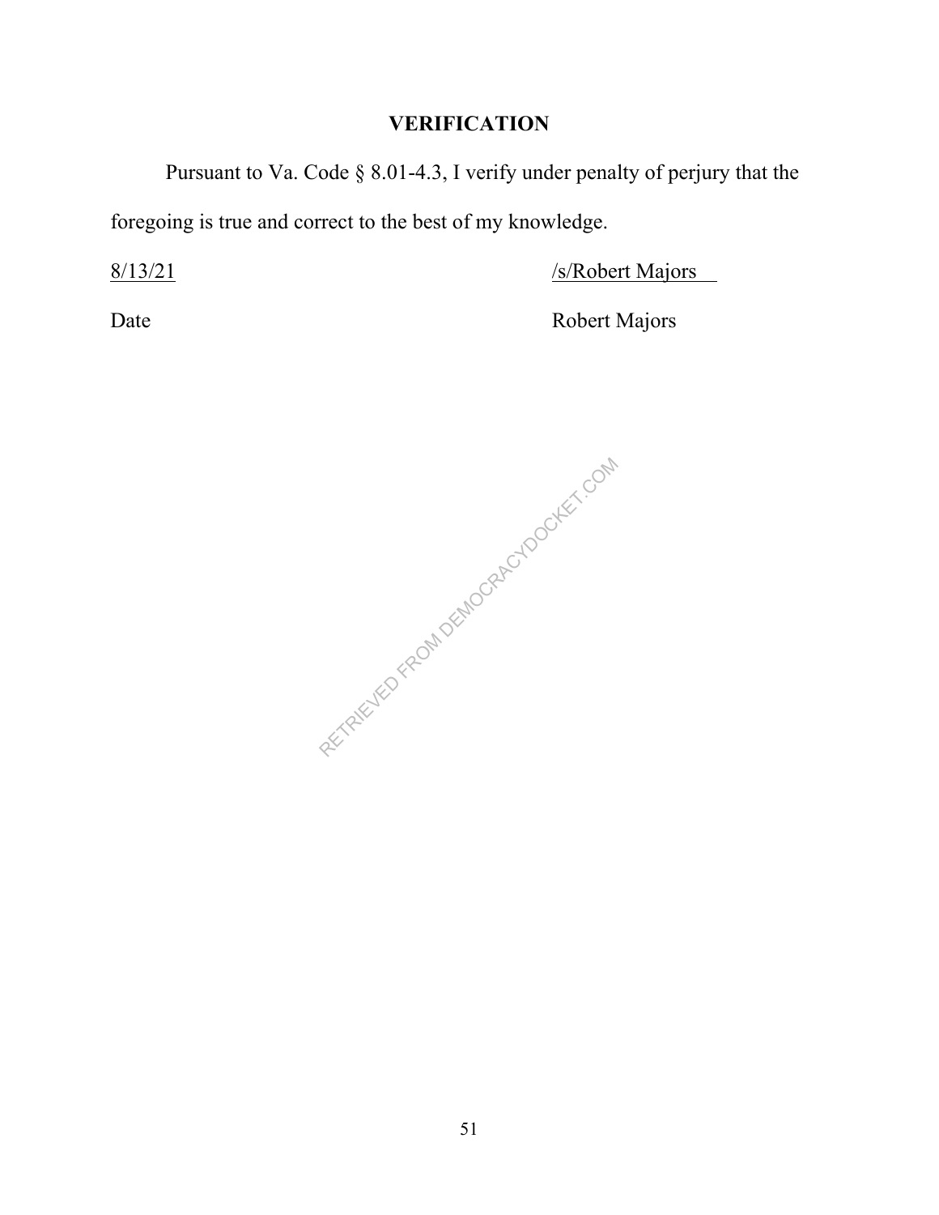## VERIFICATION

Pursuant to Va. Code § 8.01-4.3, I verify under penalty of perjury that the foregoing is true and correct to the best of my knowledge.

8/13/21 /s/Robert Majors

Date Robert Majors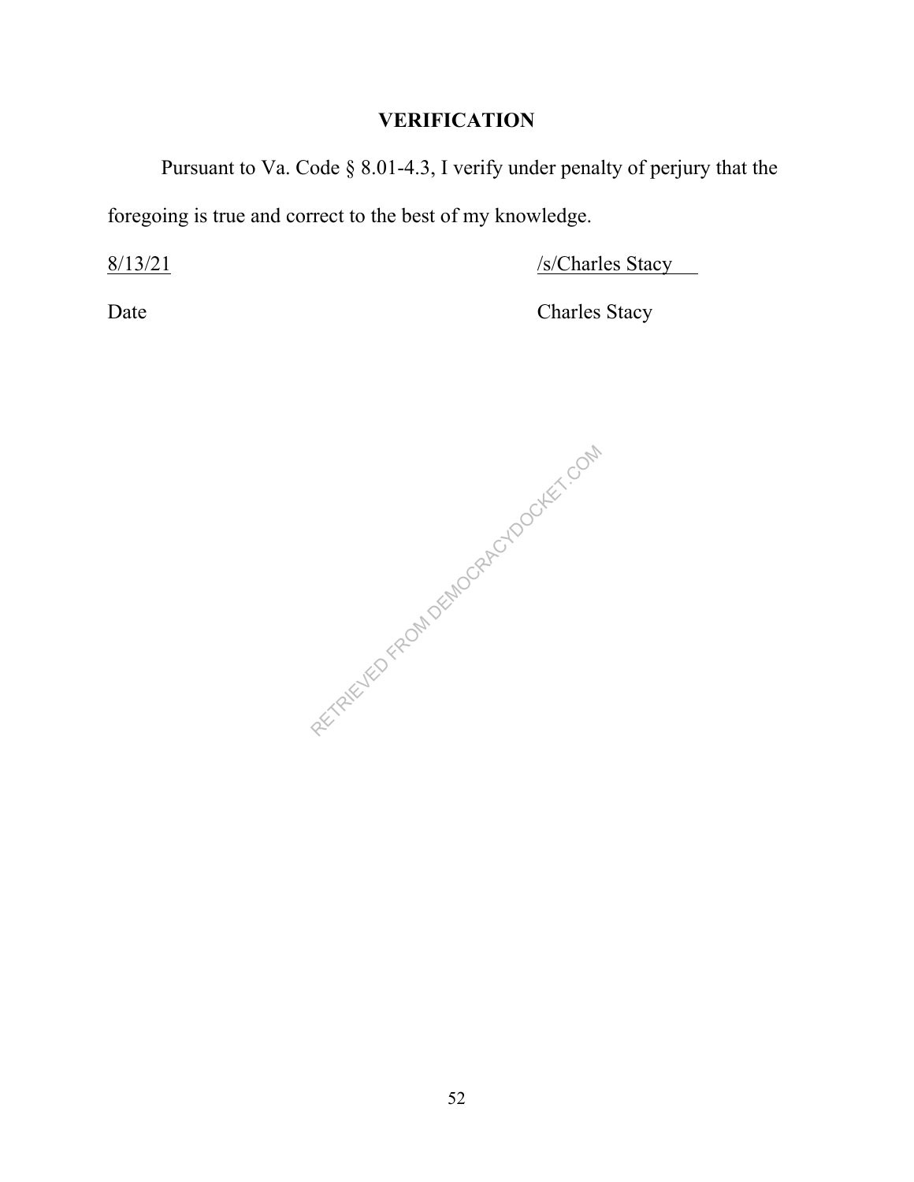## VERIFICATION

Pursuant to Va. Code § 8.01-4.3, I verify under penalty of perjury that the foregoing is true and correct to the best of my knowledge.

8/13/21 /s/Charles Stacy

Date Charles Stacy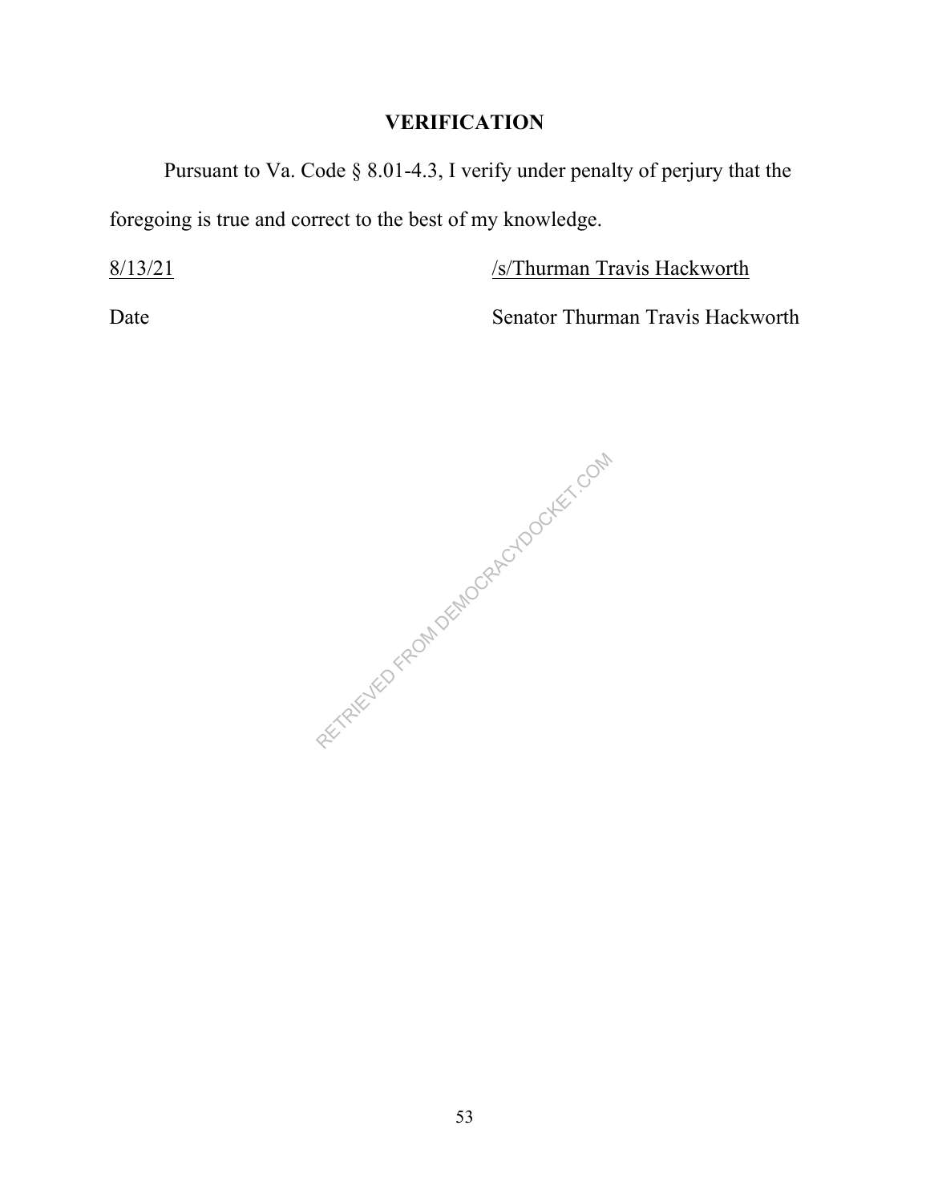## VERIFICATION

Pursuant to Va. Code § 8.01-4.3, I verify under penalty of perjury that the foregoing is true and correct to the best of my knowledge.

8/13/21 /s/Thurman Travis Hackworth

Date Senator Thurman Travis Hackworth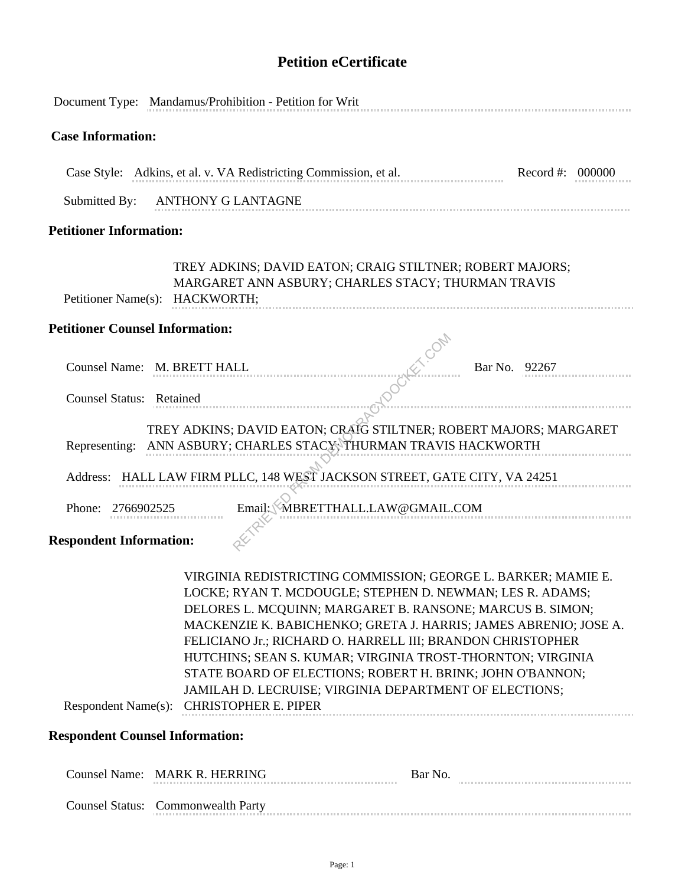# Petition eCertificate

Document Type: Mandamus/Prohibition - Petition for Writ

## Case Information:

Case Style: Adkins, et al. v. VA Redistricting Commission, et al. Record #: 000000

Submitted By: ANTHONY G LANTAGNE

## Petitioner Information:

Petitioner Name(s): TREY ADKINS; DAVID EATON; CRAIG STILTNER; ROBERT MAJORS; MARGARET ANN ASBURY; CHARLES STACY; THURMAN TRAVIS HACKWORTH;

## Petitioner Counsel Information:

Counsel Name: M. BRETT HALL Bar No. 92267

Counsel Status: Retained

Representing: TREY ADKINS; DAVID EATON; CRAIG STILTNER; ROBERT MAJORS; MARGARET ANN ASBURY; CHARLES STACY; THURMAN TRAVIS HACKWORTH

Address: HALL LAW FIRM PLLC, 148 WEST JACKSON STREET, GATE CITY, VA 24251

Phone: 2766902525 Email: MBRETTHALL.LAW@GMAIL.COM

## Respondent Information:

Respondent Name(s): VIRGINIA REDISTRICTING COMMISSION; GEORGE L. BARKER; MAMIE E. LOCKE; RYAN T. MCDOUGLE; STEPHEN D. NEWMAN; LES R. ADAMS; DELORES L. MCQUINN; MARGARET B. RANSONE; MARCUS B. SIMON; MACKENZIE K. BABICHENKO; GRETA J. HARRIS; JAMES ABRENIO; JOSE A. FELICIANO Jr.; RICHARD O. HARRELL III; BRANDON CHRISTOPHER HUTCHINS; SEAN S. KUMAR; VIRGINIA TROST-THORNTON; VIRGINIA STATE BOARD OF ELECTIONS; ROBERT H. BRINK; JOHN O'BANNON; JAMILAH D. LECRUISE; VIRGINIA DEPARTMENT OF ELECTIONS; CHRISTOPHER E. PIPER

## Respondent Counsel Information:

Counsel Name: MARK R. HERRING Bar No.

Counsel Status: Commonwealth Party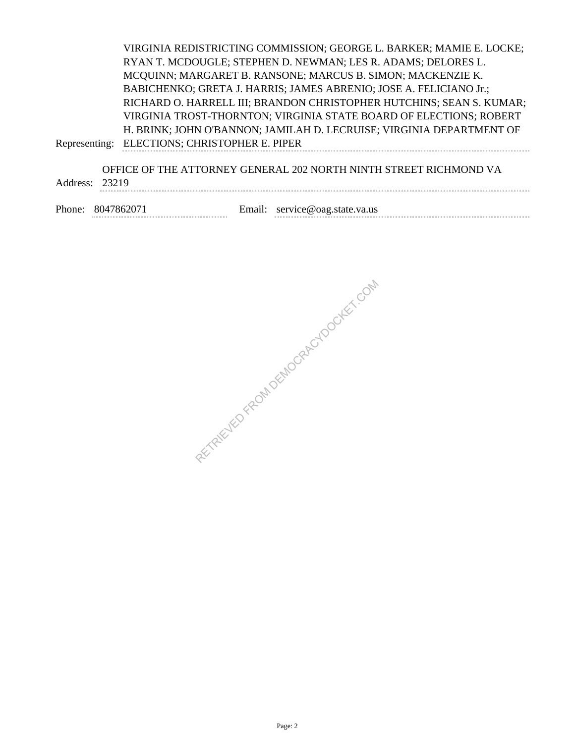Representing: VIRGINIA REDISTRICTING COMMISSION; GEORGE L. BARKER; MAMIE E. LOCKE; RYAN T. MCDOUGLE; STEPHEN D. NEWMAN; LES R. ADAMS; DELORES L. MCQUINN; MARGARET B. RANSONE; MARCUS B. SIMON; MACKENZIE K. BABICHENKO; GRETA J. HARRIS; JAMES ABRENIO; JOSE A. FELICIANO Jr.; RICHARD O. HARRELL III; BRANDON CHRISTOPHER HUTCHINS; SEAN S. KUMAR; VIRGINIA TROST-THORNTON; VIRGINIA STATE BOARD OF ELECTIONS; ROBERT H. BRINK; JOHN O'BANNON; JAMILAH D. LECRUISE; VIRGINIA DEPARTMENT OF ELECTIONS; CHRISTOPHER E. PIPER

Address: OFFICE OF THE ATTORNEY GENERAL 202 NORTH NINTH STREET RICHMOND VA 23219

Phone: 8047862071 Email: service@oag.state.va.us

RETRIEVED FROM DEMOCRACYDOCKET.COM